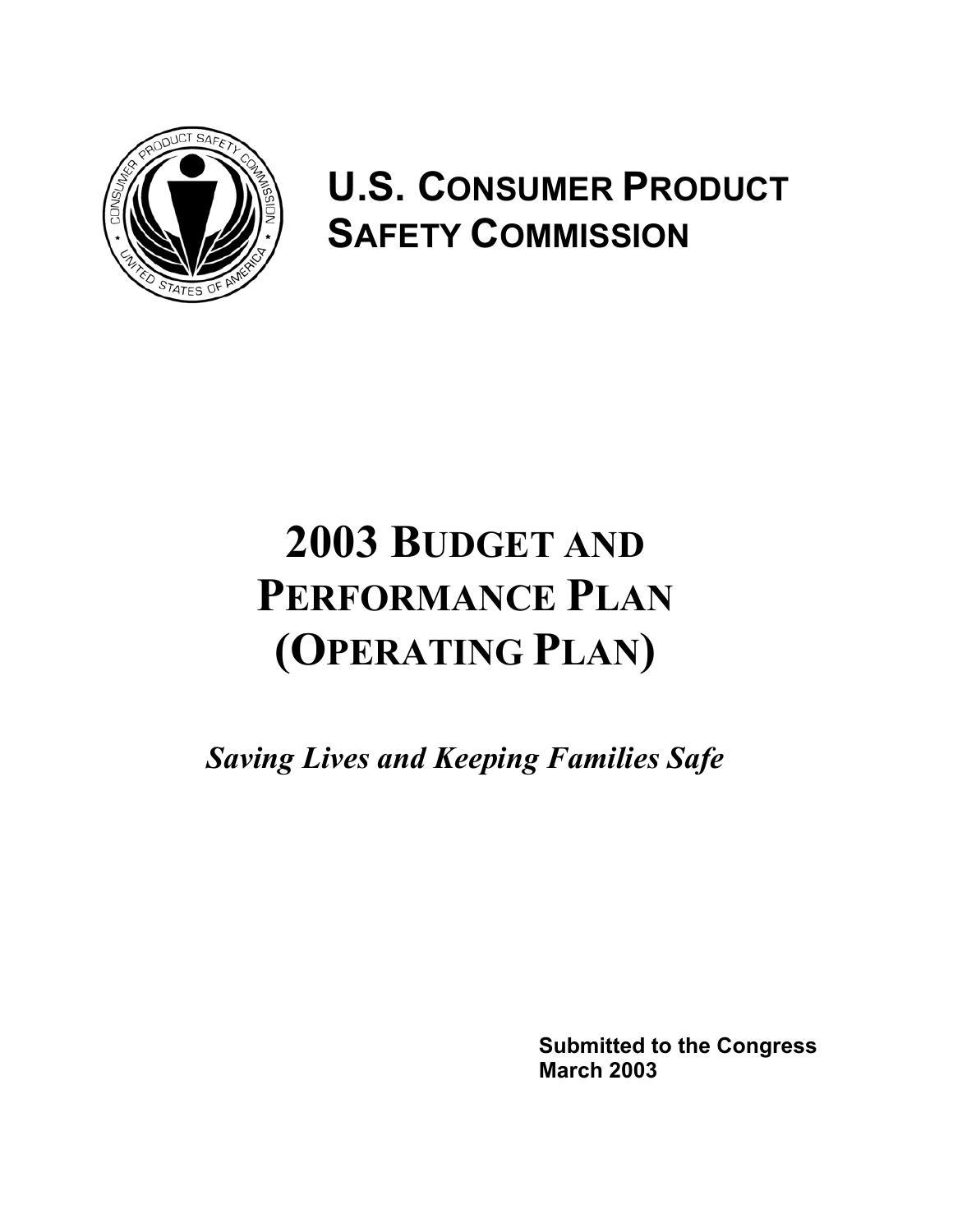# U.S. CONSUMER PRODUCT SAFETY COMMISSION

# 2003 BUDGET AND PERFORMANCE PLAN (OPERATING PLAN)

*Saving Lives and Keeping Families Safe*

**Submitted to the Congress**
**March 2003**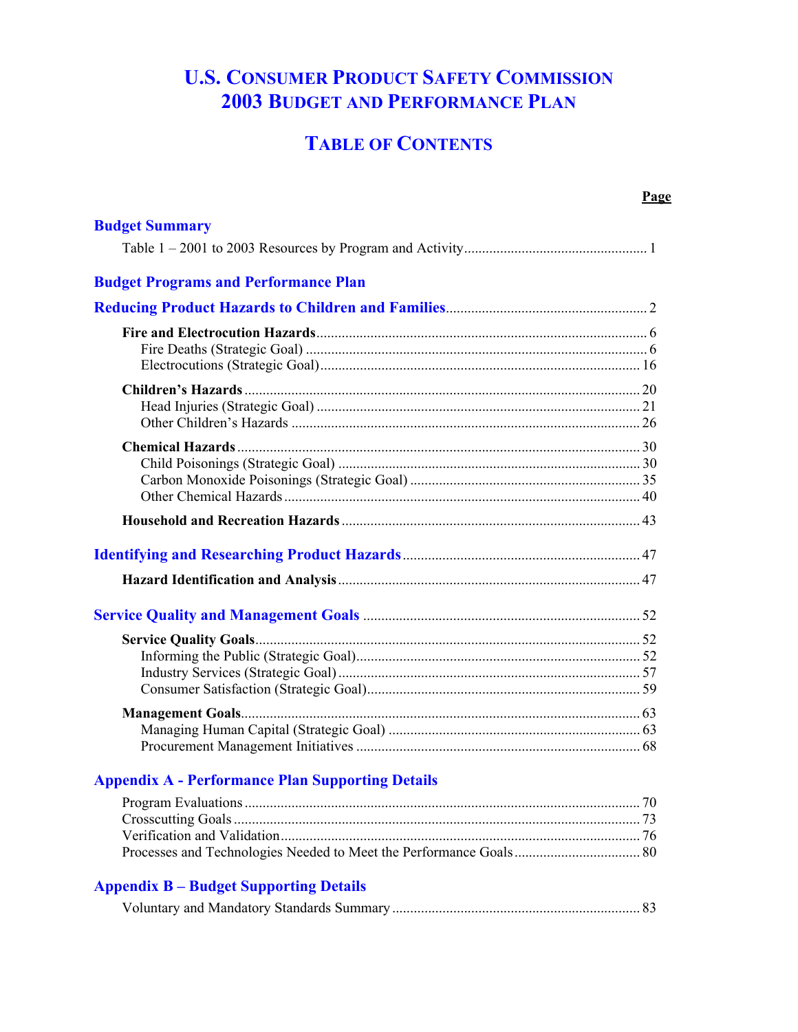# U.S. Consumer Product Safety Commission 2003 Budget and Performance Plan

## Table of Contents

| | Page |
|---|---|
| **Budget Summary** | |
| Table 1 – 2001 to 2003 Resources by Program and Activity | 1 |
| **Budget Programs and Performance Plan** | |
| **Reducing Product Hazards to Children and Families** | 2 |
| **Fire and Electrocution Hazards** | 6 |
| Fire Deaths (Strategic Goal) | 6 |
| Electrocutions (Strategic Goal) | 16 |
| **Children's Hazards** | 20 |
| Head Injuries (Strategic Goal) | 21 |
| Other Children's Hazards | 26 |
| **Chemical Hazards** | 30 |
| Child Poisonings (Strategic Goal) | 30 |
| Carbon Monoxide Poisonings (Strategic Goal) | 35 |
| Other Chemical Hazards | 40 |
| **Household and Recreation Hazards** | 43 |
| **Identifying and Researching Product Hazards** | 47 |
| **Hazard Identification and Analysis** | 47 |
| **Service Quality and Management Goals** | 52 |
| **Service Quality Goals** | 52 |
| Informing the Public (Strategic Goal) | 52 |
| Industry Services (Strategic Goal) | 57 |
| Consumer Satisfaction (Strategic Goal) | 59 |
| **Management Goals** | 63 |
| Managing Human Capital (Strategic Goal) | 63 |
| Procurement Management Initiatives | 68 |
| **Appendix A - Performance Plan Supporting Details** | |
| Program Evaluations | 70 |
| Crosscutting Goals | 73 |
| Verification and Validation | 76 |
| Processes and Technologies Needed to Meet the Performance Goals | 80 |
| **Appendix B – Budget Supporting Details** | |
| Voluntary and Mandatory Standards Summary | 83 |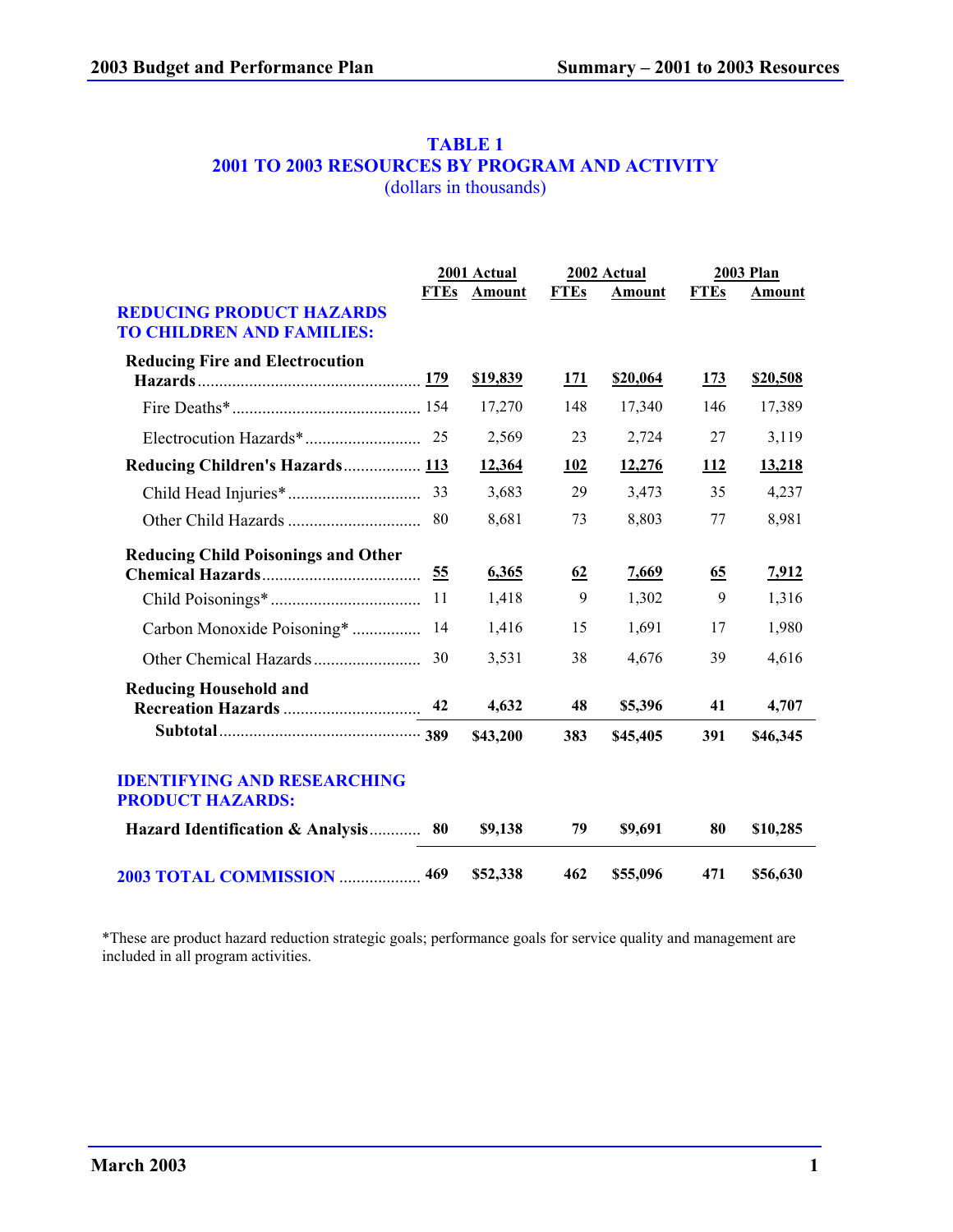## TABLE 1
## 2001 TO 2003 RESOURCES BY PROGRAM AND ACTIVITY
(dollars in thousands)

| | 2001 Actual | | 2002 Actual | | 2003 Plan | |
|---|---|---|---|---|---|---|
| | FTEs | Amount | FTEs | Amount | FTEs | Amount |
| **REDUCING PRODUCT HAZARDS TO CHILDREN AND FAMILIES:** | | | | | | |
| **Reducing Fire and Electrocution Hazards** | **179** | **$19,839** | **171** | **$20,064** | **173** | **$20,508** |
| Fire Deaths* | 154 | 17,270 | 148 | 17,340 | 146 | 17,389 |
| Electrocution Hazards* | 25 | 2,569 | 23 | 2,724 | 27 | 3,119 |
| **Reducing Children's Hazards** | **113** | **12,364** | **102** | **12,276** | **112** | **13,218** |
| Child Head Injuries* | 33 | 3,683 | 29 | 3,473 | 35 | 4,237 |
| Other Child Hazards | 80 | 8,681 | 73 | 8,803 | 77 | 8,981 |
| **Reducing Child Poisonings and Other Chemical Hazards** | **55** | **6,365** | **62** | **7,669** | **65** | **7,912** |
| Child Poisonings* | 11 | 1,418 | 9 | 1,302 | 9 | 1,316 |
| Carbon Monoxide Poisoning* | 14 | 1,416 | 15 | 1,691 | 17 | 1,980 |
| Other Chemical Hazards | 30 | 3,531 | 38 | 4,676 | 39 | 4,616 |
| **Reducing Household and Recreation Hazards** | **42** | **4,632** | **48** | **$5,396** | **41** | **4,707** |
| **Subtotal** | **389** | **$43,200** | **383** | **$45,405** | **391** | **$46,345** |
| **IDENTIFYING AND RESEARCHING PRODUCT HAZARDS:** | | | | | | |
| **Hazard Identification & Analysis** | **80** | **$9,138** | **79** | **$9,691** | **80** | **$10,285** |
| **2003 TOTAL COMMISSION** | **469** | **$52,338** | **462** | **$55,096** | **471** | **$56,630** |

*These are product hazard reduction strategic goals; performance goals for service quality and management are included in all program activities.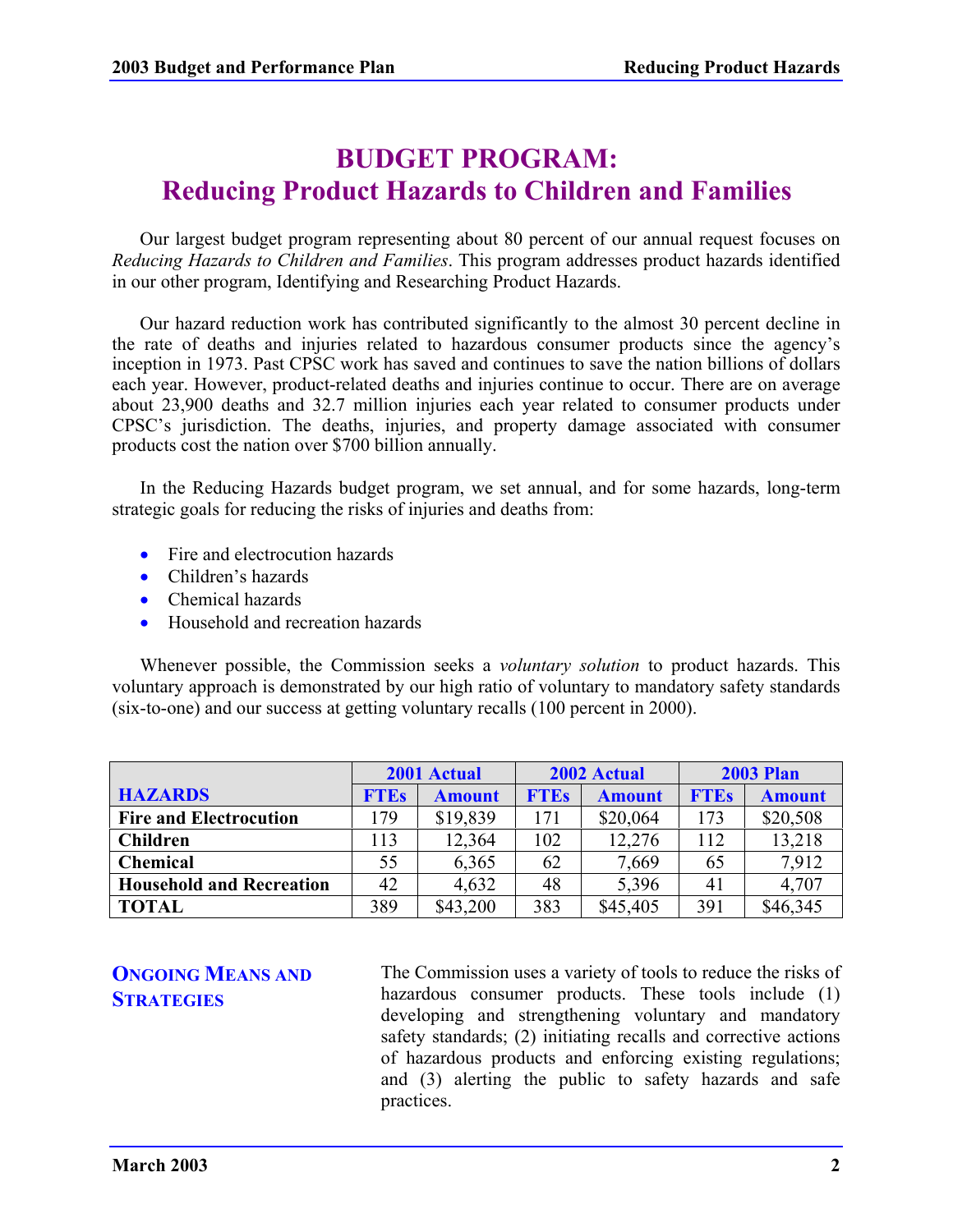# BUDGET PROGRAM:
# Reducing Product Hazards to Children and Families

Our largest budget program representing about 80 percent of our annual request focuses on *Reducing Hazards to Children and Families*. This program addresses product hazards identified in our other program, Identifying and Researching Product Hazards.

Our hazard reduction work has contributed significantly to the almost 30 percent decline in the rate of deaths and injuries related to hazardous consumer products since the agency's inception in 1973. Past CPSC work has saved and continues to save the nation billions of dollars each year. However, product-related deaths and injuries continue to occur. There are on average about 23,900 deaths and 32.7 million injuries each year related to consumer products under CPSC's jurisdiction. The deaths, injuries, and property damage associated with consumer products cost the nation over $700 billion annually.

In the Reducing Hazards budget program, we set annual, and for some hazards, long-term strategic goals for reducing the risks of injuries and deaths from:

- Fire and electrocution hazards
- Children's hazards
- Chemical hazards
- Household and recreation hazards

Whenever possible, the Commission seeks a *voluntary solution* to product hazards. This voluntary approach is demonstrated by our high ratio of voluntary to mandatory safety standards (six-to-one) and our success at getting voluntary recalls (100 percent in 2000).

| | 2001 Actual | | 2002 Actual | | 2003 Plan | |
|---|---|---|---|---|---|---|
| **HAZARDS** | **FTEs** | **Amount** | **FTEs** | **Amount** | **FTEs** | **Amount** |
| **Fire and Electrocution** | 179 | $19,839 | 171 | $20,064 | 173 | $20,508 |
| **Children** | 113 | 12,364 | 102 | 12,276 | 112 | 13,218 |
| **Chemical** | 55 | 6,365 | 62 | 7,669 | 65 | 7,912 |
| **Household and Recreation** | 42 | 4,632 | 48 | 5,396 | 41 | 4,707 |
| **TOTAL** | 389 | $43,200 | 383 | $45,405 | 391 | $46,345 |

### ONGOING MEANS AND STRATEGIES

The Commission uses a variety of tools to reduce the risks of hazardous consumer products. These tools include (1) developing and strengthening voluntary and mandatory safety standards; (2) initiating recalls and corrective actions of hazardous products and enforcing existing regulations; and (3) alerting the public to safety hazards and safe practices.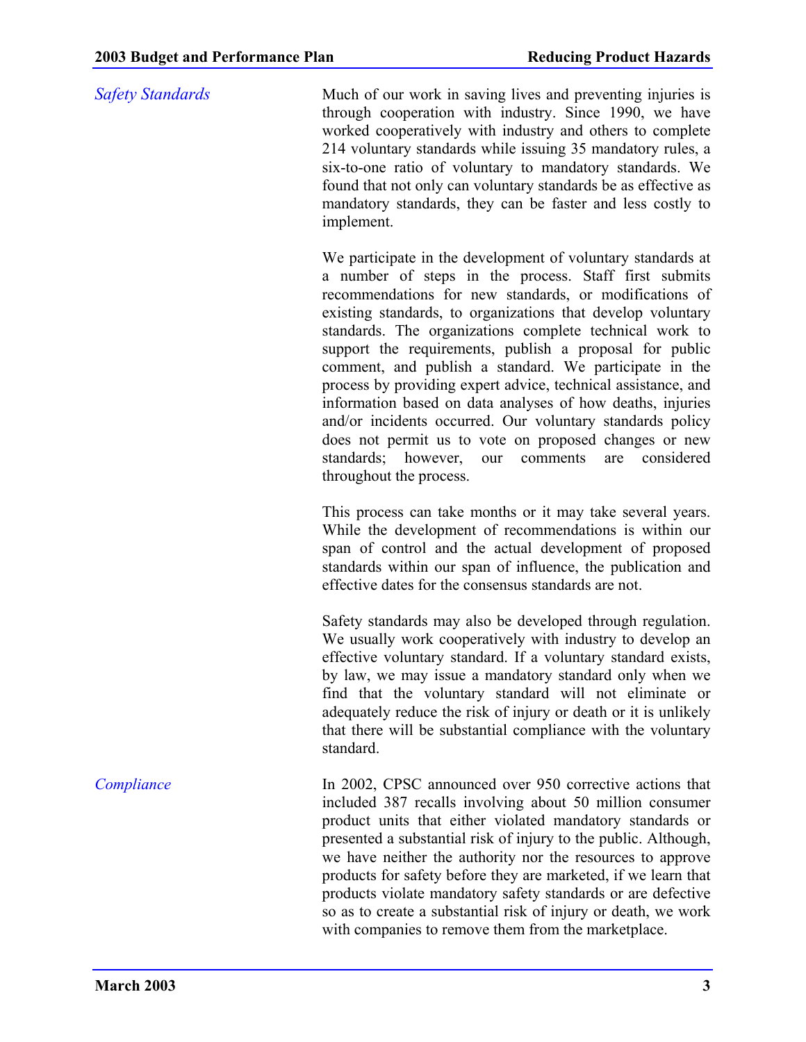### *Safety Standards*

Much of our work in saving lives and preventing injuries is through cooperation with industry. Since 1990, we have worked cooperatively with industry and others to complete 214 voluntary standards while issuing 35 mandatory rules, a six-to-one ratio of voluntary to mandatory standards. We found that not only can voluntary standards be as effective as mandatory standards, they can be faster and less costly to implement.

We participate in the development of voluntary standards at a number of steps in the process. Staff first submits recommendations for new standards, or modifications of existing standards, to organizations that develop voluntary standards. The organizations complete technical work to support the requirements, publish a proposal for public comment, and publish a standard. We participate in the process by providing expert advice, technical assistance, and information based on data analyses of how deaths, injuries and/or incidents occurred. Our voluntary standards policy does not permit us to vote on proposed changes or new standards; however, our comments are considered throughout the process.

This process can take months or it may take several years. While the development of recommendations is within our span of control and the actual development of proposed standards within our span of influence, the publication and effective dates for the consensus standards are not.

Safety standards may also be developed through regulation. We usually work cooperatively with industry to develop an effective voluntary standard. If a voluntary standard exists, by law, we may issue a mandatory standard only when we find that the voluntary standard will not eliminate or adequately reduce the risk of injury or death or it is unlikely that there will be substantial compliance with the voluntary standard.

### *Compliance*

In 2002, CPSC announced over 950 corrective actions that included 387 recalls involving about 50 million consumer product units that either violated mandatory standards or presented a substantial risk of injury to the public. Although, we have neither the authority nor the resources to approve products for safety before they are marketed, if we learn that products violate mandatory safety standards or are defective so as to create a substantial risk of injury or death, we work with companies to remove them from the marketplace.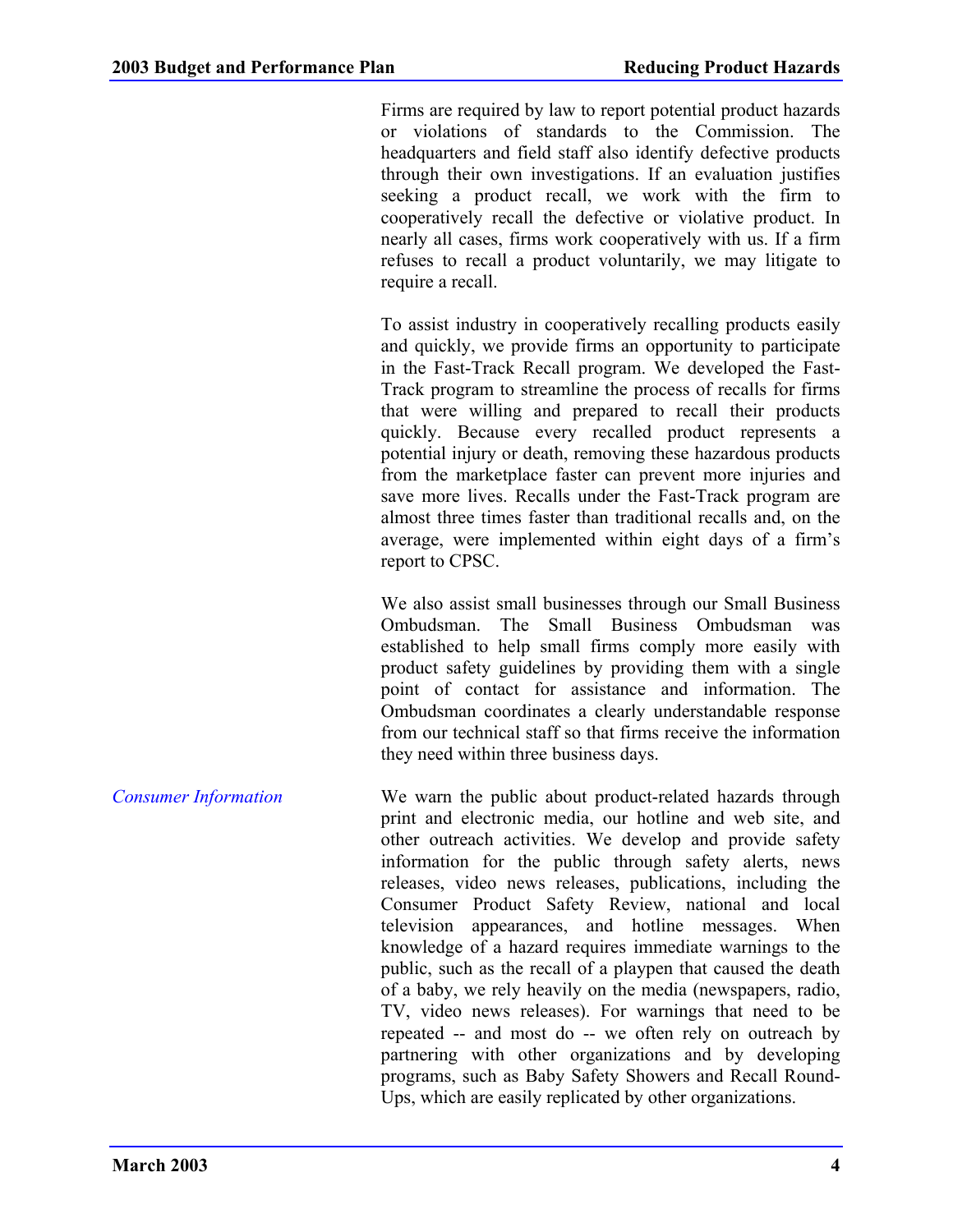Firms are required by law to report potential product hazards or violations of standards to the Commission. The headquarters and field staff also identify defective products through their own investigations. If an evaluation justifies seeking a product recall, we work with the firm to cooperatively recall the defective or violative product. In nearly all cases, firms work cooperatively with us. If a firm refuses to recall a product voluntarily, we may litigate to require a recall.

To assist industry in cooperatively recalling products easily and quickly, we provide firms an opportunity to participate in the Fast-Track Recall program. We developed the Fast-Track program to streamline the process of recalls for firms that were willing and prepared to recall their products quickly. Because every recalled product represents a potential injury or death, removing these hazardous products from the marketplace faster can prevent more injuries and save more lives. Recalls under the Fast-Track program are almost three times faster than traditional recalls and, on the average, were implemented within eight days of a firm's report to CPSC.

We also assist small businesses through our Small Business Ombudsman. The Small Business Ombudsman was established to help small firms comply more easily with product safety guidelines by providing them with a single point of contact for assistance and information. The Ombudsman coordinates a clearly understandable response from our technical staff so that firms receive the information they need within three business days.

*Consumer Information*

We warn the public about product-related hazards through print and electronic media, our hotline and web site, and other outreach activities. We develop and provide safety information for the public through safety alerts, news releases, video news releases, publications, including the Consumer Product Safety Review, national and local television appearances, and hotline messages. When knowledge of a hazard requires immediate warnings to the public, such as the recall of a playpen that caused the death of a baby, we rely heavily on the media (newspapers, radio, TV, video news releases). For warnings that need to be repeated -- and most do -- we often rely on outreach by partnering with other organizations and by developing programs, such as Baby Safety Showers and Recall Round-Ups, which are easily replicated by other organizations.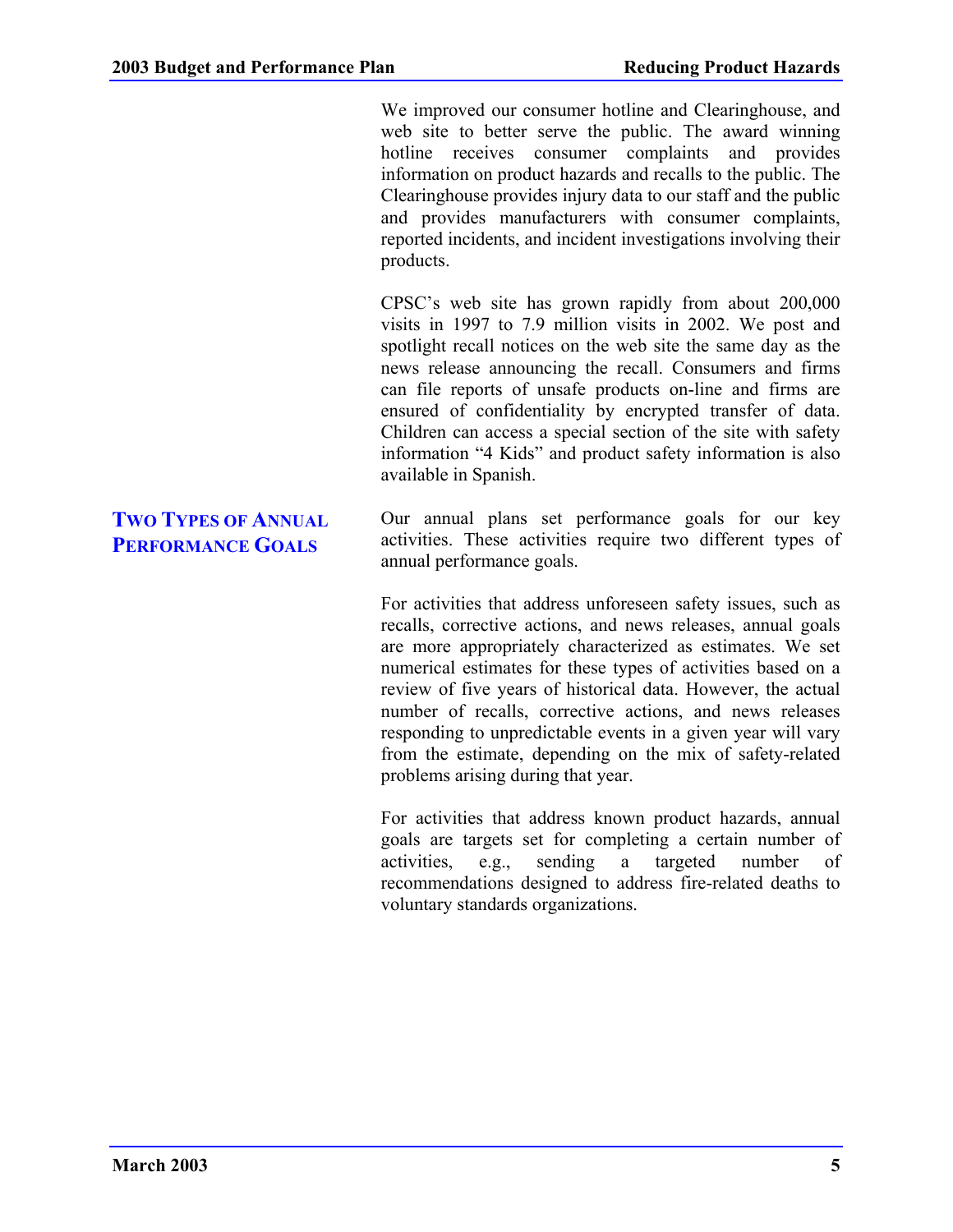We improved our consumer hotline and Clearinghouse, and web site to better serve the public. The award winning hotline receives consumer complaints and provides information on product hazards and recalls to the public. The Clearinghouse provides injury data to our staff and the public and provides manufacturers with consumer complaints, reported incidents, and incident investigations involving their products.

CPSC's web site has grown rapidly from about 200,000 visits in 1997 to 7.9 million visits in 2002. We post and spotlight recall notices on the web site the same day as the news release announcing the recall. Consumers and firms can file reports of unsafe products on-line and firms are ensured of confidentiality by encrypted transfer of data. Children can access a special section of the site with safety information "4 Kids" and product safety information is also available in Spanish.

## TWO TYPES OF ANNUAL PERFORMANCE GOALS

Our annual plans set performance goals for our key activities. These activities require two different types of annual performance goals.

For activities that address unforeseen safety issues, such as recalls, corrective actions, and news releases, annual goals are more appropriately characterized as estimates. We set numerical estimates for these types of activities based on a review of five years of historical data. However, the actual number of recalls, corrective actions, and news releases responding to unpredictable events in a given year will vary from the estimate, depending on the mix of safety-related problems arising during that year.

For activities that address known product hazards, annual goals are targets set for completing a certain number of activities, e.g., sending a targeted number of recommendations designed to address fire-related deaths to voluntary standards organizations.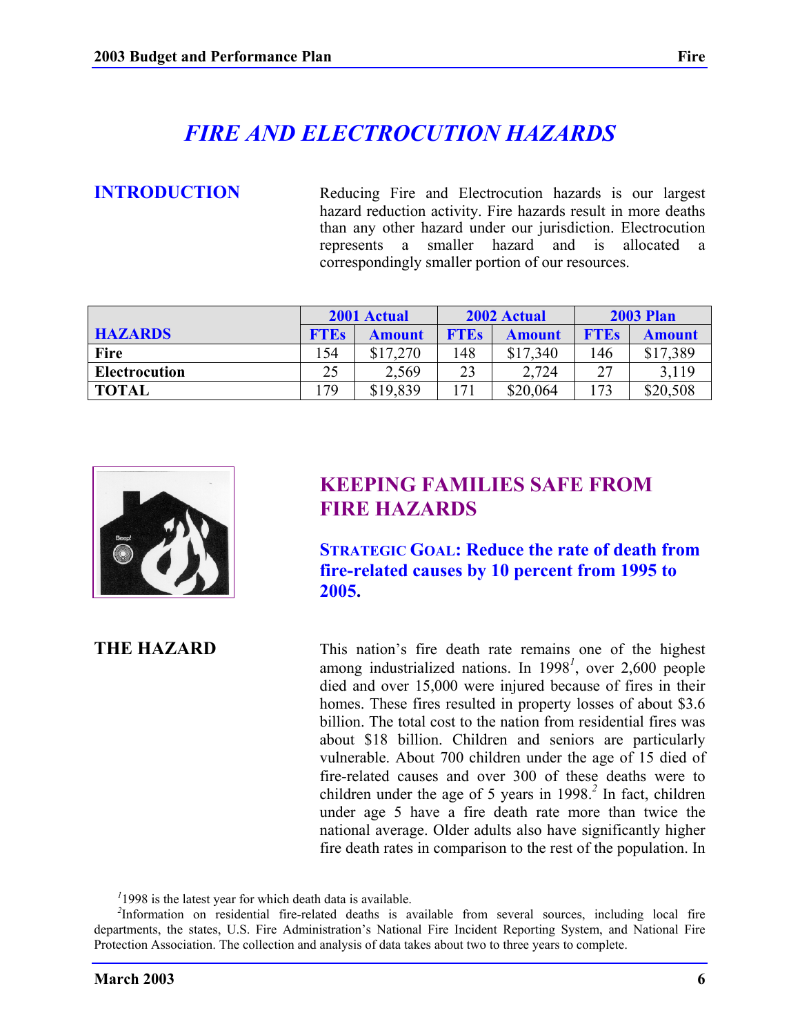# FIRE AND ELECTROCUTION HAZARDS

## INTRODUCTION

Reducing Fire and Electrocution hazards is our largest hazard reduction activity. Fire hazards result in more deaths than any other hazard under our jurisdiction. Electrocution represents a smaller hazard and is allocated a correspondingly smaller portion of our resources.

| HAZARDS | 2001 Actual | | 2002 Actual | | 2003 Plan | |
|---|---|---|---|---|---|---|
| | FTEs | Amount | FTEs | Amount | FTEs | Amount |
| Fire | 154 | $17,270 | 148 | $17,340 | 146 | $17,389 |
| Electrocution | 25 | 2,569 | 23 | 2,724 | 27 | 3,119 |
| TOTAL | 179 | $19,839 | 171 | $20,064 | 173 | $20,508 |

## KEEPING FAMILIES SAFE FROM FIRE HAZARDS

### STRATEGIC GOAL: Reduce the rate of death from fire-related causes by 10 percent from 1995 to 2005.

## THE HAZARD

This nation's fire death rate remains one of the highest among industrialized nations. In 1998[1], over 2,600 people died and over 15,000 were injured because of fires in their homes. These fires resulted in property losses of about $3.6 billion. The total cost to the nation from residential fires was about $18 billion. Children and seniors are particularly vulnerable. About 700 children under the age of 15 died of fire-related causes and over 300 of these deaths were to children under the age of 5 years in 1998.[2] In fact, children under age 5 have a fire death rate more than twice the national average. Older adults also have significantly higher fire death rates in comparison to the rest of the population. In

[1] 1998 is the latest year for which death data is available.

[2] Information on residential fire-related deaths is available from several sources, including local fire departments, the states, U.S. Fire Administration's National Fire Incident Reporting System, and National Fire Protection Association. The collection and analysis of data takes about two to three years to complete.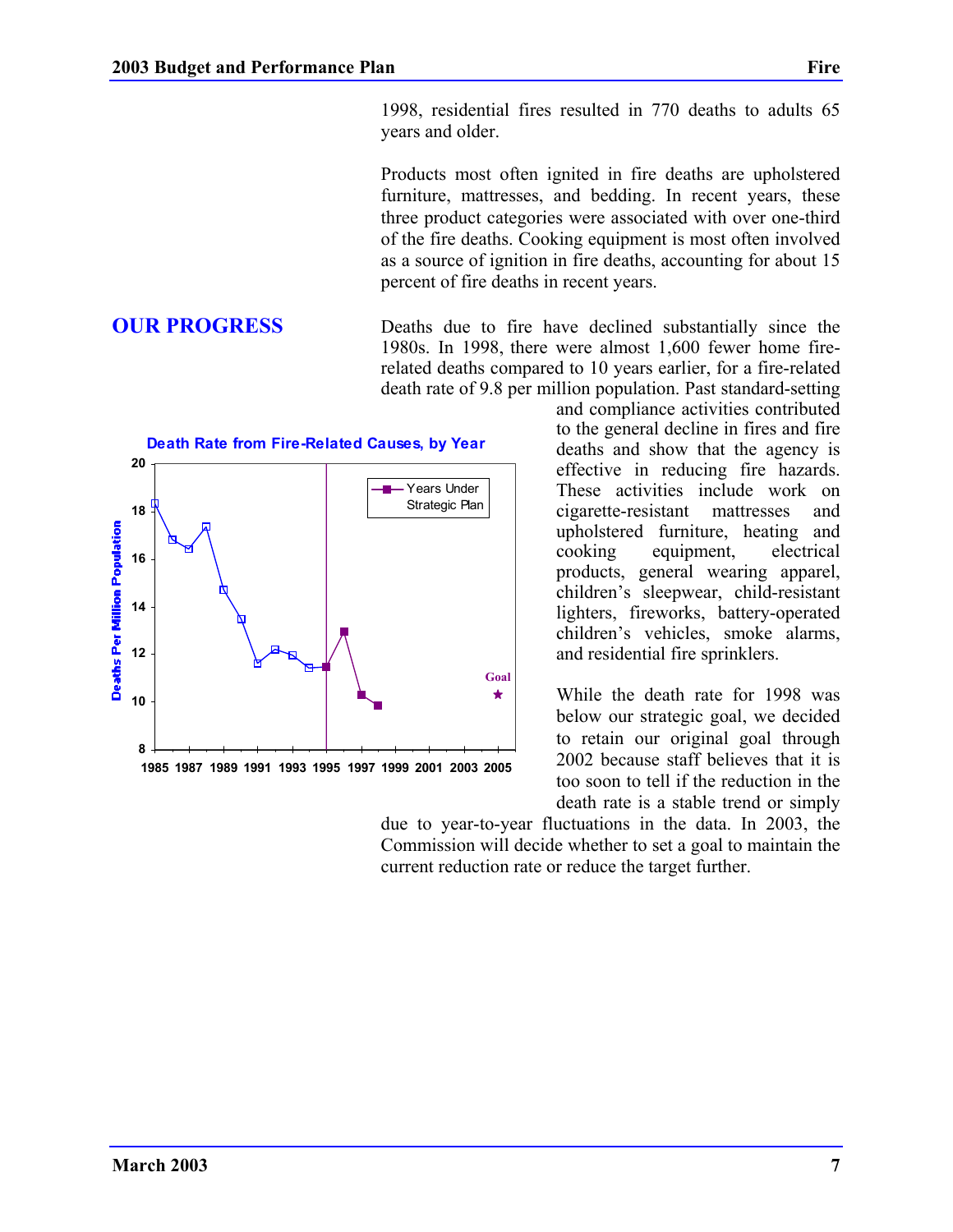1998, residential fires resulted in 770 deaths to adults 65 years and older.

Products most often ignited in fire deaths are upholstered furniture, mattresses, and bedding. In recent years, these three product categories were associated with over one-third of the fire deaths. Cooking equipment is most often involved as a source of ignition in fire deaths, accounting for about 15 percent of fire deaths in recent years.

## OUR PROGRESS

Deaths due to fire have declined substantially since the 1980s. In 1998, there were almost 1,600 fewer home fire-related deaths compared to 10 years earlier, for a fire-related death rate of 9.8 per million population. Past standard-setting and compliance activities contributed to the general decline in fires and fire deaths and show that the agency is effective in reducing fire hazards. These activities include work on cigarette-resistant mattresses and upholstered furniture, heating and cooking equipment, electrical products, general wearing apparel, children's sleepwear, child-resistant lighters, fireworks, battery-operated children's vehicles, smoke alarms, and residential fire sprinklers.

**Death Rate from Fire-Related Causes, by Year**

While the death rate for 1998 was below our strategic goal, we decided to retain our original goal through 2002 because staff believes that it is too soon to tell if the reduction in the death rate is a stable trend or simply due to year-to-year fluctuations in the data. In 2003, the Commission will decide whether to set a goal to maintain the current reduction rate or reduce the target further.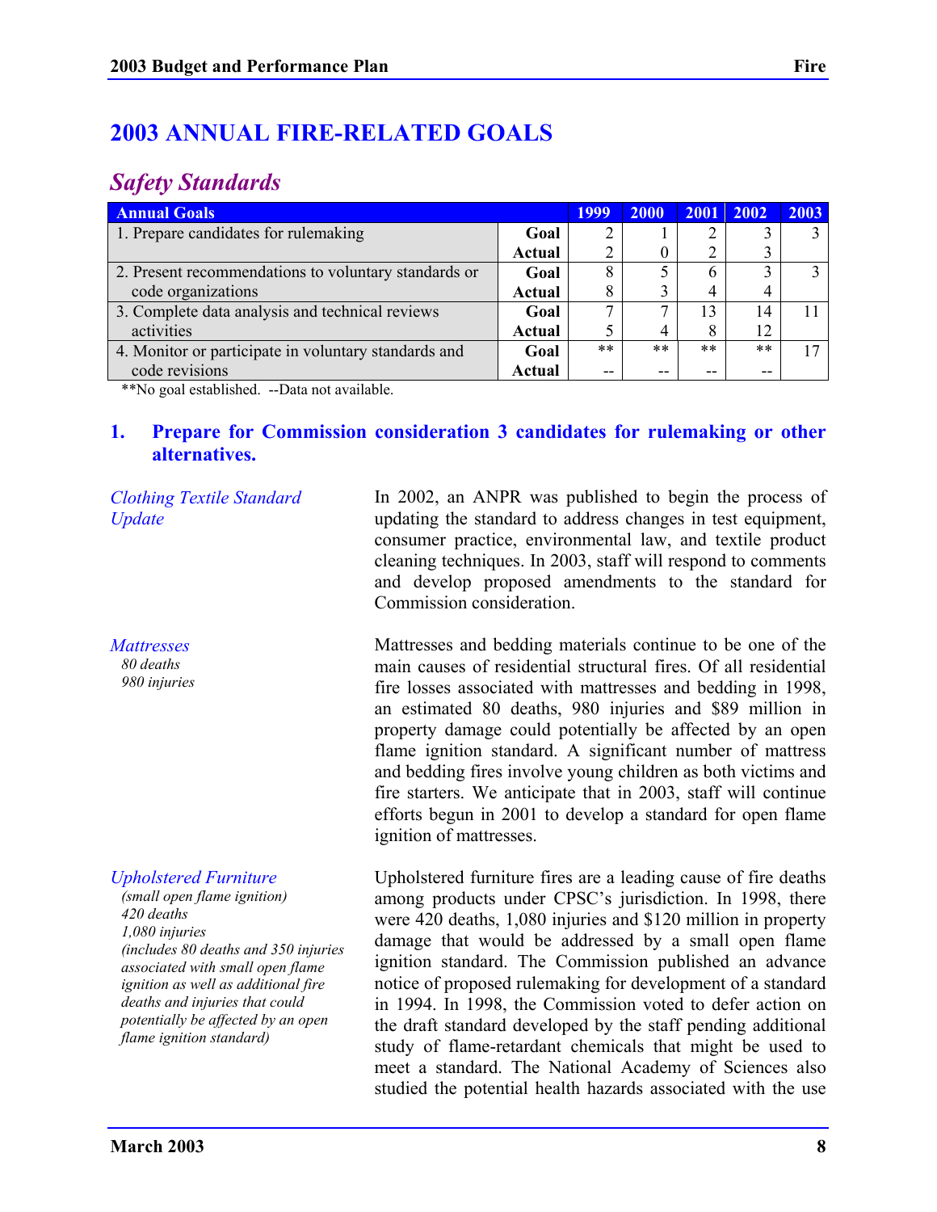# 2003 ANNUAL FIRE-RELATED GOALS

## *Safety Standards*

| Annual Goals | | 1999 | 2000 | 2001 | 2002 | 2003 |
|---|---|---|---|---|---|---|
| 1. Prepare candidates for rulemaking | **Goal** | 2 | 1 | 2 | 3 | 3 |
| | **Actual** | 2 | 0 | 2 | 3 | |
| 2. Present recommendations to voluntary standards or code organizations | **Goal** | 8 | 5 | 6 | 3 | 3 |
| | **Actual** | 8 | 3 | 4 | 4 | |
| 3. Complete data analysis and technical reviews activities | **Goal** | 7 | 7 | 13 | 14 | 11 |
| | **Actual** | 5 | 4 | 8 | 12 | |
| 4. Monitor or participate in voluntary standards and code revisions | **Goal** | ** | ** | ** | ** | 17 |
| | **Actual** | -- | -- | -- | -- | |

**No goal established. --Data not available.

### 1. Prepare for Commission consideration 3 candidates for rulemaking or other alternatives.

*Clothing Textile Standard Update*

In 2002, an ANPR was published to begin the process of updating the standard to address changes in test equipment, consumer practice, environmental law, and textile product cleaning techniques. In 2003, staff will respond to comments and develop proposed amendments to the standard for Commission consideration.

*Mattresses*
*80 deaths*
*980 injuries*

Mattresses and bedding materials continue to be one of the main causes of residential structural fires. Of all residential fire losses associated with mattresses and bedding in 1998, an estimated 80 deaths, 980 injuries and $89 million in property damage could potentially be affected by an open flame ignition standard. A significant number of mattress and bedding fires involve young children as both victims and fire starters. We anticipate that in 2003, staff will continue efforts begun in 2001 to develop a standard for open flame ignition of mattresses.

*Upholstered Furniture*
*(small open flame ignition)*
*420 deaths*
*1,080 injuries*
*(includes 80 deaths and 350 injuries associated with small open flame ignition as well as additional fire deaths and injuries that could potentially be affected by an open flame ignition standard)*

Upholstered furniture fires are a leading cause of fire deaths among products under CPSC's jurisdiction. In 1998, there were 420 deaths, 1,080 injuries and $120 million in property damage that would be addressed by a small open flame ignition standard. The Commission published an advance notice of proposed rulemaking for development of a standard in 1994. In 1998, the Commission voted to defer action on the draft standard developed by the staff pending additional study of flame-retardant chemicals that might be used to meet a standard. The National Academy of Sciences also studied the potential health hazards associated with the use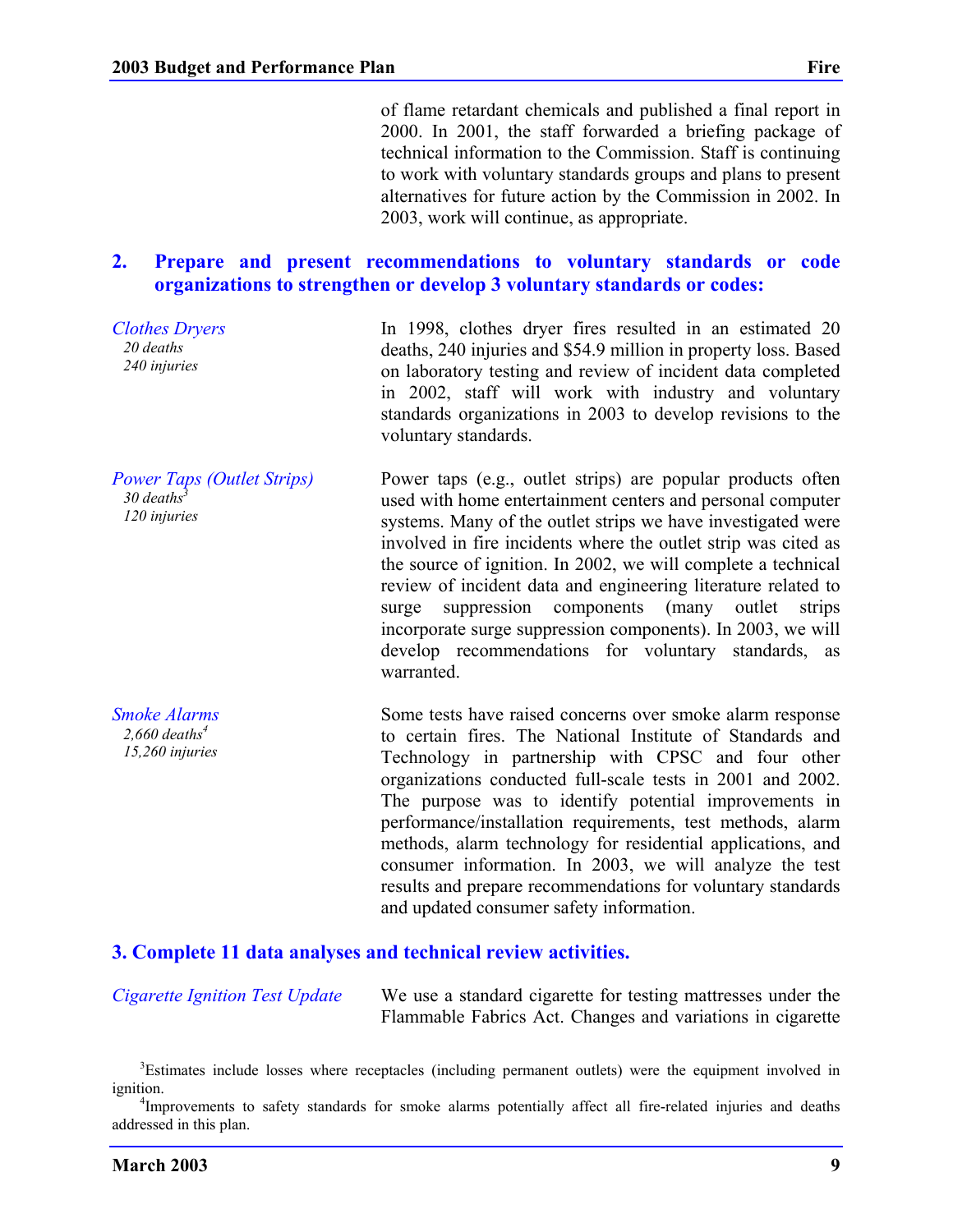of flame retardant chemicals and published a final report in 2000. In 2001, the staff forwarded a briefing package of technical information to the Commission. Staff is continuing to work with voluntary standards groups and plans to present alternatives for future action by the Commission in 2002. In 2003, work will continue, as appropriate.

## 2. Prepare and present recommendations to voluntary standards or code organizations to strengthen or develop 3 voluntary standards or codes:

*Clothes Dryers*
*20 deaths*
*240 injuries*

In 1998, clothes dryer fires resulted in an estimated 20 deaths, 240 injuries and $54.9 million in property loss. Based on laboratory testing and review of incident data completed in 2002, staff will work with industry and voluntary standards organizations in 2003 to develop revisions to the voluntary standards.

*Power Taps (Outlet Strips)*
*30 deaths*[3]
*120 injuries*

Power taps (e.g., outlet strips) are popular products often used with home entertainment centers and personal computer systems. Many of the outlet strips we have investigated were involved in fire incidents where the outlet strip was cited as the source of ignition. In 2002, we will complete a technical review of incident data and engineering literature related to surge suppression components (many outlet strips incorporate surge suppression components). In 2003, we will develop recommendations for voluntary standards, as warranted.

*Smoke Alarms*
*2,660 deaths*[4]
*15,260 injuries*

Some tests have raised concerns over smoke alarm response to certain fires. The National Institute of Standards and Technology in partnership with CPSC and four other organizations conducted full-scale tests in 2001 and 2002. The purpose was to identify potential improvements in performance/installation requirements, test methods, alarm methods, alarm technology for residential applications, and consumer information. In 2003, we will analyze the test results and prepare recommendations for voluntary standards and updated consumer safety information.

## 3. Complete 11 data analyses and technical review activities.

*Cigarette Ignition Test Update*

We use a standard cigarette for testing mattresses under the Flammable Fabrics Act. Changes and variations in cigarette

[3] Estimates include losses where receptacles (including permanent outlets) were the equipment involved in ignition.

[4] Improvements to safety standards for smoke alarms potentially affect all fire-related injuries and deaths addressed in this plan.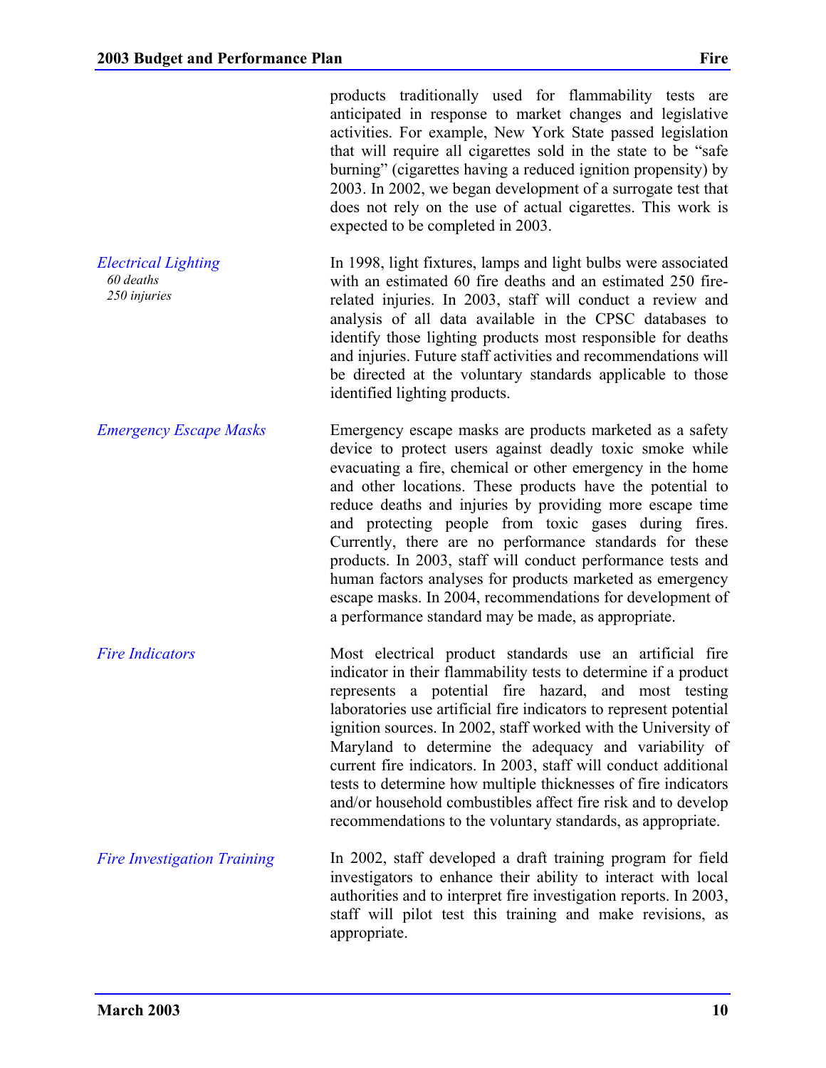products traditionally used for flammability tests are anticipated in response to market changes and legislative activities. For example, New York State passed legislation that will require all cigarettes sold in the state to be "safe burning" (cigarettes having a reduced ignition propensity) by 2003. In 2002, we began development of a surrogate test that does not rely on the use of actual cigarettes. This work is expected to be completed in 2003.

*Electrical Lighting*
*60 deaths*
*250 injuries*

In 1998, light fixtures, lamps and light bulbs were associated with an estimated 60 fire deaths and an estimated 250 fire-related injuries. In 2003, staff will conduct a review and analysis of all data available in the CPSC databases to identify those lighting products most responsible for deaths and injuries. Future staff activities and recommendations will be directed at the voluntary standards applicable to those identified lighting products.

*Emergency Escape Masks*

Emergency escape masks are products marketed as a safety device to protect users against deadly toxic smoke while evacuating a fire, chemical or other emergency in the home and other locations. These products have the potential to reduce deaths and injuries by providing more escape time and protecting people from toxic gases during fires. Currently, there are no performance standards for these products. In 2003, staff will conduct performance tests and human factors analyses for products marketed as emergency escape masks. In 2004, recommendations for development of a performance standard may be made, as appropriate.

*Fire Indicators*

Most electrical product standards use an artificial fire indicator in their flammability tests to determine if a product represents a potential fire hazard, and most testing laboratories use artificial fire indicators to represent potential ignition sources. In 2002, staff worked with the University of Maryland to determine the adequacy and variability of current fire indicators. In 2003, staff will conduct additional tests to determine how multiple thicknesses of fire indicators and/or household combustibles affect fire risk and to develop recommendations to the voluntary standards, as appropriate.

*Fire Investigation Training*

In 2002, staff developed a draft training program for field investigators to enhance their ability to interact with local authorities and to interpret fire investigation reports. In 2003, staff will pilot test this training and make revisions, as appropriate.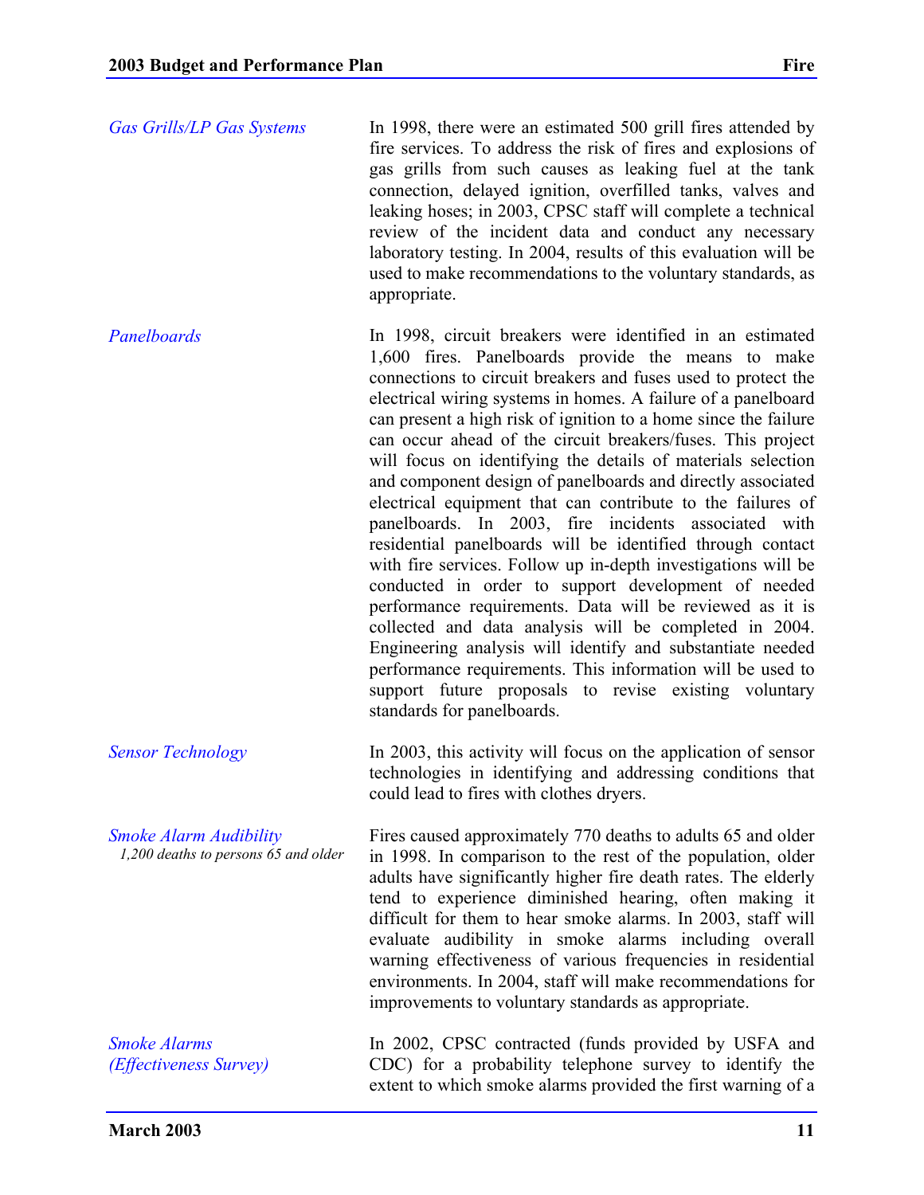*Gas Grills/LP Gas Systems*

In 1998, there were an estimated 500 grill fires attended by fire services. To address the risk of fires and explosions of gas grills from such causes as leaking fuel at the tank connection, delayed ignition, overfilled tanks, valves and leaking hoses; in 2003, CPSC staff will complete a technical review of the incident data and conduct any necessary laboratory testing. In 2004, results of this evaluation will be used to make recommendations to the voluntary standards, as appropriate.

*Panelboards*

In 1998, circuit breakers were identified in an estimated 1,600 fires. Panelboards provide the means to make connections to circuit breakers and fuses used to protect the electrical wiring systems in homes. A failure of a panelboard can present a high risk of ignition to a home since the failure can occur ahead of the circuit breakers/fuses. This project will focus on identifying the details of materials selection and component design of panelboards and directly associated electrical equipment that can contribute to the failures of panelboards. In 2003, fire incidents associated with residential panelboards will be identified through contact with fire services. Follow up in-depth investigations will be conducted in order to support development of needed performance requirements. Data will be reviewed as it is collected and data analysis will be completed in 2004. Engineering analysis will identify and substantiate needed performance requirements. This information will be used to support future proposals to revise existing voluntary standards for panelboards.

*Sensor Technology*

In 2003, this activity will focus on the application of sensor technologies in identifying and addressing conditions that could lead to fires with clothes dryers.

*Smoke Alarm Audibility*
*1,200 deaths to persons 65 and older*

Fires caused approximately 770 deaths to adults 65 and older in 1998. In comparison to the rest of the population, older adults have significantly higher fire death rates. The elderly tend to experience diminished hearing, often making it difficult for them to hear smoke alarms. In 2003, staff will evaluate audibility in smoke alarms including overall warning effectiveness of various frequencies in residential environments. In 2004, staff will make recommendations for improvements to voluntary standards as appropriate.

*Smoke Alarms (Effectiveness Survey)*

In 2002, CPSC contracted (funds provided by USFA and CDC) for a probability telephone survey to identify the extent to which smoke alarms provided the first warning of a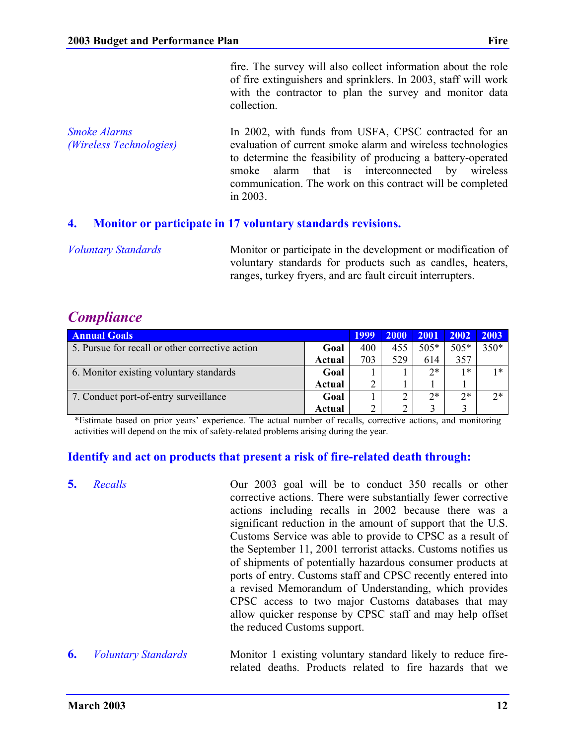fire. The survey will also collect information about the role of fire extinguishers and sprinklers. In 2003, staff will work with the contractor to plan the survey and monitor data collection.

*Smoke Alarms (Wireless Technologies)*

In 2002, with funds from USFA, CPSC contracted for an evaluation of current smoke alarm and wireless technologies to determine the feasibility of producing a battery-operated smoke alarm that is interconnected by wireless communication. The work on this contract will be completed in 2003.

### 4. Monitor or participate in 17 voluntary standards revisions.

*Voluntary Standards*

Monitor or participate in the development or modification of voluntary standards for products such as candles, heaters, ranges, turkey fryers, and arc fault circuit interrupters.

## *Compliance*

| Annual Goals | | 1999 | 2000 | 2001 | 2002 | 2003 |
|---|---|---|---|---|---|---|
| 5. Pursue for recall or other corrective action | **Goal** | 400 | 455 | 505* | 505* | 350* |
| | **Actual** | 703 | 529 | 614 | 357 | |
| 6. Monitor existing voluntary standards | **Goal** | 1 | 1 | 2* | 1* | 1* |
| | **Actual** | 2 | 1 | 1 | 1 | |
| 7. Conduct port-of-entry surveillance | **Goal** | 1 | 2 | 2* | 2* | 2* |
| | **Actual** | 2 | 2 | 3 | 3 | |

*Estimate based on prior years' experience. The actual number of recalls, corrective actions, and monitoring activities will depend on the mix of safety-related problems arising during the year.

### Identify and act on products that present a risk of fire-related death through:

**5.** *Recalls*

Our 2003 goal will be to conduct 350 recalls or other corrective actions. There were substantially fewer corrective actions including recalls in 2002 because there was a significant reduction in the amount of support that the U.S. Customs Service was able to provide to CPSC as a result of the September 11, 2001 terrorist attacks. Customs notifies us of shipments of potentially hazardous consumer products at ports of entry. Customs staff and CPSC recently entered into a revised Memorandum of Understanding, which provides CPSC access to two major Customs databases that may allow quicker response by CPSC staff and may help offset the reduced Customs support.

**6.** *Voluntary Standards*

Monitor 1 existing voluntary standard likely to reduce fire-related deaths. Products related to fire hazards that we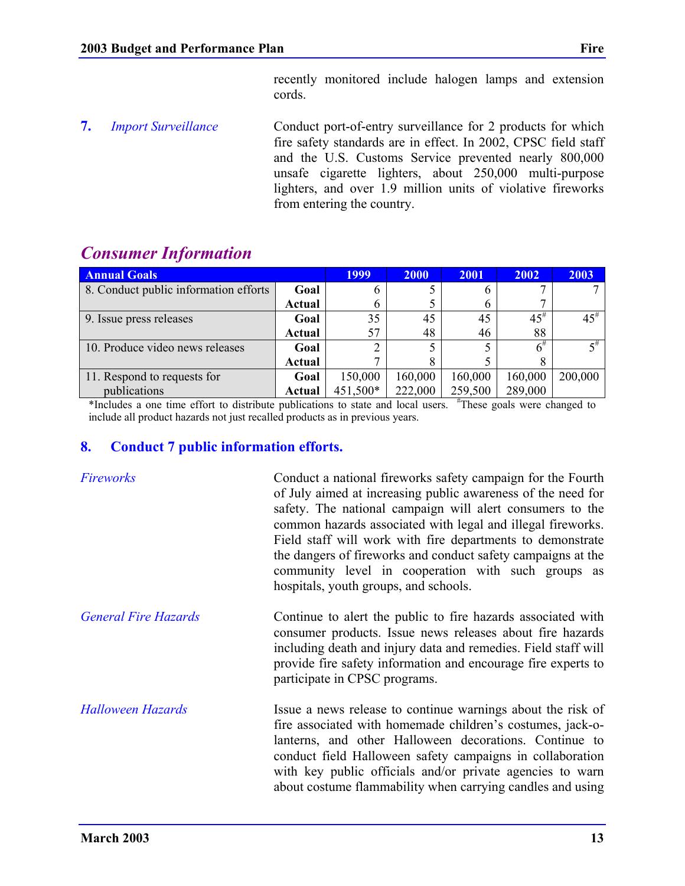recently monitored include halogen lamps and extension cords.

**7.** *Import Surveillance*

Conduct port-of-entry surveillance for 2 products for which fire safety standards are in effect. In 2002, CPSC field staff and the U.S. Customs Service prevented nearly 800,000 unsafe cigarette lighters, about 250,000 multi-purpose lighters, and over 1.9 million units of violative fireworks from entering the country.

## *Consumer Information*

| Annual Goals | | 1999 | 2000 | 2001 | 2002 | 2003 |
|---|---|---|---|---|---|---|
| 8. Conduct public information efforts | **Goal** | 6 | 5 | 6 | 7 | 7 |
| | **Actual** | 6 | 5 | 6 | 7 | |
| 9. Issue press releases | **Goal** | 35 | 45 | 45 | 45[#] | 45[#] |
| | **Actual** | 57 | 48 | 46 | 88 | |
| 10. Produce video news releases | **Goal** | 2 | 5 | 5 | 6[#] | 5[#] |
| | **Actual** | 7 | 8 | 5 | 8 | |
| 11. Respond to requests for publications | **Goal** | 150,000 | 160,000 | 160,000 | 160,000 | 200,000 |
| | **Actual** | 451,500* | 222,000 | 259,500 | 289,000 | |

*Includes a one time effort to distribute publications to state and local users. [#]These goals were changed to include all product hazards not just recalled products as in previous years.

### 8. Conduct 7 public information efforts.

*Fireworks*

Conduct a national fireworks safety campaign for the Fourth of July aimed at increasing public awareness of the need for safety. The national campaign will alert consumers to the common hazards associated with legal and illegal fireworks. Field staff will work with fire departments to demonstrate the dangers of fireworks and conduct safety campaigns at the community level in cooperation with such groups as hospitals, youth groups, and schools.

*General Fire Hazards*

Continue to alert the public to fire hazards associated with consumer products. Issue news releases about fire hazards including death and injury data and remedies. Field staff will provide fire safety information and encourage fire experts to participate in CPSC programs.

*Halloween Hazards*

Issue a news release to continue warnings about the risk of fire associated with homemade children's costumes, jack-o-lanterns, and other Halloween decorations. Continue to conduct field Halloween safety campaigns in collaboration with key public officials and/or private agencies to warn about costume flammability when carrying candles and using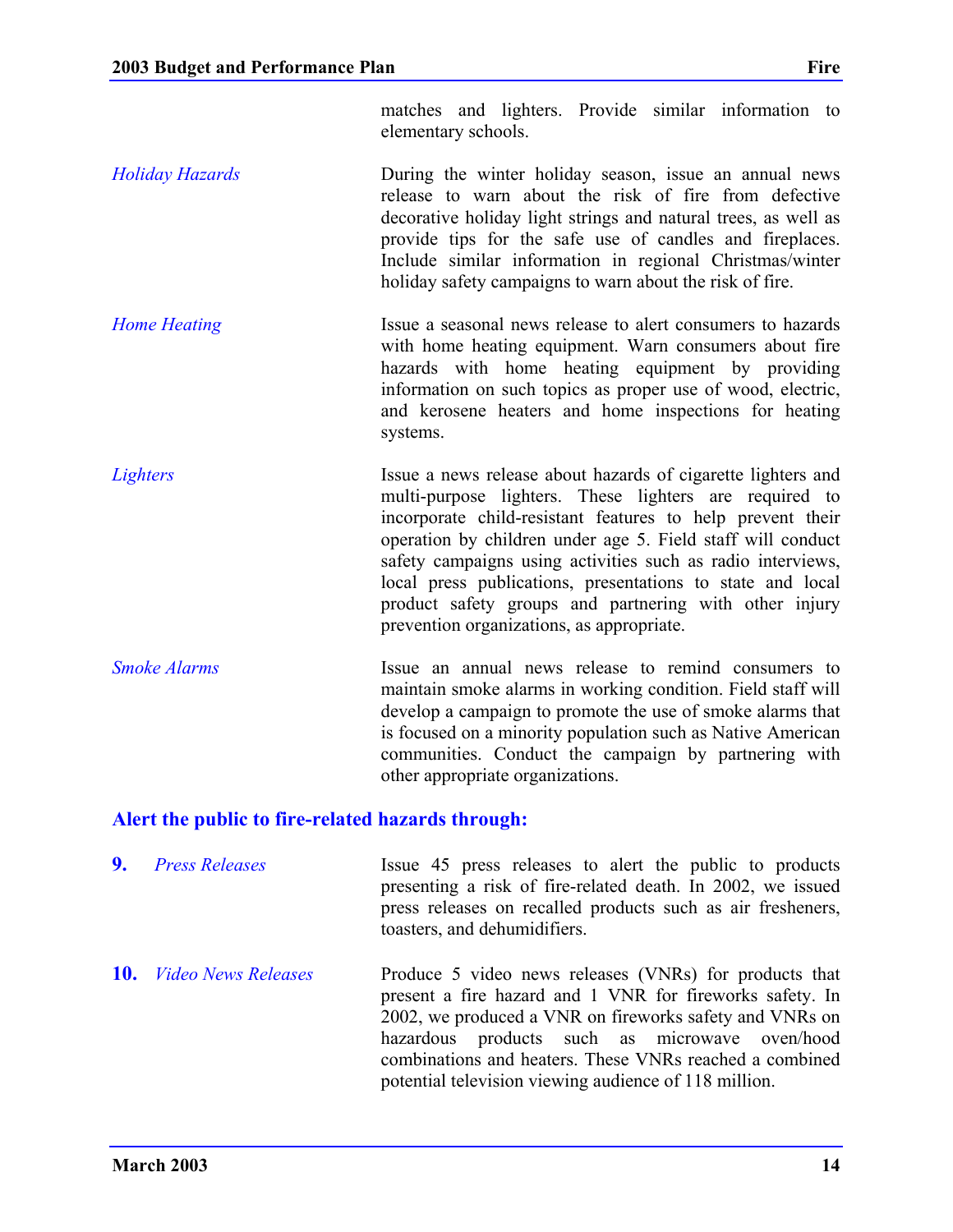matches and lighters. Provide similar information to elementary schools.

*Holiday Hazards*

During the winter holiday season, issue an annual news release to warn about the risk of fire from defective decorative holiday light strings and natural trees, as well as provide tips for the safe use of candles and fireplaces. Include similar information in regional Christmas/winter holiday safety campaigns to warn about the risk of fire.

*Home Heating*

Issue a seasonal news release to alert consumers to hazards with home heating equipment. Warn consumers about fire hazards with home heating equipment by providing information on such topics as proper use of wood, electric, and kerosene heaters and home inspections for heating systems.

*Lighters*

Issue a news release about hazards of cigarette lighters and multi-purpose lighters. These lighters are required to incorporate child-resistant features to help prevent their operation by children under age 5. Field staff will conduct safety campaigns using activities such as radio interviews, local press publications, presentations to state and local product safety groups and partnering with other injury prevention organizations, as appropriate.

*Smoke Alarms*

Issue an annual news release to remind consumers to maintain smoke alarms in working condition. Field staff will develop a campaign to promote the use of smoke alarms that is focused on a minority population such as Native American communities. Conduct the campaign by partnering with other appropriate organizations.

## Alert the public to fire-related hazards through:

**9.** *Press Releases*

Issue 45 press releases to alert the public to products presenting a risk of fire-related death. In 2002, we issued press releases on recalled products such as air fresheners, toasters, and dehumidifiers.

**10.** *Video News Releases*

Produce 5 video news releases (VNRs) for products that present a fire hazard and 1 VNR for fireworks safety. In 2002, we produced a VNR on fireworks safety and VNRs on hazardous products such as microwave oven/hood combinations and heaters. These VNRs reached a combined potential television viewing audience of 118 million.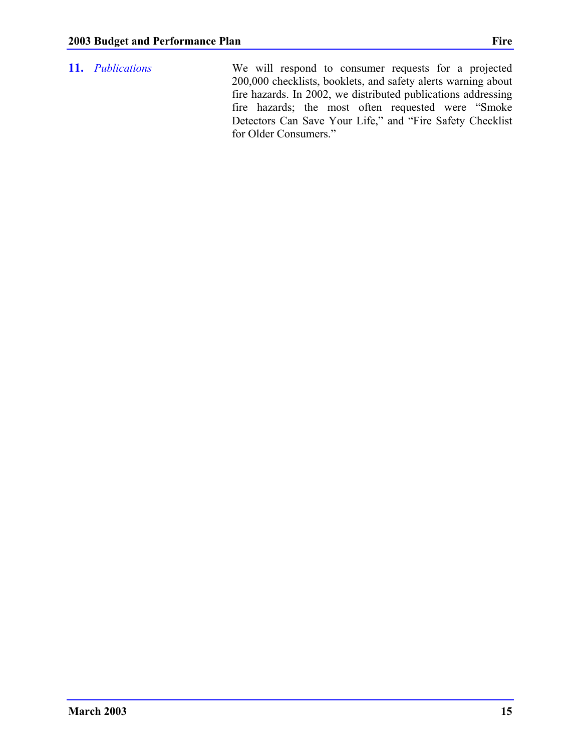**11.** *Publications*

We will respond to consumer requests for a projected 200,000 checklists, booklets, and safety alerts warning about fire hazards. In 2002, we distributed publications addressing fire hazards; the most often requested were "Smoke Detectors Can Save Your Life," and "Fire Safety Checklist for Older Consumers."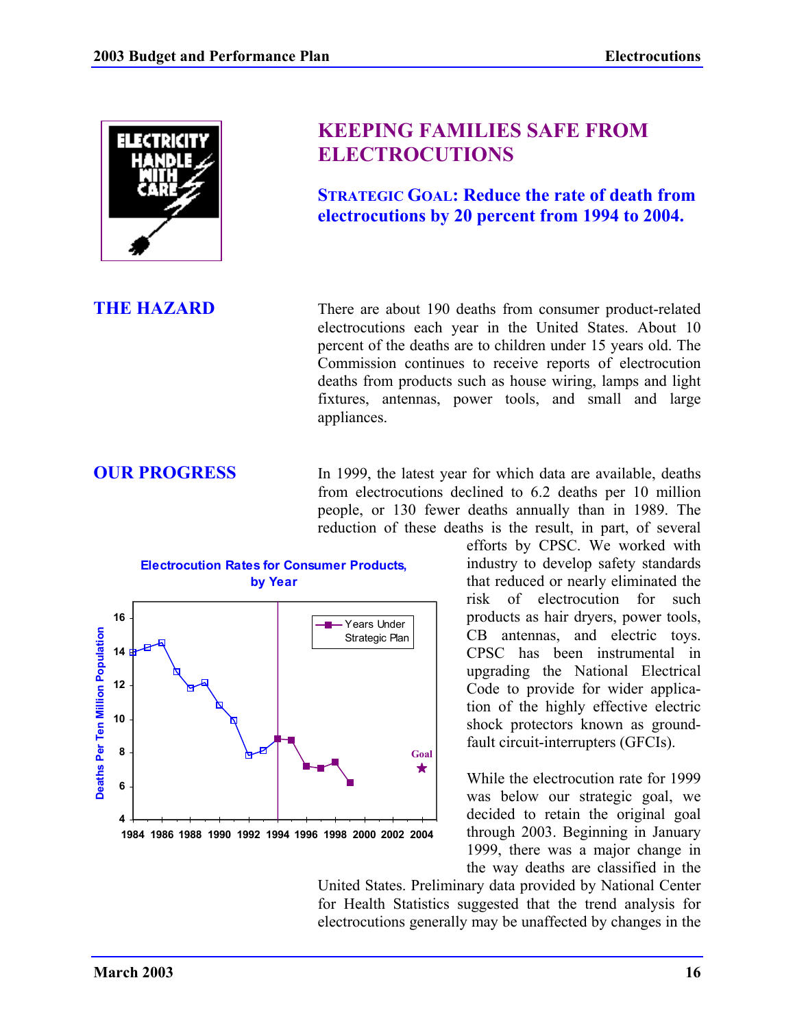# KEEPING FAMILIES SAFE FROM ELECTROCUTIONS

**STRATEGIC GOAL: Reduce the rate of death from electrocutions by 20 percent from 1994 to 2004.**

## THE HAZARD

There are about 190 deaths from consumer product-related electrocutions each year in the United States. About 10 percent of the deaths are to children under 15 years old. The Commission continues to receive reports of electrocution deaths from products such as house wiring, lamps and light fixtures, antennas, power tools, and small and large appliances.

## OUR PROGRESS

In 1999, the latest year for which data are available, deaths from electrocutions declined to 6.2 deaths per 10 million people, or 130 fewer deaths annually than in 1989. The reduction of these deaths is the result, in part, of several efforts by CPSC. We worked with industry to develop safety standards that reduced or nearly eliminated the risk of electrocution for such products as hair dryers, power tools, CB antennas, and electric toys. CPSC has been instrumental in upgrading the National Electrical Code to provide for wider application of the highly effective electric shock protectors known as ground-fault circuit-interrupters (GFCIs).

**Electrocution Rates for Consumer Products, by Year**

While the electrocution rate for 1999 was below our strategic goal, we decided to retain the original goal through 2003. Beginning in January 1999, there was a major change in the way deaths are classified in the United States. Preliminary data provided by National Center for Health Statistics suggested that the trend analysis for electrocutions generally may be unaffected by changes in the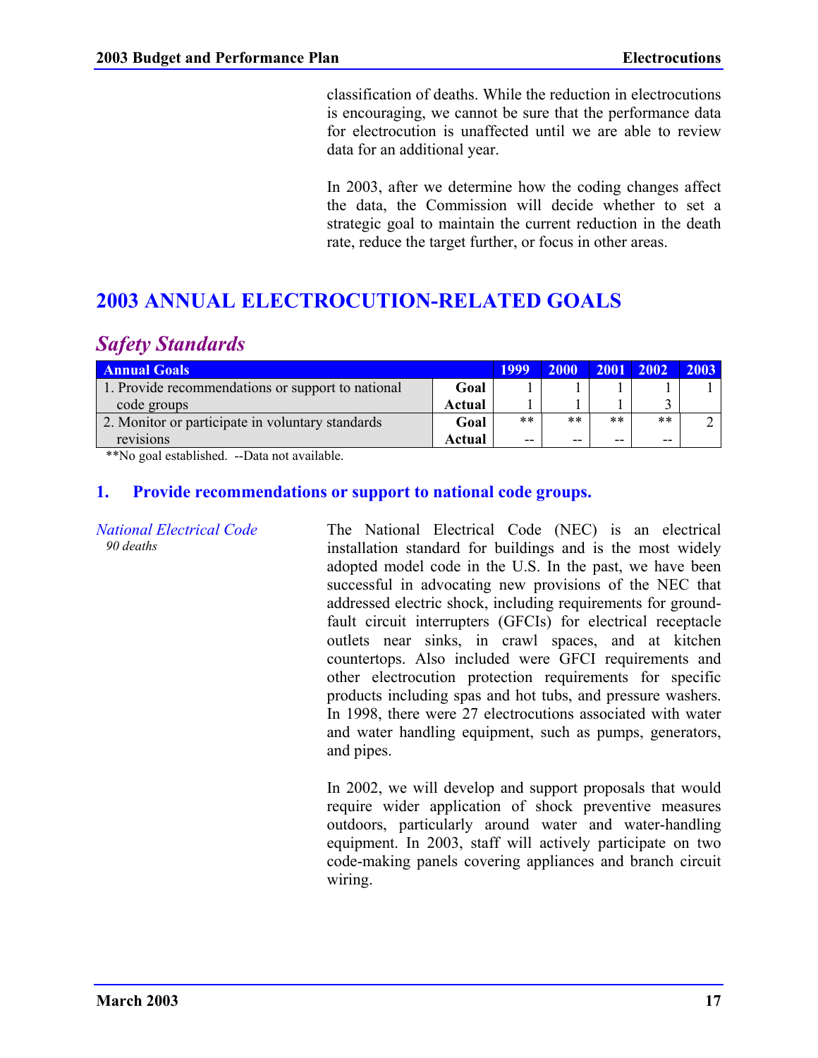classification of deaths. While the reduction in electrocutions is encouraging, we cannot be sure that the performance data for electrocution is unaffected until we are able to review data for an additional year.

In 2003, after we determine how the coding changes affect the data, the Commission will decide whether to set a strategic goal to maintain the current reduction in the death rate, reduce the target further, or focus in other areas.

## 2003 ANNUAL ELECTROCUTION-RELATED GOALS

### *Safety Standards*

| Annual Goals | | 1999 | 2000 | 2001 | 2002 | 2003 |
|---|---|---|---|---|---|---|
| 1. Provide recommendations or support to national code groups | **Goal** | 1 | 1 | 1 | 1 | 1 |
| | **Actual** | 1 | 1 | 1 | 3 | |
| 2. Monitor or participate in voluntary standards revisions | **Goal** | ** | ** | ** | ** | 2 |
| | **Actual** | -- | -- | -- | -- | |

**No goal established. --Data not available.

#### 1. Provide recommendations or support to national code groups.

*National Electrical Code*
*90 deaths*

The National Electrical Code (NEC) is an electrical installation standard for buildings and is the most widely adopted model code in the U.S. In the past, we have been successful in advocating new provisions of the NEC that addressed electric shock, including requirements for ground-fault circuit interrupters (GFCIs) for electrical receptacle outlets near sinks, in crawl spaces, and at kitchen countertops. Also included were GFCI requirements and other electrocution protection requirements for specific products including spas and hot tubs, and pressure washers. In 1998, there were 27 electrocutions associated with water and water handling equipment, such as pumps, generators, and pipes.

In 2002, we will develop and support proposals that would require wider application of shock preventive measures outdoors, particularly around water and water-handling equipment. In 2003, staff will actively participate on two code-making panels covering appliances and branch circuit wiring.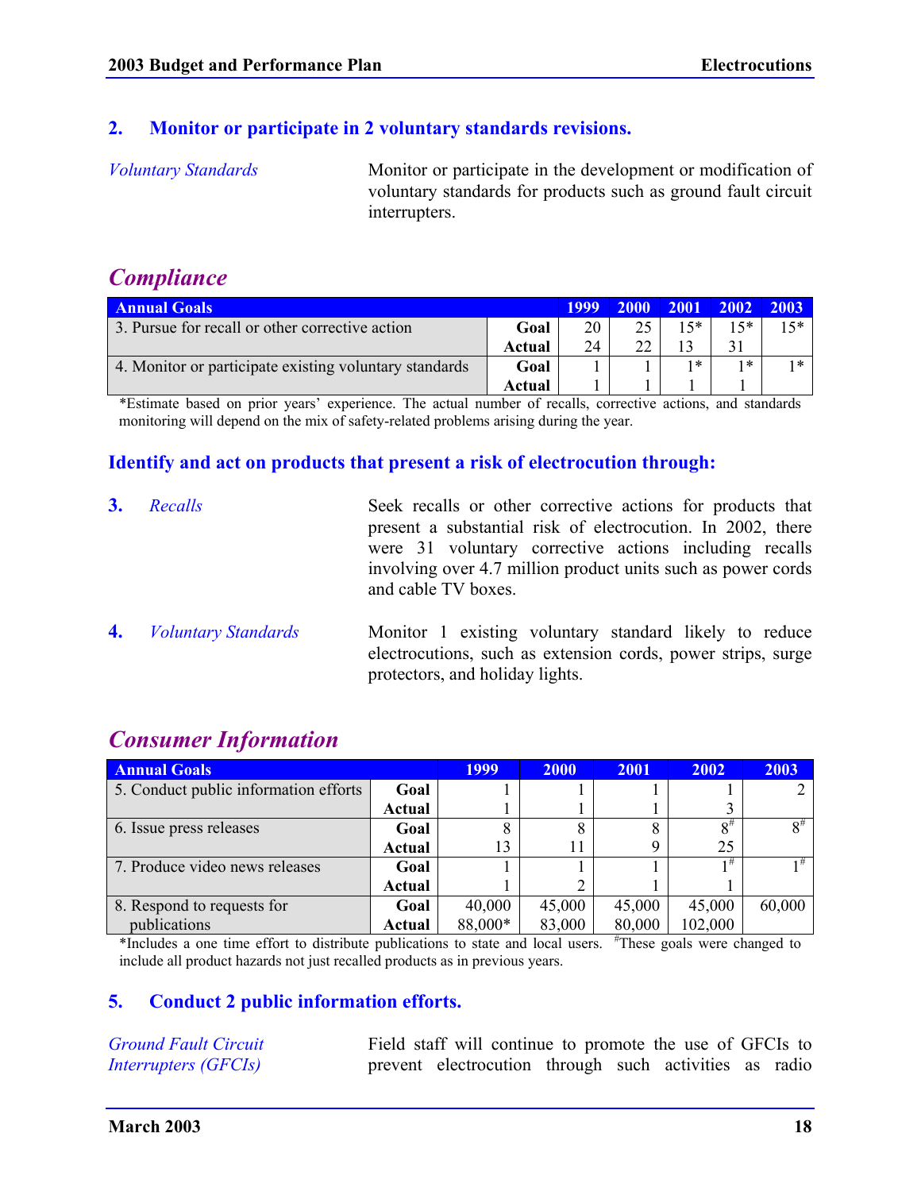### 2. Monitor or participate in 2 voluntary standards revisions.

*Voluntary Standards*

Monitor or participate in the development or modification of voluntary standards for products such as ground fault circuit interrupters.

## *Compliance*

| Annual Goals | | 1999 | 2000 | 2001 | 2002 | 2003 |
|---|---|---|---|---|---|---|
| 3. Pursue for recall or other corrective action | **Goal** | 20 | 25 | 15* | 15* | 15* |
| | **Actual** | 24 | 22 | 13 | 31 | |
| 4. Monitor or participate existing voluntary standards | **Goal** | 1 | 1 | 1* | 1* | 1* |
| | **Actual** | 1 | 1 | 1 | 1 | |

*Estimate based on prior years' experience. The actual number of recalls, corrective actions, and standards monitoring will depend on the mix of safety-related problems arising during the year.

### Identify and act on products that present a risk of electrocution through:

**3.** *Recalls*

Seek recalls or other corrective actions for products that present a substantial risk of electrocution. In 2002, there were 31 voluntary corrective actions including recalls involving over 4.7 million product units such as power cords and cable TV boxes.

**4.** *Voluntary Standards*

Monitor 1 existing voluntary standard likely to reduce electrocutions, such as extension cords, power strips, surge protectors, and holiday lights.

## *Consumer Information*

| Annual Goals | | 1999 | 2000 | 2001 | 2002 | 2003 |
|---|---|---|---|---|---|---|
| 5. Conduct public information efforts | **Goal** | 1 | 1 | 1 | 1 | 2 |
| | **Actual** | 1 | 1 | 1 | 3 | |
| 6. Issue press releases | **Goal** | 8 | 8 | 8 | 8# | 8# |
| | **Actual** | 13 | 11 | 9 | 25 | |
| 7. Produce video news releases | **Goal** | 1 | 1 | 1 | 1# | 1# |
| | **Actual** | 1 | 2 | 1 | 1 | |
| 8. Respond to requests for publications | **Goal** | 40,000 | 45,000 | 45,000 | 45,000 | 60,000 |
| | **Actual** | 88,000* | 83,000 | 80,000 | 102,000 | |

*Includes a one time effort to distribute publications to state and local users. #These goals were changed to include all product hazards not just recalled products as in previous years.

### 5. Conduct 2 public information efforts.

*Ground Fault Circuit Interrupters (GFCIs)*

Field staff will continue to promote the use of GFCIs to prevent electrocution through such activities as radio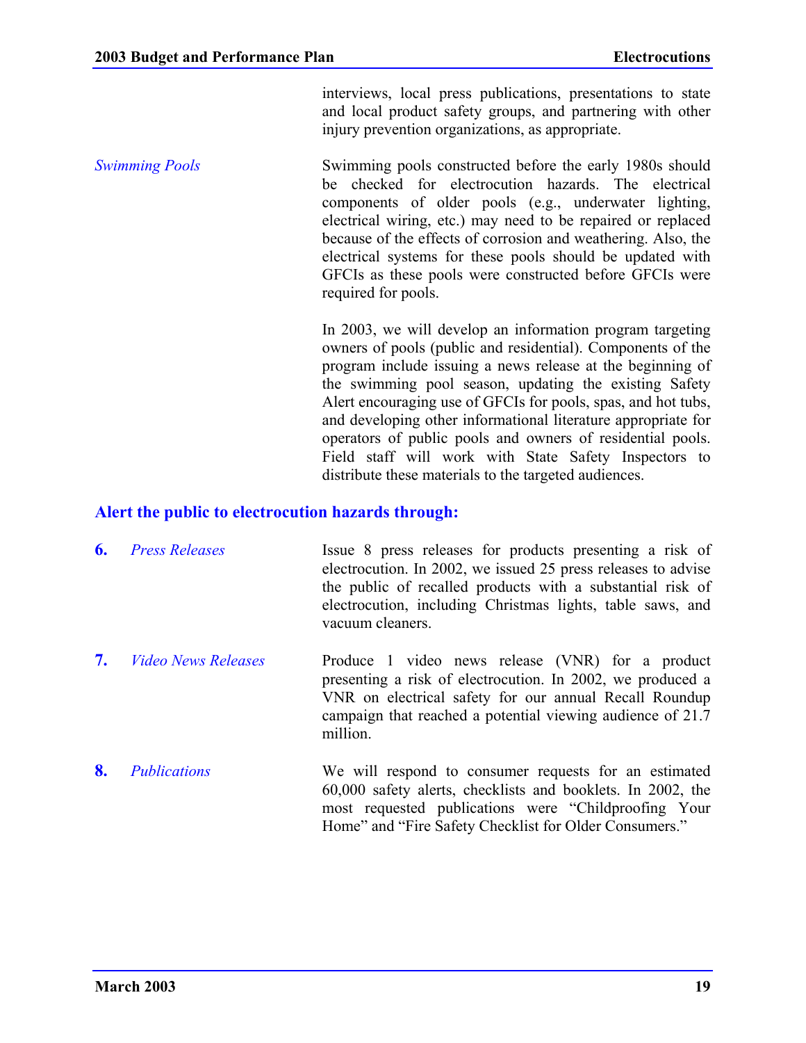interviews, local press publications, presentations to state and local product safety groups, and partnering with other injury prevention organizations, as appropriate.

*Swimming Pools*

Swimming pools constructed before the early 1980s should be checked for electrocution hazards. The electrical components of older pools (e.g., underwater lighting, electrical wiring, etc.) may need to be repaired or replaced because of the effects of corrosion and weathering. Also, the electrical systems for these pools should be updated with GFCIs as these pools were constructed before GFCIs were required for pools.

In 2003, we will develop an information program targeting owners of pools (public and residential). Components of the program include issuing a news release at the beginning of the swimming pool season, updating the existing Safety Alert encouraging use of GFCIs for pools, spas, and hot tubs, and developing other informational literature appropriate for operators of public pools and owners of residential pools. Field staff will work with State Safety Inspectors to distribute these materials to the targeted audiences.

## Alert the public to electrocution hazards through:

**6.** *Press Releases*

Issue 8 press releases for products presenting a risk of electrocution. In 2002, we issued 25 press releases to advise the public of recalled products with a substantial risk of electrocution, including Christmas lights, table saws, and vacuum cleaners.

**7.** *Video News Releases*

Produce 1 video news release (VNR) for a product presenting a risk of electrocution. In 2002, we produced a VNR on electrical safety for our annual Recall Roundup campaign that reached a potential viewing audience of 21.7 million.

**8.** *Publications*

We will respond to consumer requests for an estimated 60,000 safety alerts, checklists and booklets. In 2002, the most requested publications were "Childproofing Your Home" and "Fire Safety Checklist for Older Consumers."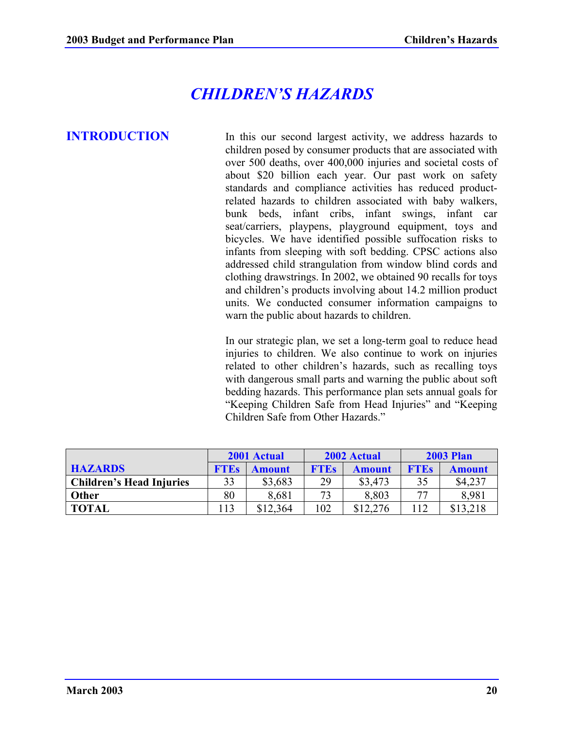# CHILDREN'S HAZARDS

## INTRODUCTION

In this our second largest activity, we address hazards to children posed by consumer products that are associated with over 500 deaths, over 400,000 injuries and societal costs of about $20 billion each year. Our past work on safety standards and compliance activities has reduced product-related hazards to children associated with baby walkers, bunk beds, infant cribs, infant swings, infant car seat/carriers, playpens, playground equipment, toys and bicycles. We have identified possible suffocation risks to infants from sleeping with soft bedding. CPSC actions also addressed child strangulation from window blind cords and clothing drawstrings. In 2002, we obtained 90 recalls for toys and children's products involving about 14.2 million product units. We conducted consumer information campaigns to warn the public about hazards to children.

In our strategic plan, we set a long-term goal to reduce head injuries to children. We also continue to work on injuries related to other children's hazards, such as recalling toys with dangerous small parts and warning the public about soft bedding hazards. This performance plan sets annual goals for "Keeping Children Safe from Head Injuries" and "Keeping Children Safe from Other Hazards."

| | 2001 Actual | | 2002 Actual | | 2003 Plan | |
|---|---|---|---|---|---|---|
| **HAZARDS** | **FTEs** | **Amount** | **FTEs** | **Amount** | **FTEs** | **Amount** |
| **Children's Head Injuries** | 33 | $3,683 | 29 | $3,473 | 35 | $4,237 |
| **Other** | 80 | 8,681 | 73 | 8,803 | 77 | 8,981 |
| **TOTAL** | 113 | $12,364 | 102 | $12,276 | 112 | $13,218 |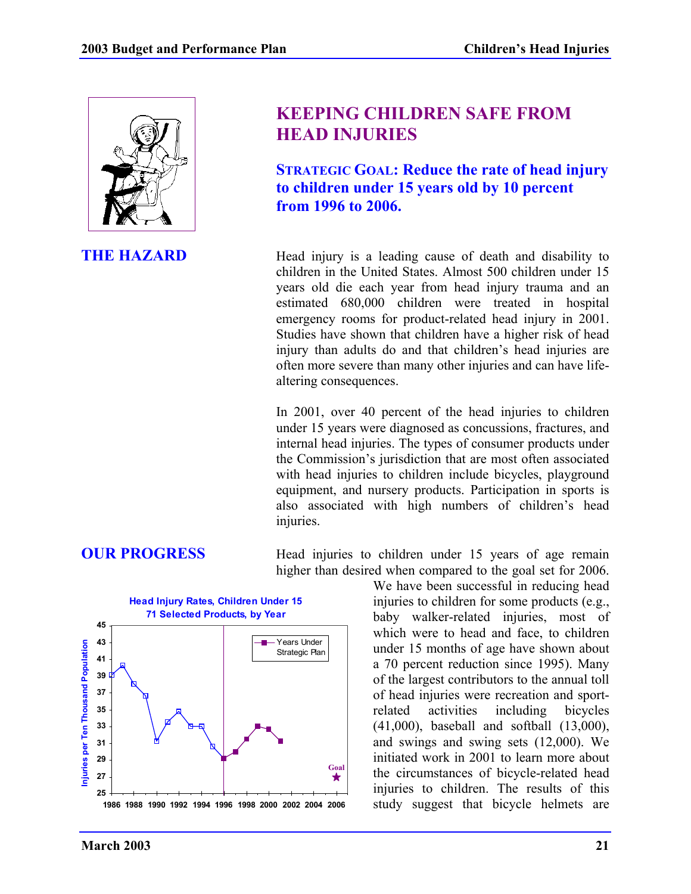# KEEPING CHILDREN SAFE FROM HEAD INJURIES

**STRATEGIC GOAL: Reduce the rate of head injury to children under 15 years old by 10 percent from 1996 to 2006.**

## THE HAZARD

Head injury is a leading cause of death and disability to children in the United States. Almost 500 children under 15 years old die each year from head injury trauma and an estimated 680,000 children were treated in hospital emergency rooms for product-related head injury in 2001. Studies have shown that children have a higher risk of head injury than adults do and that children's head injuries are often more severe than many other injuries and can have life-altering consequences.

In 2001, over 40 percent of the head injuries to children under 15 years were diagnosed as concussions, fractures, and internal head injuries. The types of consumer products under the Commission's jurisdiction that are most often associated with head injuries to children include bicycles, playground equipment, and nursery products. Participation in sports is also associated with high numbers of children's head injuries.

## OUR PROGRESS

Head injuries to children under 15 years of age remain higher than desired when compared to the goal set for 2006. We have been successful in reducing head injuries to children for some products (e.g., baby walker-related injuries, most of which were to head and face, to children under 15 months of age have shown about a 70 percent reduction since 1995). Many of the largest contributors to the annual toll of head injuries were recreation and sport-related activities including bicycles (41,000), baseball and softball (13,000), and swings and swing sets (12,000). We initiated work in 2001 to learn more about the circumstances of bicycle-related head injuries to children. The results of this study suggest that bicycle helmets are

**Head Injury Rates, Children Under 15**
**71 Selected Products, by Year**

(Chart: Injuries per Ten Thousand Population, 1986–2006; legend: Years Under Strategic Plan; Goal marked at 2006)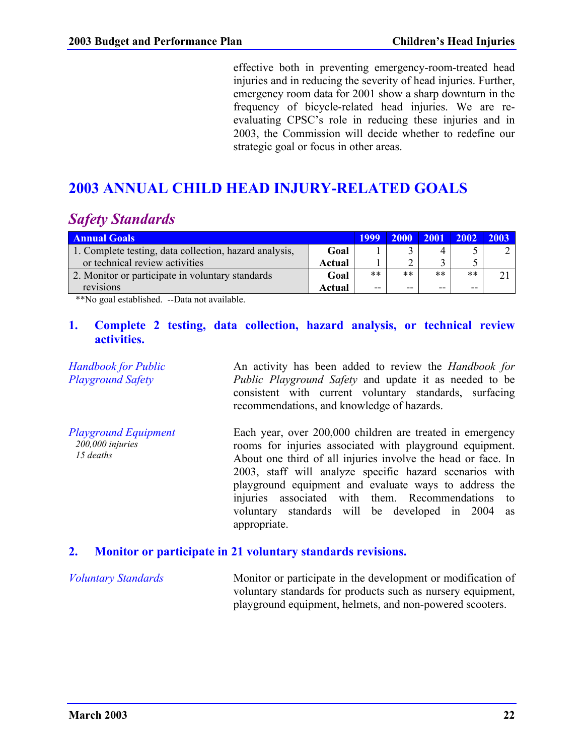effective both in preventing emergency-room-treated head injuries and in reducing the severity of head injuries. Further, emergency room data for 2001 show a sharp downturn in the frequency of bicycle-related head injuries. We are re-evaluating CPSC's role in reducing these injuries and in 2003, the Commission will decide whether to redefine our strategic goal or focus in other areas.

## 2003 ANNUAL CHILD HEAD INJURY-RELATED GOALS

### *Safety Standards*

| Annual Goals | | 1999 | 2000 | 2001 | 2002 | 2003 |
|---|---|---|---|---|---|---|
| 1. Complete testing, data collection, hazard analysis, or technical review activities | **Goal** | 1 | 3 | 4 | 5 | 2 |
| | **Actual** | 1 | 2 | 3 | 5 | |
| 2. Monitor or participate in voluntary standards revisions | **Goal** | ** | ** | ** | ** | 21 |
| | **Actual** | -- | -- | -- | -- | |

**No goal established. --Data not available.

#### 1. Complete 2 testing, data collection, hazard analysis, or technical review activities.

*Handbook for Public Playground Safety*

An activity has been added to review the *Handbook for Public Playground Safety* and update it as needed to be consistent with current voluntary standards, surfacing recommendations, and knowledge of hazards.

*Playground Equipment*
*200,000 injuries*
*15 deaths*

Each year, over 200,000 children are treated in emergency rooms for injuries associated with playground equipment. About one third of all injuries involve the head or face. In 2003, staff will analyze specific hazard scenarios with playground equipment and evaluate ways to address the injuries associated with them. Recommendations to voluntary standards will be developed in 2004 as appropriate.

#### 2. Monitor or participate in 21 voluntary standards revisions.

*Voluntary Standards*

Monitor or participate in the development or modification of voluntary standards for products such as nursery equipment, playground equipment, helmets, and non-powered scooters.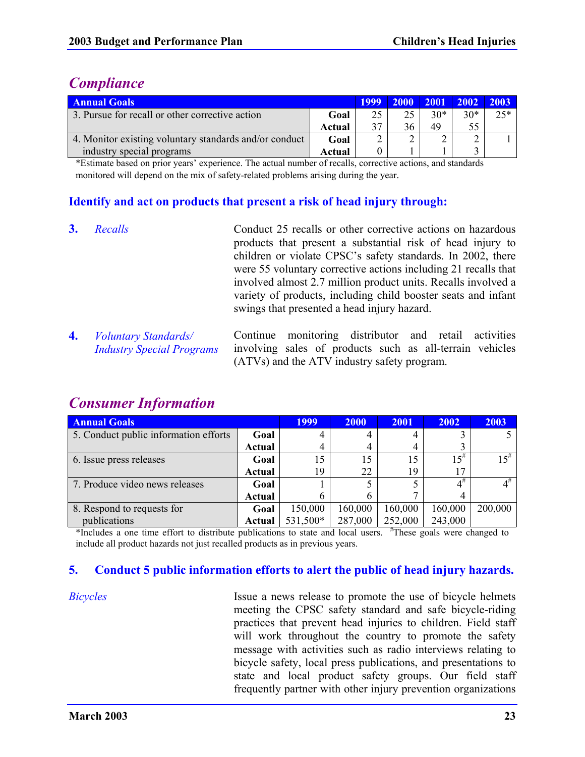## *Compliance*

| Annual Goals | | 1999 | 2000 | 2001 | 2002 | 2003 |
|---|---|---|---|---|---|---|
| 3. Pursue for recall or other corrective action | **Goal** | 25 | 25 | 30* | 30* | 25* |
| | **Actual** | 37 | 36 | 49 | 55 | |
| 4. Monitor existing voluntary standards and/or conduct industry special programs | **Goal** | 2 | 2 | 2 | 2 | 1 |
| | **Actual** | 0 | 1 | 1 | 3 | |

*Estimate based on prior years' experience. The actual number of recalls, corrective actions, and standards monitored will depend on the mix of safety-related problems arising during the year.

### Identify and act on products that present a risk of head injury through:

**3.** *Recalls*

Conduct 25 recalls or other corrective actions on hazardous products that present a substantial risk of head injury to children or violate CPSC's safety standards. In 2002, there were 55 voluntary corrective actions including 21 recalls that involved almost 2.7 million product units. Recalls involved a variety of products, including child booster seats and infant swings that presented a head injury hazard.

**4.** *Voluntary Standards/ Industry Special Programs*

Continue monitoring distributor and retail activities involving sales of products such as all-terrain vehicles (ATVs) and the ATV industry safety program.

## *Consumer Information*

| Annual Goals | | 1999 | 2000 | 2001 | 2002 | 2003 |
|---|---|---|---|---|---|---|
| 5. Conduct public information efforts | **Goal** | 4 | 4 | 4 | 3 | 5 |
| | **Actual** | 4 | 4 | 4 | 3 | |
| 6. Issue press releases | **Goal** | 15 | 15 | 15 | 15# | 15# |
| | **Actual** | 19 | 22 | 19 | 17 | |
| 7. Produce video news releases | **Goal** | 1 | 5 | 5 | 4# | 4# |
| | **Actual** | 6 | 6 | 7 | 4 | |
| 8. Respond to requests for publications | **Goal** | 150,000 | 160,000 | 160,000 | 160,000 | 200,000 |
| | **Actual** | 531,500* | 287,000 | 252,000 | 243,000 | |

*Includes a one time effort to distribute publications to state and local users. #These goals were changed to include all product hazards not just recalled products as in previous years.

### 5. Conduct 5 public information efforts to alert the public of head injury hazards.

*Bicycles*

Issue a news release to promote the use of bicycle helmets meeting the CPSC safety standard and safe bicycle-riding practices that prevent head injuries to children. Field staff will work throughout the country to promote the safety message with activities such as radio interviews relating to bicycle safety, local press publications, and presentations to state and local product safety groups. Our field staff frequently partner with other injury prevention organizations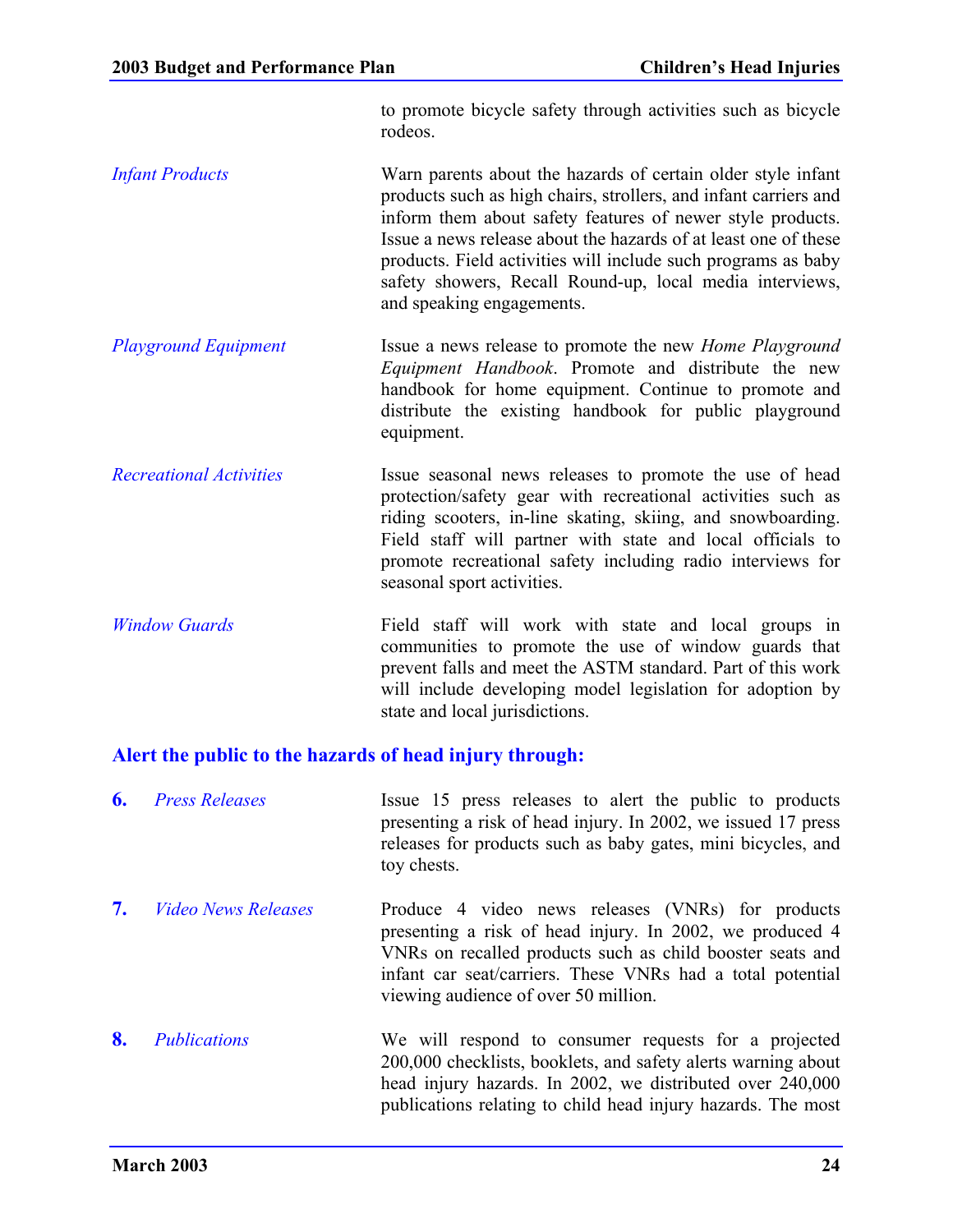to promote bicycle safety through activities such as bicycle rodeos.

*Infant Products*

Warn parents about the hazards of certain older style infant products such as high chairs, strollers, and infant carriers and inform them about safety features of newer style products. Issue a news release about the hazards of at least one of these products. Field activities will include such programs as baby safety showers, Recall Round-up, local media interviews, and speaking engagements.

*Playground Equipment*

Issue a news release to promote the new *Home Playground Equipment Handbook*. Promote and distribute the new handbook for home equipment. Continue to promote and distribute the existing handbook for public playground equipment.

*Recreational Activities*

Issue seasonal news releases to promote the use of head protection/safety gear with recreational activities such as riding scooters, in-line skating, skiing, and snowboarding. Field staff will partner with state and local officials to promote recreational safety including radio interviews for seasonal sport activities.

*Window Guards*

Field staff will work with state and local groups in communities to promote the use of window guards that prevent falls and meet the ASTM standard. Part of this work will include developing model legislation for adoption by state and local jurisdictions.

## Alert the public to the hazards of head injury through:

**6.** *Press Releases*

Issue 15 press releases to alert the public to products presenting a risk of head injury. In 2002, we issued 17 press releases for products such as baby gates, mini bicycles, and toy chests.

**7.** *Video News Releases*

Produce 4 video news releases (VNRs) for products presenting a risk of head injury. In 2002, we produced 4 VNRs on recalled products such as child booster seats and infant car seat/carriers. These VNRs had a total potential viewing audience of over 50 million.

**8.** *Publications*

We will respond to consumer requests for a projected 200,000 checklists, booklets, and safety alerts warning about head injury hazards. In 2002, we distributed over 240,000 publications relating to child head injury hazards. The most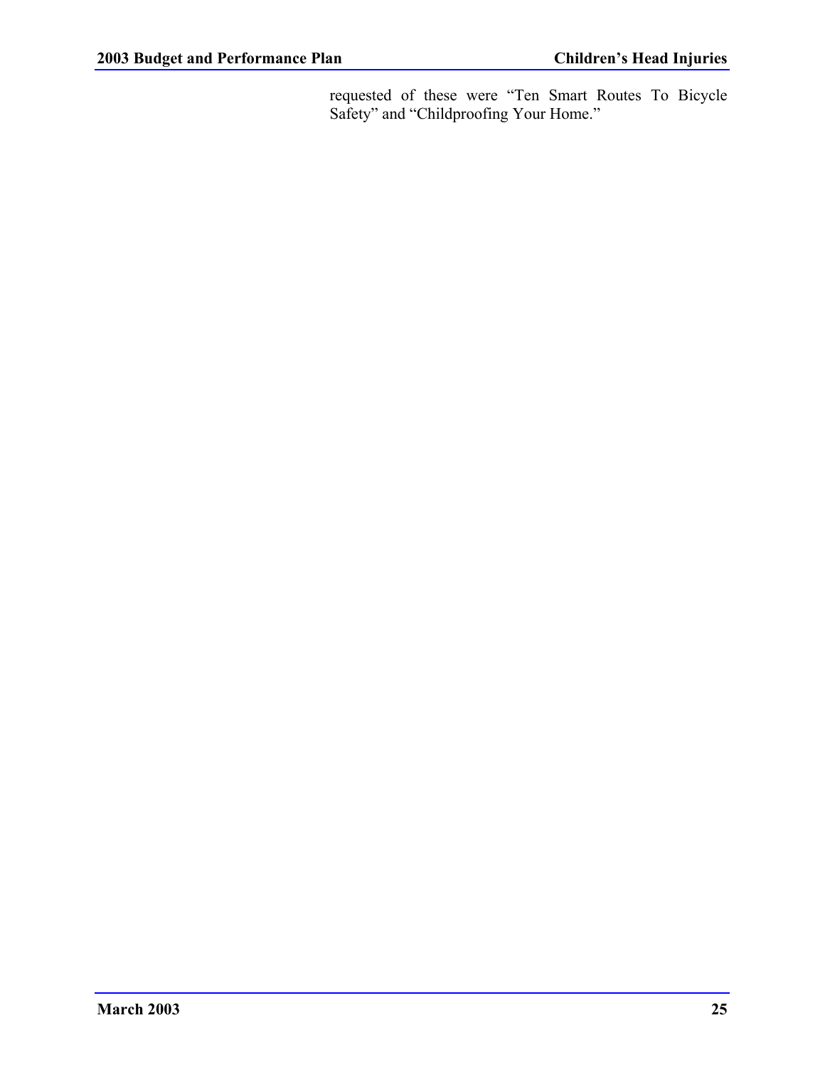requested of these were “Ten Smart Routes To Bicycle Safety” and “Childproofing Your Home.”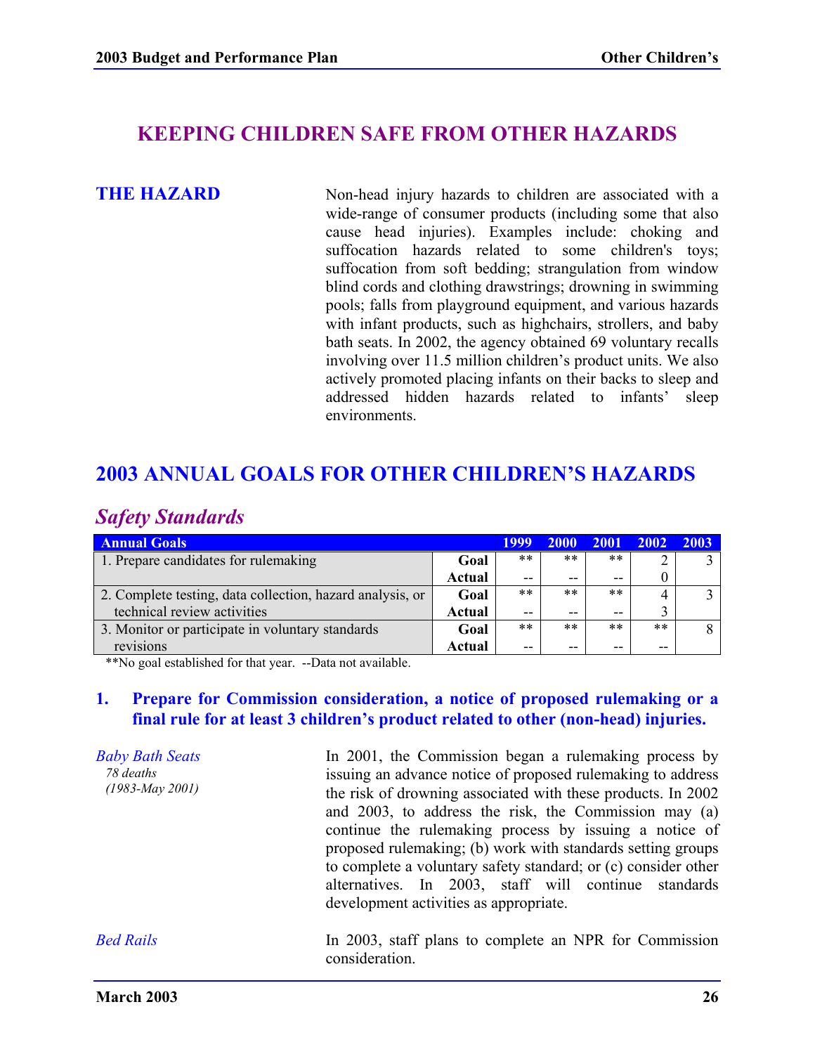# KEEPING CHILDREN SAFE FROM OTHER HAZARDS

## THE HAZARD

Non-head injury hazards to children are associated with a wide-range of consumer products (including some that also cause head injuries). Examples include: choking and suffocation hazards related to some children's toys; suffocation from soft bedding; strangulation from window blind cords and clothing drawstrings; drowning in swimming pools; falls from playground equipment, and various hazards with infant products, such as highchairs, strollers, and baby bath seats. In 2002, the agency obtained 69 voluntary recalls involving over 11.5 million children's product units. We also actively promoted placing infants on their backs to sleep and addressed hidden hazards related to infants' sleep environments.

## 2003 ANNUAL GOALS FOR OTHER CHILDREN'S HAZARDS

### *Safety Standards*

| Annual Goals | | 1999 | 2000 | 2001 | 2002 | 2003 |
|---|---|---|---|---|---|---|
| 1. Prepare candidates for rulemaking | **Goal** | ** | ** | ** | 2 | 3 |
| | **Actual** | -- | -- | -- | 0 | |
| 2. Complete testing, data collection, hazard analysis, or technical review activities | **Goal** | ** | ** | ** | 4 | 3 |
| | **Actual** | -- | -- | -- | 3 | |
| 3. Monitor or participate in voluntary standards revisions | **Goal** | ** | ** | ** | ** | 8 |
| | **Actual** | -- | -- | -- | -- | |

**No goal established for that year. --Data not available.

#### 1. Prepare for Commission consideration, a notice of proposed rulemaking or a final rule for at least 3 children's product related to other (non-head) injuries.

*Baby Bath Seats*
*78 deaths*
*(1983-May 2001)*

In 2001, the Commission began a rulemaking process by issuing an advance notice of proposed rulemaking to address the risk of drowning associated with these products. In 2002 and 2003, to address the risk, the Commission may (a) continue the rulemaking process by issuing a notice of proposed rulemaking; (b) work with standards setting groups to complete a voluntary safety standard; or (c) consider other alternatives. In 2003, staff will continue standards development activities as appropriate.

*Bed Rails*

In 2003, staff plans to complete an NPR for Commission consideration.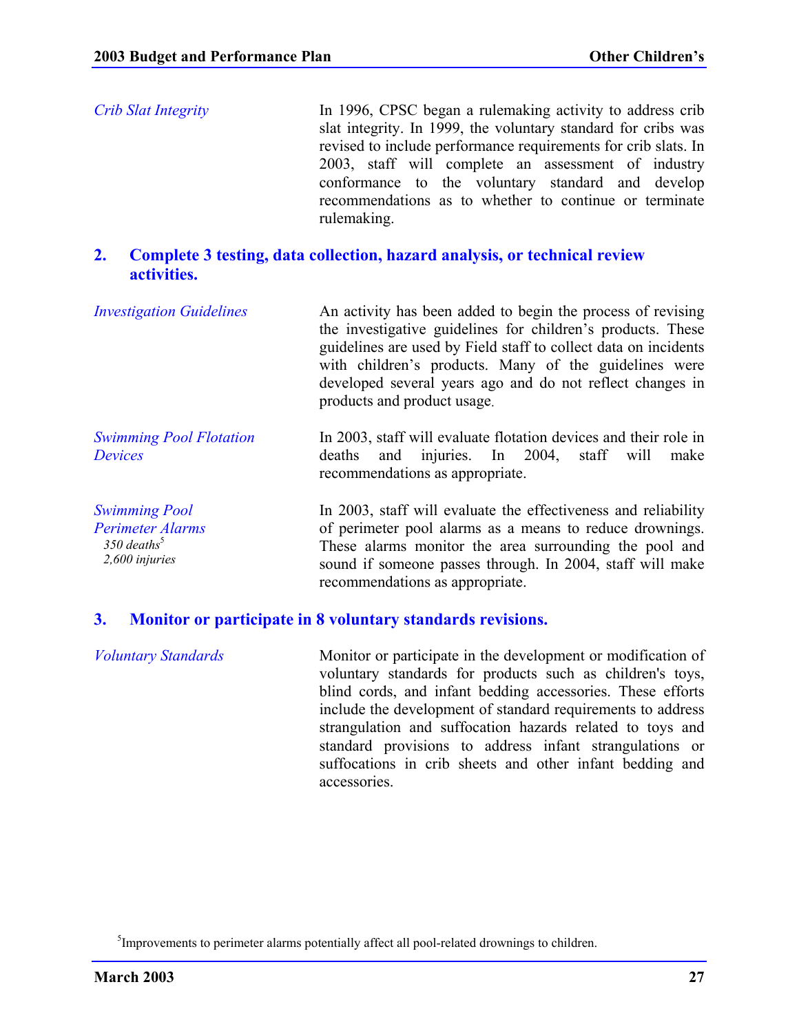*Crib Slat Integrity*

In 1996, CPSC began a rulemaking activity to address crib slat integrity. In 1999, the voluntary standard for cribs was revised to include performance requirements for crib slats. In 2003, staff will complete an assessment of industry conformance to the voluntary standard and develop recommendations as to whether to continue or terminate rulemaking.

## 2. Complete 3 testing, data collection, hazard analysis, or technical review activities.

*Investigation Guidelines*

An activity has been added to begin the process of revising the investigative guidelines for children's products. These guidelines are used by Field staff to collect data on incidents with children's products. Many of the guidelines were developed several years ago and do not reflect changes in products and product usage.

*Swimming Pool Flotation Devices*

In 2003, staff will evaluate flotation devices and their role in deaths and injuries. In 2004, staff will make recommendations as appropriate.

*Swimming Pool Perimeter Alarms*
*350 deaths*[5]
*2,600 injuries*

In 2003, staff will evaluate the effectiveness and reliability of perimeter pool alarms as a means to reduce drownings. These alarms monitor the area surrounding the pool and sound if someone passes through. In 2004, staff will make recommendations as appropriate.

## 3. Monitor or participate in 8 voluntary standards revisions.

*Voluntary Standards*

Monitor or participate in the development or modification of voluntary standards for products such as children's toys, blind cords, and infant bedding accessories. These efforts include the development of standard requirements to address strangulation and suffocation hazards related to toys and standard provisions to address infant strangulations or suffocations in crib sheets and other infant bedding and accessories.

[5]Improvements to perimeter alarms potentially affect all pool-related drownings to children.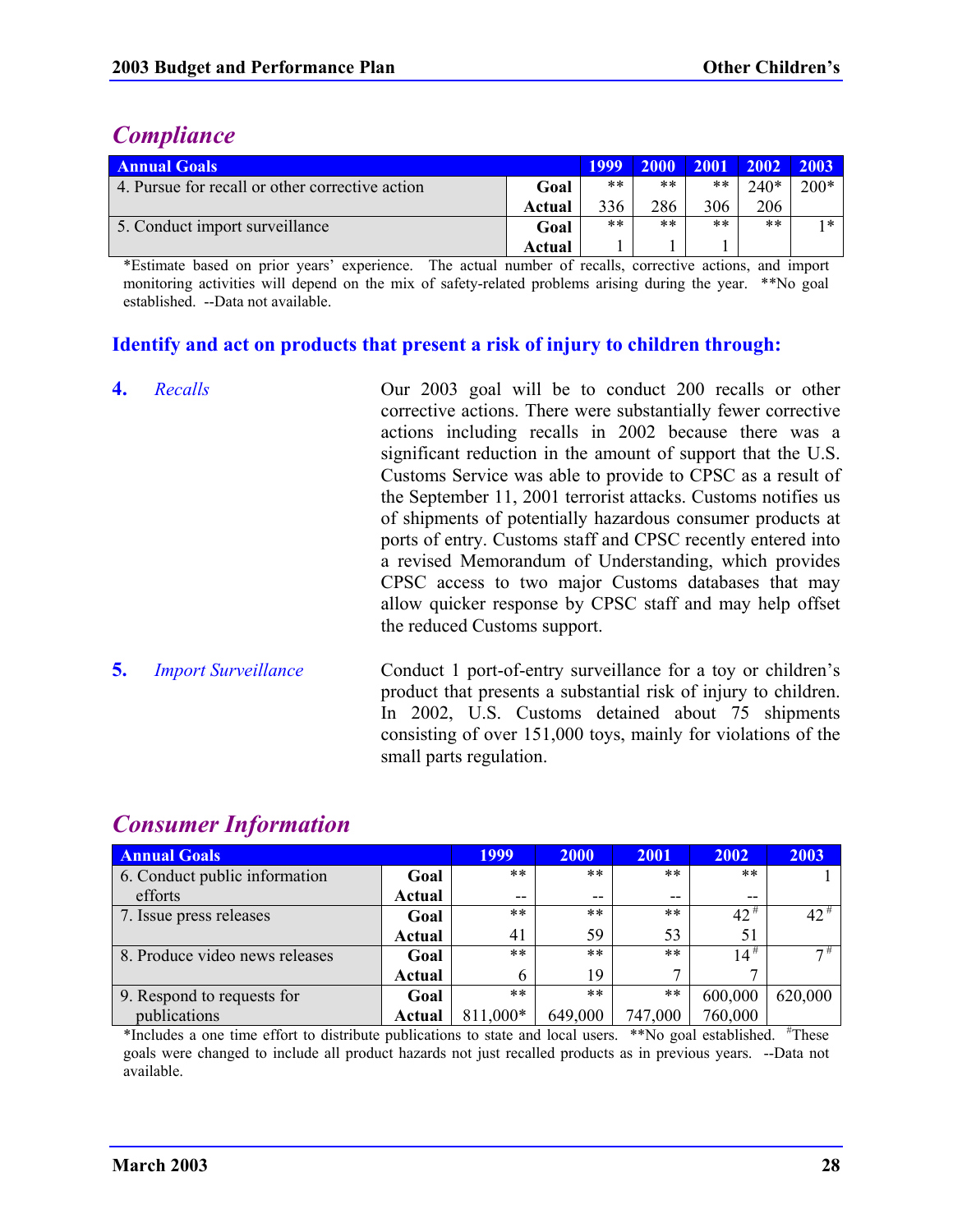## *Compliance*

| Annual Goals | | 1999 | 2000 | 2001 | 2002 | 2003 |
|---|---|---|---|---|---|---|
| 4. Pursue for recall or other corrective action | **Goal** | ** | ** | ** | 240* | 200* |
| | **Actual** | 336 | 286 | 306 | 206 | |
| 5. Conduct import surveillance | **Goal** | ** | ** | ** | ** | 1* |
| | **Actual** | 1 | 1 | 1 | | |

*Estimate based on prior years' experience. The actual number of recalls, corrective actions, and import monitoring activities will depend on the mix of safety-related problems arising during the year. **No goal established. --Data not available.

### Identify and act on products that present a risk of injury to children through:

**4.** *Recalls*

Our 2003 goal will be to conduct 200 recalls or other corrective actions. There were substantially fewer corrective actions including recalls in 2002 because there was a significant reduction in the amount of support that the U.S. Customs Service was able to provide to CPSC as a result of the September 11, 2001 terrorist attacks. Customs notifies us of shipments of potentially hazardous consumer products at ports of entry. Customs staff and CPSC recently entered into a revised Memorandum of Understanding, which provides CPSC access to two major Customs databases that may allow quicker response by CPSC staff and may help offset the reduced Customs support.

**5.** *Import Surveillance*

Conduct 1 port-of-entry surveillance for a toy or children's product that presents a substantial risk of injury to children. In 2002, U.S. Customs detained about 75 shipments consisting of over 151,000 toys, mainly for violations of the small parts regulation.

## *Consumer Information*

| Annual Goals | | 1999 | 2000 | 2001 | 2002 | 2003 |
|---|---|---|---|---|---|---|
| 6. Conduct public information efforts | **Goal** | ** | ** | ** | ** | 1 |
| | **Actual** | -- | -- | -- | -- | |
| 7. Issue press releases | **Goal** | ** | ** | ** | 42# | 42# |
| | **Actual** | 41 | 59 | 53 | 51 | |
| 8. Produce video news releases | **Goal** | ** | ** | ** | 14# | 7# |
| | **Actual** | 6 | 19 | 7 | 7 | |
| 9. Respond to requests for publications | **Goal** | ** | ** | ** | 600,000 | 620,000 |
| | **Actual** | 811,000* | 649,000 | 747,000 | 760,000 | |

*Includes a one time effort to distribute publications to state and local users. **No goal established. #These goals were changed to include all product hazards not just recalled products as in previous years. --Data not available.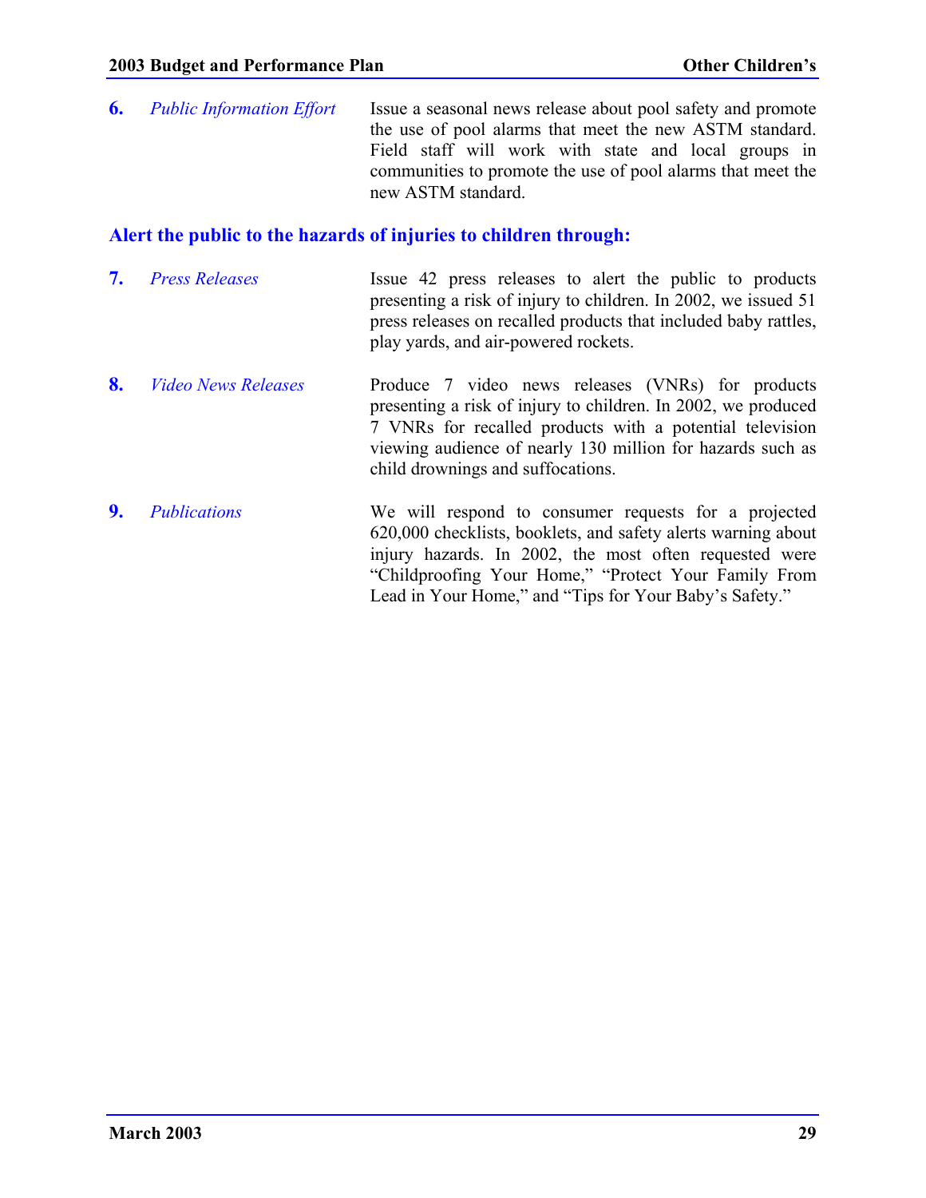6. *Public Information Effort* — Issue a seasonal news release about pool safety and promote the use of pool alarms that meet the new ASTM standard. Field staff will work with state and local groups in communities to promote the use of pool alarms that meet the new ASTM standard.

## Alert the public to the hazards of injuries to children through:

7. *Press Releases* — Issue 42 press releases to alert the public to products presenting a risk of injury to children. In 2002, we issued 51 press releases on recalled products that included baby rattles, play yards, and air-powered rockets.

8. *Video News Releases* — Produce 7 video news releases (VNRs) for products presenting a risk of injury to children. In 2002, we produced 7 VNRs for recalled products with a potential television viewing audience of nearly 130 million for hazards such as child drownings and suffocations.

9. *Publications* — We will respond to consumer requests for a projected 620,000 checklists, booklets, and safety alerts warning about injury hazards. In 2002, the most often requested were "Childproofing Your Home," "Protect Your Family From Lead in Your Home," and "Tips for Your Baby's Safety."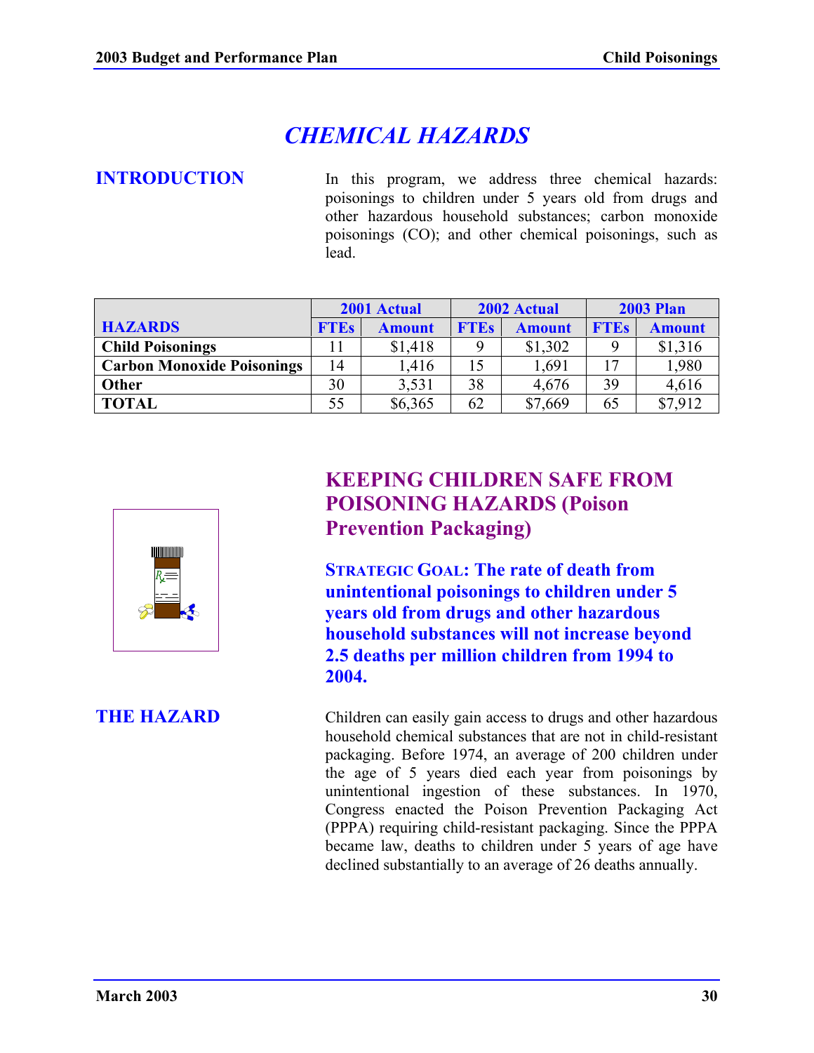# CHEMICAL HAZARDS

## INTRODUCTION

In this program, we address three chemical hazards: poisonings to children under 5 years old from drugs and other hazardous household substances; carbon monoxide poisonings (CO); and other chemical poisonings, such as lead.

| HAZARDS | 2001 Actual | | 2002 Actual | | 2003 Plan | |
|---|---|---|---|---|---|---|
| | FTEs | Amount | FTEs | Amount | FTEs | Amount |
| **Child Poisonings** | 11 | $1,418 | 9 | $1,302 | 9 | $1,316 |
| **Carbon Monoxide Poisonings** | 14 | 1,416 | 15 | 1,691 | 17 | 1,980 |
| **Other** | 30 | 3,531 | 38 | 4,676 | 39 | 4,616 |
| **TOTAL** | 55 | $6,365 | 62 | $7,669 | 65 | $7,912 |

## KEEPING CHILDREN SAFE FROM POISONING HAZARDS (Poison Prevention Packaging)

**STRATEGIC GOAL: The rate of death from unintentional poisonings to children under 5 years old from drugs and other hazardous household substances will not increase beyond 2.5 deaths per million children from 1994 to 2004.**

## THE HAZARD

Children can easily gain access to drugs and other hazardous household chemical substances that are not in child-resistant packaging. Before 1974, an average of 200 children under the age of 5 years died each year from poisonings by unintentional ingestion of these substances. In 1970, Congress enacted the Poison Prevention Packaging Act (PPPA) requiring child-resistant packaging. Since the PPPA became law, deaths to children under 5 years of age have declined substantially to an average of 26 deaths annually.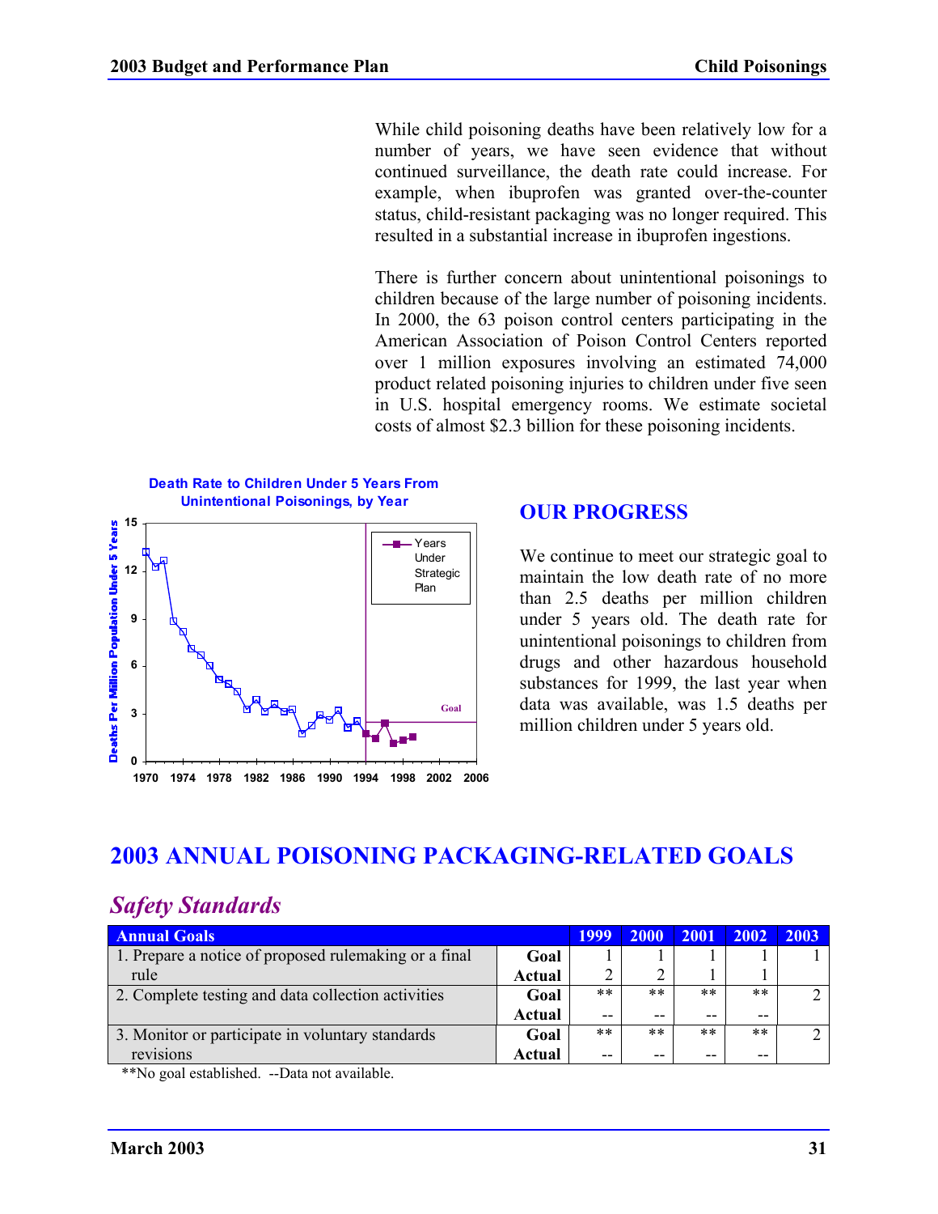While child poisoning deaths have been relatively low for a number of years, we have seen evidence that without continued surveillance, the death rate could increase. For example, when ibuprofen was granted over-the-counter status, child-resistant packaging was no longer required. This resulted in a substantial increase in ibuprofen ingestions.

There is further concern about unintentional poisonings to children because of the large number of poisoning incidents. In 2000, the 63 poison control centers participating in the American Association of Poison Control Centers reported over 1 million exposures involving an estimated 74,000 product related poisoning injuries to children under five seen in U.S. hospital emergency rooms. We estimate societal costs of almost $2.3 billion for these poisoning incidents.

**Death Rate to Children Under 5 Years From Unintentional Poisonings, by Year**

## OUR PROGRESS

We continue to meet our strategic goal to maintain the low death rate of no more than 2.5 deaths per million children under 5 years old. The death rate for unintentional poisonings to children from drugs and other hazardous household substances for 1999, the last year when data was available, was 1.5 deaths per million children under 5 years old.

## 2003 ANNUAL POISONING PACKAGING-RELATED GOALS

### *Safety Standards*

| Annual Goals | | 1999 | 2000 | 2001 | 2002 | 2003 |
|---|---|---|---|---|---|---|
| 1. Prepare a notice of proposed rulemaking or a final rule | **Goal** | 1 | 1 | 1 | 1 | 1 |
| | **Actual** | 2 | 2 | 1 | 1 | |
| 2. Complete testing and data collection activities | **Goal** | ** | ** | ** | ** | 2 |
| | **Actual** | -- | -- | -- | -- | |
| 3. Monitor or participate in voluntary standards revisions | **Goal** | ** | ** | ** | ** | 2 |
| | **Actual** | -- | -- | -- | -- | |

**No goal established. --Data not available.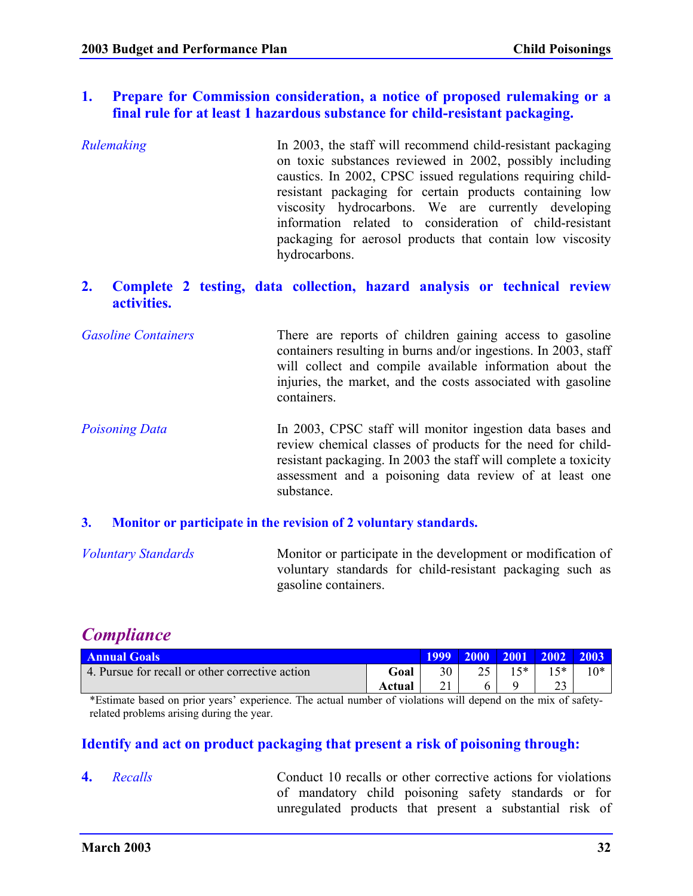### 1. Prepare for Commission consideration, a notice of proposed rulemaking or a final rule for at least 1 hazardous substance for child-resistant packaging.

*Rulemaking*

In 2003, the staff will recommend child-resistant packaging on toxic substances reviewed in 2002, possibly including caustics. In 2002, CPSC issued regulations requiring child-resistant packaging for certain products containing low viscosity hydrocarbons. We are currently developing information related to consideration of child-resistant packaging for aerosol products that contain low viscosity hydrocarbons.

### 2. Complete 2 testing, data collection, hazard analysis or technical review activities.

*Gasoline Containers*

There are reports of children gaining access to gasoline containers resulting in burns and/or ingestions. In 2003, staff will collect and compile available information about the injuries, the market, and the costs associated with gasoline containers.

*Poisoning Data*

In 2003, CPSC staff will monitor ingestion data bases and review chemical classes of products for the need for child-resistant packaging. In 2003 the staff will complete a toxicity assessment and a poisoning data review of at least one substance.

### 3. Monitor or participate in the revision of 2 voluntary standards.

*Voluntary Standards*

Monitor or participate in the development or modification of voluntary standards for child-resistant packaging such as gasoline containers.

## *Compliance*

| Annual Goals | | 1999 | 2000 | 2001 | 2002 | 2003 |
|---|---|---|---|---|---|---|
| 4. Pursue for recall or other corrective action | **Goal** | 30 | 25 | 15* | 15* | 10* |
| | **Actual** | 21 | 6 | 9 | 23 | |

*Estimate based on prior years' experience. The actual number of violations will depend on the mix of safety-related problems arising during the year.

### Identify and act on product packaging that present a risk of poisoning through:

**4.** *Recalls*

Conduct 10 recalls or other corrective actions for violations of mandatory child poisoning safety standards or for unregulated products that present a substantial risk of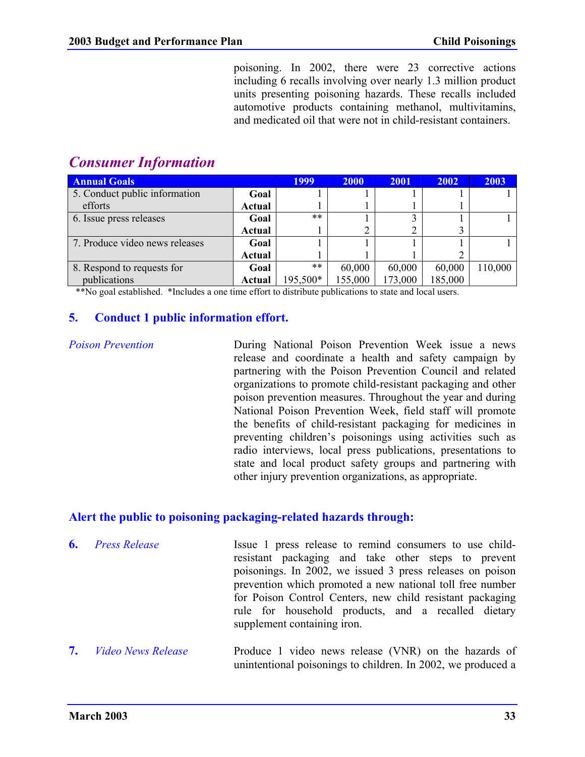poisoning. In 2002, there were 23 corrective actions including 6 recalls involving over nearly 1.3 million product units presenting poisoning hazards. These recalls included automotive products containing methanol, multivitamins, and medicated oil that were not in child-resistant containers.

## *Consumer Information*

| Annual Goals | | 1999 | 2000 | 2001 | 2002 | 2003 |
|---|---|---|---|---|---|---|
| 5. Conduct public information efforts | **Goal** | 1 | 1 | 1 | 1 | 1 |
| | **Actual** | 1 | 1 | 1 | 1 | |
| 6. Issue press releases | **Goal** | ** | 1 | 3 | 1 | 1 |
| | **Actual** | 1 | 2 | 2 | 3 | |
| 7. Produce video news releases | **Goal** | 1 | 1 | 1 | 1 | 1 |
| | **Actual** | 1 | 1 | 1 | 2 | |
| 8. Respond to requests for publications | **Goal** | ** | 60,000 | 60,000 | 60,000 | 110,000 |
| | **Actual** | 195,500* | 155,000 | 173,000 | 185,000 | |

**No goal established. *Includes a one time effort to distribute publications to state and local users.

### 5. Conduct 1 public information effort.

*Poison Prevention*

During National Poison Prevention Week issue a news release and coordinate a health and safety campaign by partnering with the Poison Prevention Council and related organizations to promote child-resistant packaging and other poison prevention measures. Throughout the year and during National Poison Prevention Week, field staff will promote the benefits of child-resistant packaging for medicines in preventing children's poisonings using activities such as radio interviews, local press publications, presentations to state and local product safety groups and partnering with other injury prevention organizations, as appropriate.

### Alert the public to poisoning packaging-related hazards through:

**6.** *Press Release*

Issue 1 press release to remind consumers to use child-resistant packaging and take other steps to prevent poisonings. In 2002, we issued 3 press releases on poison prevention which promoted a new national toll free number for Poison Control Centers, new child resistant packaging rule for household products, and a recalled dietary supplement containing iron.

**7.** *Video News Release*

Produce 1 video news release (VNR) on the hazards of unintentional poisonings to children. In 2002, we produced a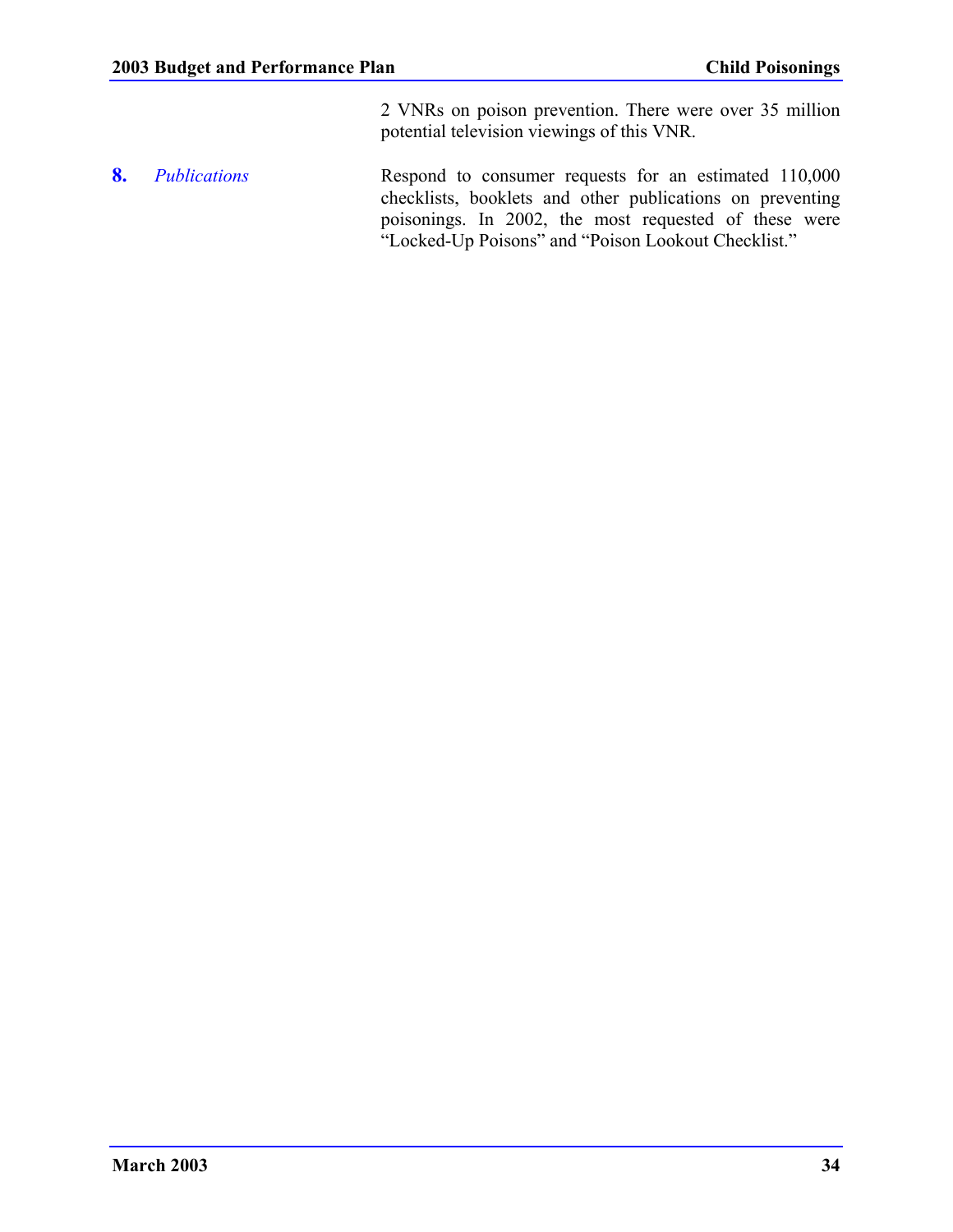2 VNRs on poison prevention. There were over 35 million potential television viewings of this VNR.

**8.** *Publications*

Respond to consumer requests for an estimated 110,000 checklists, booklets and other publications on preventing poisonings. In 2002, the most requested of these were “Locked-Up Poisons” and “Poison Lookout Checklist.”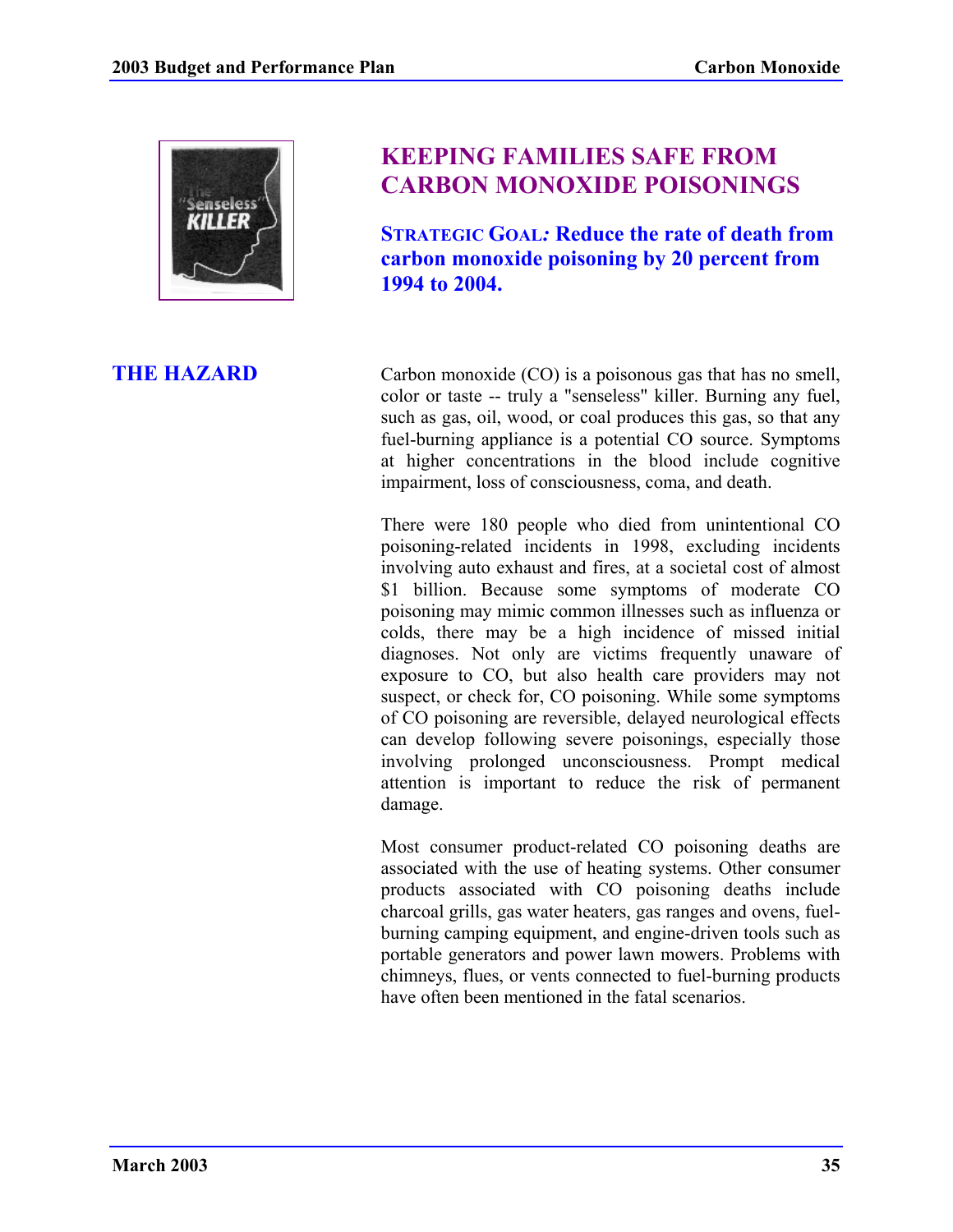# KEEPING FAMILIES SAFE FROM CARBON MONOXIDE POISONINGS

**STRATEGIC GOAL: Reduce the rate of death from carbon monoxide poisoning by 20 percent from 1994 to 2004.**

## THE HAZARD

Carbon monoxide (CO) is a poisonous gas that has no smell, color or taste -- truly a "senseless" killer. Burning any fuel, such as gas, oil, wood, or coal produces this gas, so that any fuel-burning appliance is a potential CO source. Symptoms at higher concentrations in the blood include cognitive impairment, loss of consciousness, coma, and death.

There were 180 people who died from unintentional CO poisoning-related incidents in 1998, excluding incidents involving auto exhaust and fires, at a societal cost of almost $1 billion. Because some symptoms of moderate CO poisoning may mimic common illnesses such as influenza or colds, there may be a high incidence of missed initial diagnoses. Not only are victims frequently unaware of exposure to CO, but also health care providers may not suspect, or check for, CO poisoning. While some symptoms of CO poisoning are reversible, delayed neurological effects can develop following severe poisonings, especially those involving prolonged unconsciousness. Prompt medical attention is important to reduce the risk of permanent damage.

Most consumer product-related CO poisoning deaths are associated with the use of heating systems. Other consumer products associated with CO poisoning deaths include charcoal grills, gas water heaters, gas ranges and ovens, fuel-burning camping equipment, and engine-driven tools such as portable generators and power lawn mowers. Problems with chimneys, flues, or vents connected to fuel-burning products have often been mentioned in the fatal scenarios.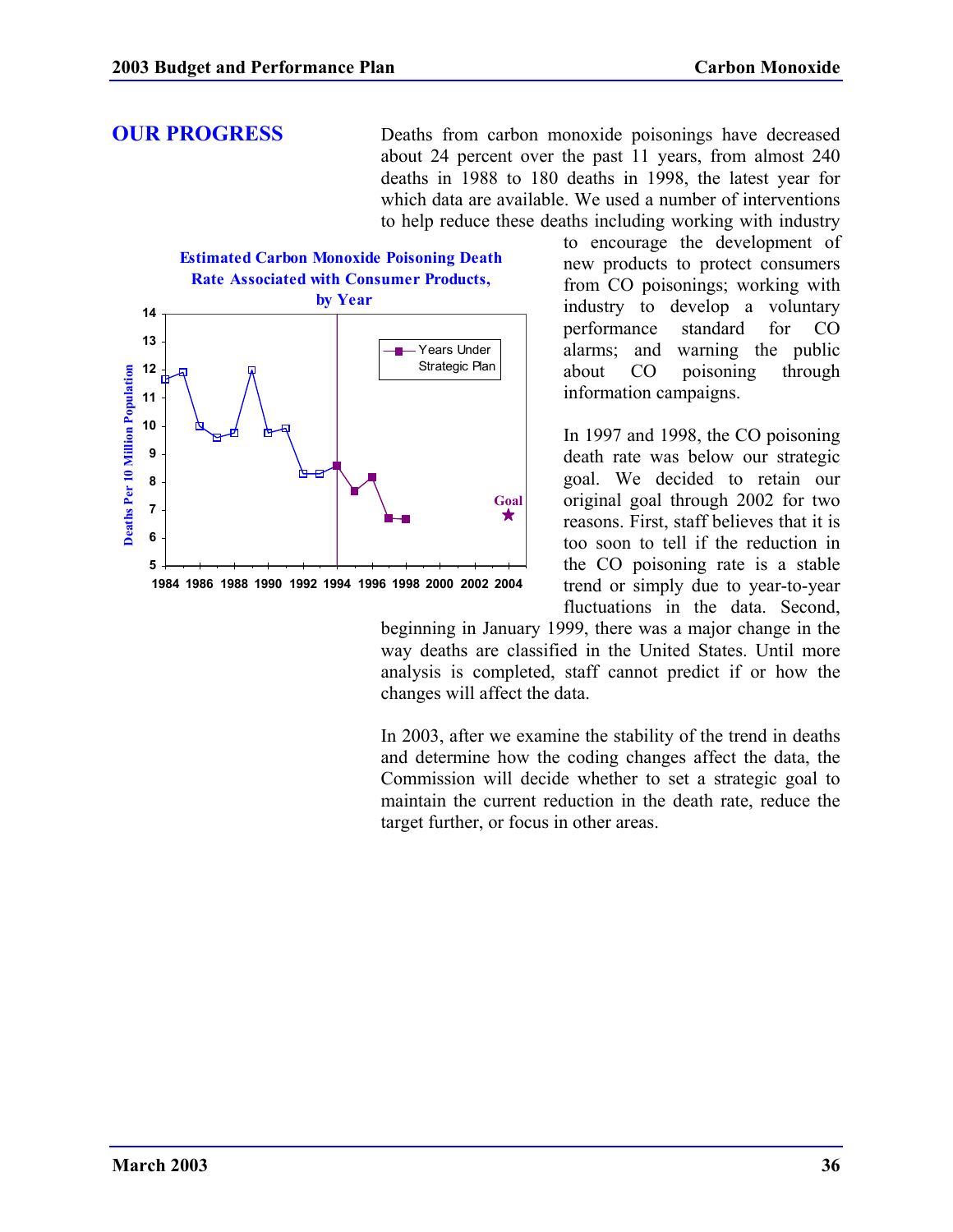## OUR PROGRESS

Deaths from carbon monoxide poisonings have decreased about 24 percent over the past 11 years, from almost 240 deaths in 1988 to 180 deaths in 1998, the latest year for which data are available. We used a number of interventions to help reduce these deaths including working with industry to encourage the development of new products to protect consumers from CO poisonings; working with industry to develop a voluntary performance standard for CO alarms; and warning the public about CO poisoning through information campaigns.

**Estimated Carbon Monoxide Poisoning Death Rate Associated with Consumer Products, by Year**

In 1997 and 1998, the CO poisoning death rate was below our strategic goal. We decided to retain our original goal through 2002 for two reasons. First, staff believes that it is too soon to tell if the reduction in the CO poisoning rate is a stable trend or simply due to year-to-year fluctuations in the data. Second, beginning in January 1999, there was a major change in the way deaths are classified in the United States. Until more analysis is completed, staff cannot predict if or how the changes will affect the data.

In 2003, after we examine the stability of the trend in deaths and determine how the coding changes affect the data, the Commission will decide whether to set a strategic goal to maintain the current reduction in the death rate, reduce the target further, or focus in other areas.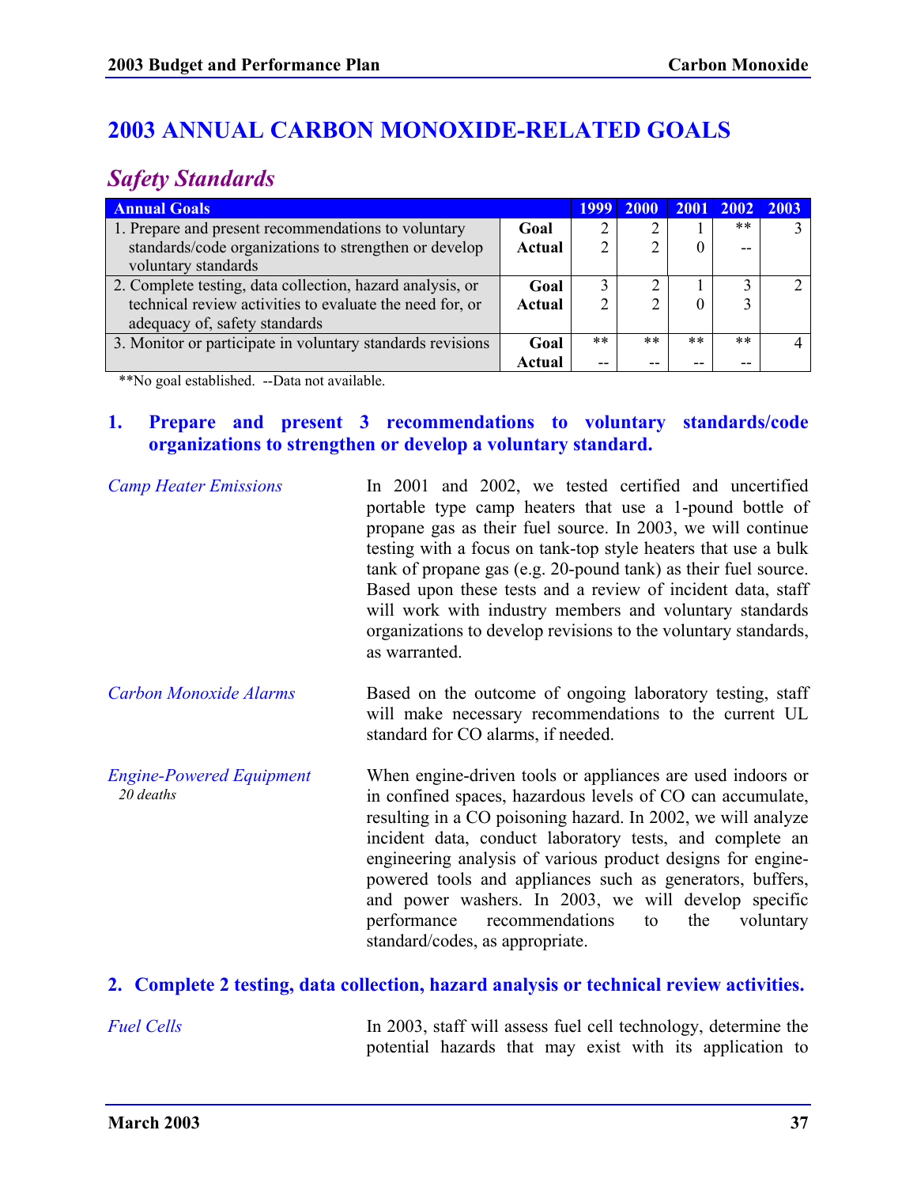# 2003 ANNUAL CARBON MONOXIDE-RELATED GOALS

## *Safety Standards*

| Annual Goals | | 1999 | 2000 | 2001 | 2002 | 2003 |
|---|---|---|---|---|---|---|
| 1. Prepare and present recommendations to voluntary standards/code organizations to strengthen or develop voluntary standards | Goal | 2 | 2 | 1 | ** | 3 |
| | Actual | 2 | 2 | 0 | -- | |
| 2. Complete testing, data collection, hazard analysis, or technical review activities to evaluate the need for, or adequacy of, safety standards | Goal | 3 | 2 | 1 | 3 | 2 |
| | Actual | 2 | 2 | 0 | 3 | |
| 3. Monitor or participate in voluntary standards revisions | Goal | ** | ** | ** | ** | 4 |
| | Actual | -- | -- | -- | -- | |

**No goal established. --Data not available.

### 1. Prepare and present 3 recommendations to voluntary standards/code organizations to strengthen or develop a voluntary standard.

*Camp Heater Emissions*

In 2001 and 2002, we tested certified and uncertified portable type camp heaters that use a 1-pound bottle of propane gas as their fuel source. In 2003, we will continue testing with a focus on tank-top style heaters that use a bulk tank of propane gas (e.g. 20-pound tank) as their fuel source. Based upon these tests and a review of incident data, staff will work with industry members and voluntary standards organizations to develop revisions to the voluntary standards, as warranted.

*Carbon Monoxide Alarms*

Based on the outcome of ongoing laboratory testing, staff will make necessary recommendations to the current UL standard for CO alarms, if needed.

*Engine-Powered Equipment*
*20 deaths*

When engine-driven tools or appliances are used indoors or in confined spaces, hazardous levels of CO can accumulate, resulting in a CO poisoning hazard. In 2002, we will analyze incident data, conduct laboratory tests, and complete an engineering analysis of various product designs for engine-powered tools and appliances such as generators, buffers, and power washers. In 2003, we will develop specific performance recommendations to the voluntary standard/codes, as appropriate.

### 2. Complete 2 testing, data collection, hazard analysis or technical review activities.

*Fuel Cells*

In 2003, staff will assess fuel cell technology, determine the potential hazards that may exist with its application to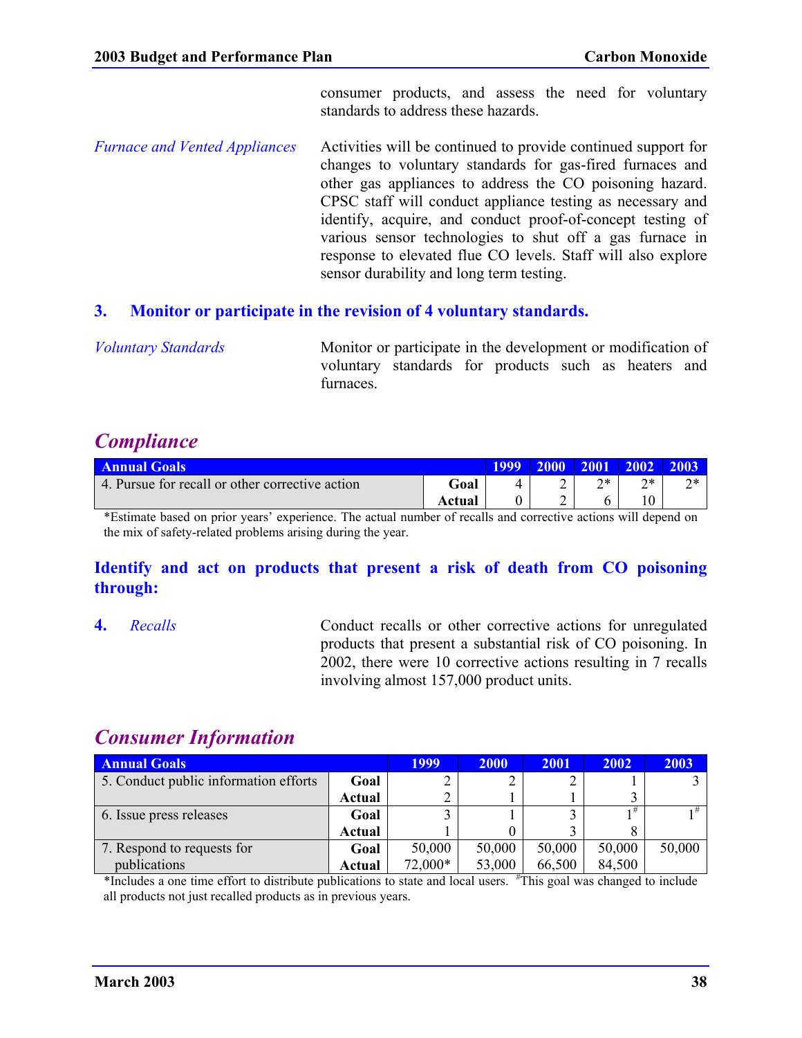consumer products, and assess the need for voluntary standards to address these hazards.

*Furnace and Vented Appliances* — Activities will be continued to provide continued support for changes to voluntary standards for gas-fired furnaces and other gas appliances to address the CO poisoning hazard. CPSC staff will conduct appliance testing as necessary and identify, acquire, and conduct proof-of-concept testing of various sensor technologies to shut off a gas furnace in response to elevated flue CO levels. Staff will also explore sensor durability and long term testing.

### 3. Monitor or participate in the revision of 4 voluntary standards.

*Voluntary Standards* — Monitor or participate in the development or modification of voluntary standards for products such as heaters and furnaces.

## *Compliance*

| Annual Goals | | 1999 | 2000 | 2001 | 2002 | 2003 |
|---|---|---|---|---|---|---|
| 4. Pursue for recall or other corrective action | **Goal** | 4 | 2 | 2* | 2* | 2* |
| | **Actual** | 0 | 2 | 6 | 10 | |

*Estimate based on prior years' experience. The actual number of recalls and corrective actions will depend on the mix of safety-related problems arising during the year.

### Identify and act on products that present a risk of death from CO poisoning through:

**4.** *Recalls* — Conduct recalls or other corrective actions for unregulated products that present a substantial risk of CO poisoning. In 2002, there were 10 corrective actions resulting in 7 recalls involving almost 157,000 product units.

## *Consumer Information*

| Annual Goals | | 1999 | 2000 | 2001 | 2002 | 2003 |
|---|---|---|---|---|---|---|
| 5. Conduct public information efforts | **Goal** | 2 | 2 | 2 | 1 | 3 |
| | **Actual** | 2 | 1 | 1 | 3 | |
| 6. Issue press releases | **Goal** | 3 | 1 | 3 | 1# | 1# |
| | **Actual** | 1 | 0 | 3 | 8 | |
| 7. Respond to requests for publications | **Goal** | 50,000 | 50,000 | 50,000 | 50,000 | 50,000 |
| | **Actual** | 72,000* | 53,000 | 66,500 | 84,500 | |

*Includes a one time effort to distribute publications to state and local users. #This goal was changed to include all products not just recalled products as in previous years.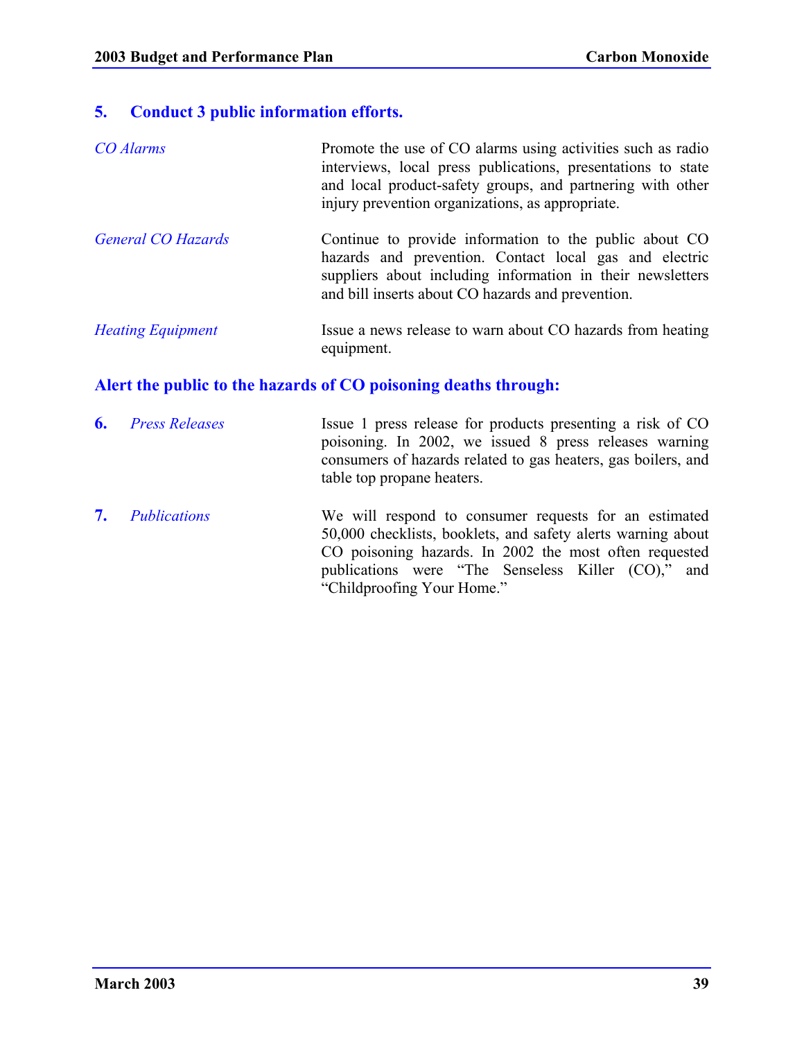### 5. Conduct 3 public information efforts.

*CO Alarms*

Promote the use of CO alarms using activities such as radio interviews, local press publications, presentations to state and local product-safety groups, and partnering with other injury prevention organizations, as appropriate.

*General CO Hazards*

Continue to provide information to the public about CO hazards and prevention. Contact local gas and electric suppliers about including information in their newsletters and bill inserts about CO hazards and prevention.

*Heating Equipment*

Issue a news release to warn about CO hazards from heating equipment.

### Alert the public to the hazards of CO poisoning deaths through:

**6.** *Press Releases*

Issue 1 press release for products presenting a risk of CO poisoning. In 2002, we issued 8 press releases warning consumers of hazards related to gas heaters, gas boilers, and table top propane heaters.

**7.** *Publications*

We will respond to consumer requests for an estimated 50,000 checklists, booklets, and safety alerts warning about CO poisoning hazards. In 2002 the most often requested publications were "The Senseless Killer (CO)," and "Childproofing Your Home."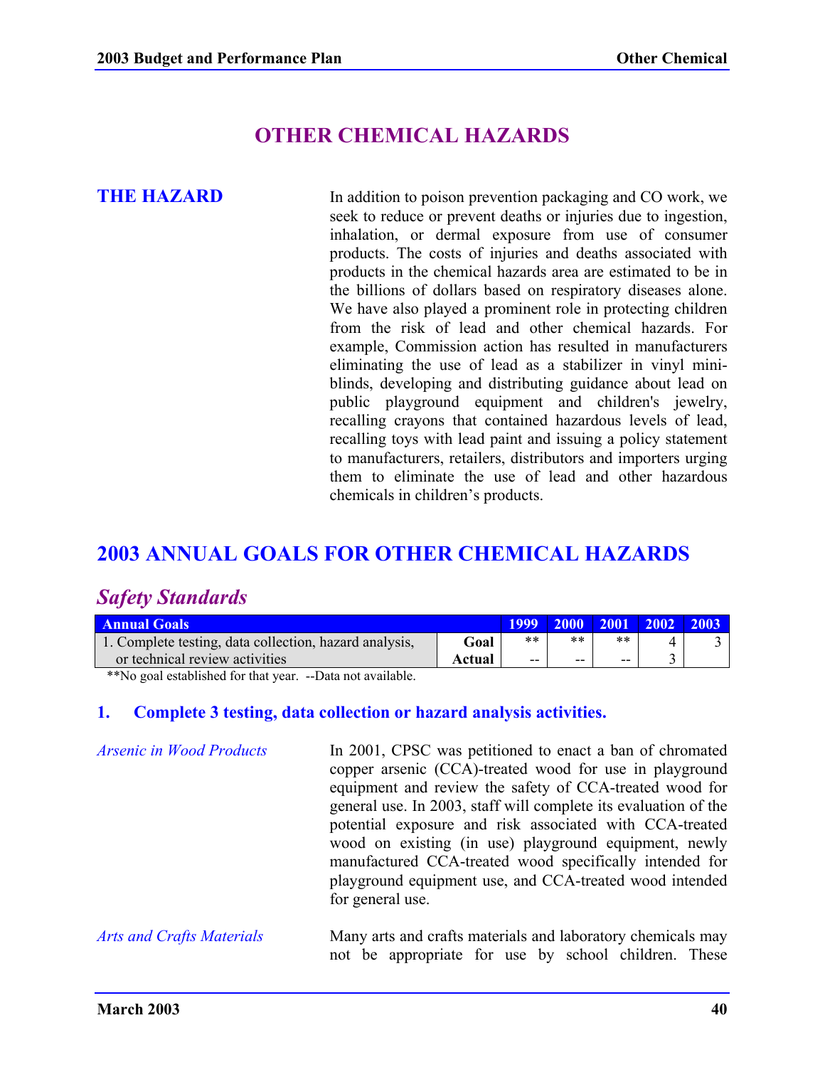# OTHER CHEMICAL HAZARDS

## THE HAZARD

In addition to poison prevention packaging and CO work, we seek to reduce or prevent deaths or injuries due to ingestion, inhalation, or dermal exposure from use of consumer products. The costs of injuries and deaths associated with products in the chemical hazards area are estimated to be in the billions of dollars based on respiratory diseases alone. We have also played a prominent role in protecting children from the risk of lead and other chemical hazards. For example, Commission action has resulted in manufacturers eliminating the use of lead as a stabilizer in vinyl mini-blinds, developing and distributing guidance about lead on public playground equipment and children's jewelry, recalling crayons that contained hazardous levels of lead, recalling toys with lead paint and issuing a policy statement to manufacturers, retailers, distributors and importers urging them to eliminate the use of lead and other hazardous chemicals in children's products.

## 2003 ANNUAL GOALS FOR OTHER CHEMICAL HAZARDS

### *Safety Standards*

| Annual Goals | | 1999 | 2000 | 2001 | 2002 | 2003 |
|---|---|---|---|---|---|---|
| 1. Complete testing, data collection, hazard analysis, or technical review activities | **Goal** | ** | ** | ** | 4 | 3 |
| | **Actual** | -- | -- | -- | 3 | |

**No goal established for that year. --Data not available.

### 1. Complete 3 testing, data collection or hazard analysis activities.

*Arsenic in Wood Products*

In 2001, CPSC was petitioned to enact a ban of chromated copper arsenic (CCA)-treated wood for use in playground equipment and review the safety of CCA-treated wood for general use. In 2003, staff will complete its evaluation of the potential exposure and risk associated with CCA-treated wood on existing (in use) playground equipment, newly manufactured CCA-treated wood specifically intended for playground equipment use, and CCA-treated wood intended for general use.

*Arts and Crafts Materials*

Many arts and crafts materials and laboratory chemicals may not be appropriate for use by school children. These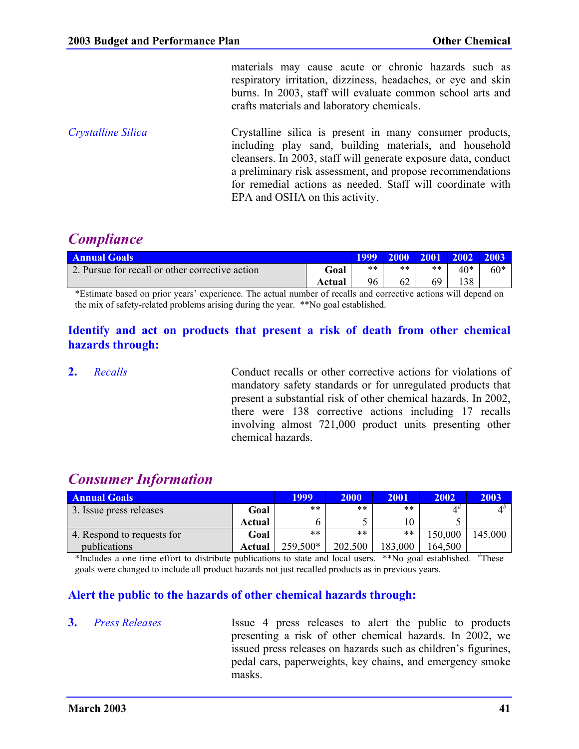materials may cause acute or chronic hazards such as respiratory irritation, dizziness, headaches, or eye and skin burns. In 2003, staff will evaluate common school arts and crafts materials and laboratory chemicals.

*Crystalline Silica*

Crystalline silica is present in many consumer products, including play sand, building materials, and household cleansers. In 2003, staff will generate exposure data, conduct a preliminary risk assessment, and propose recommendations for remedial actions as needed. Staff will coordinate with EPA and OSHA on this activity.

## *Compliance*

| Annual Goals | | 1999 | 2000 | 2001 | 2002 | 2003 |
|---|---|---|---|---|---|---|
| 2. Pursue for recall or other corrective action | Goal | ** | ** | ** | 40* | 60* |
| | Actual | 96 | 62 | 69 | 138 | |

*Estimate based on prior years' experience. The actual number of recalls and corrective actions will depend on the mix of safety-related problems arising during the year. **No goal established.

### Identify and act on products that present a risk of death from other chemical hazards through:

**2.** *Recalls*

Conduct recalls or other corrective actions for violations of mandatory safety standards or for unregulated products that present a substantial risk of other chemical hazards. In 2002, there were 138 corrective actions including 17 recalls involving almost 721,000 product units presenting other chemical hazards.

## *Consumer Information*

| Annual Goals | | 1999 | 2000 | 2001 | 2002 | 2003 |
|---|---|---|---|---|---|---|
| 3. Issue press releases | Goal | ** | ** | ** | 4# | 4# |
| | Actual | 6 | 5 | 10 | 5 | |
| 4. Respond to requests for publications | Goal | ** | ** | ** | 150,000 | 145,000 |
| | Actual | 259,500* | 202,500 | 183,000 | 164,500 | |

*Includes a one time effort to distribute publications to state and local users. **No goal established. #These goals were changed to include all product hazards not just recalled products as in previous years.

### Alert the public to the hazards of other chemical hazards through:

**3.** *Press Releases*

Issue 4 press releases to alert the public to products presenting a risk of other chemical hazards. In 2002, we issued press releases on hazards such as children's figurines, pedal cars, paperweights, key chains, and emergency smoke masks.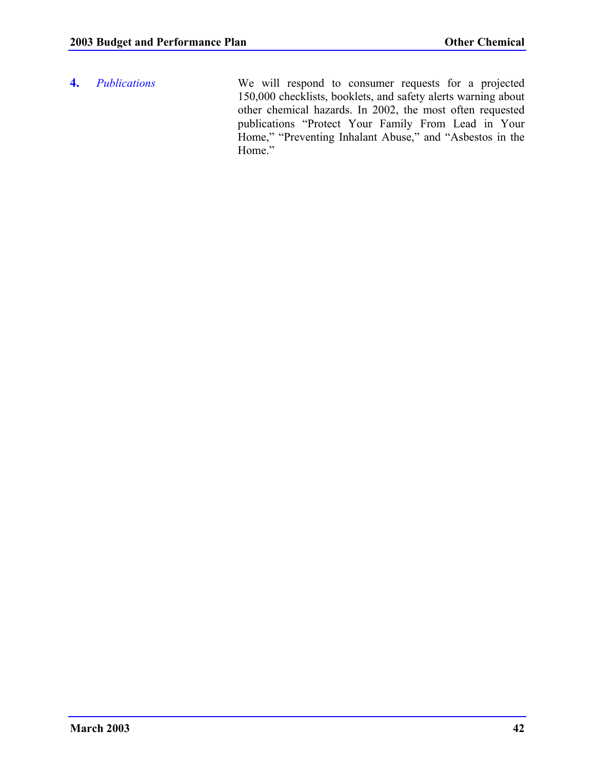**4.** *Publications*

We will respond to consumer requests for a projected 150,000 checklists, booklets, and safety alerts warning about other chemical hazards. In 2002, the most often requested publications "Protect Your Family From Lead in Your Home," "Preventing Inhalant Abuse," and "Asbestos in the Home."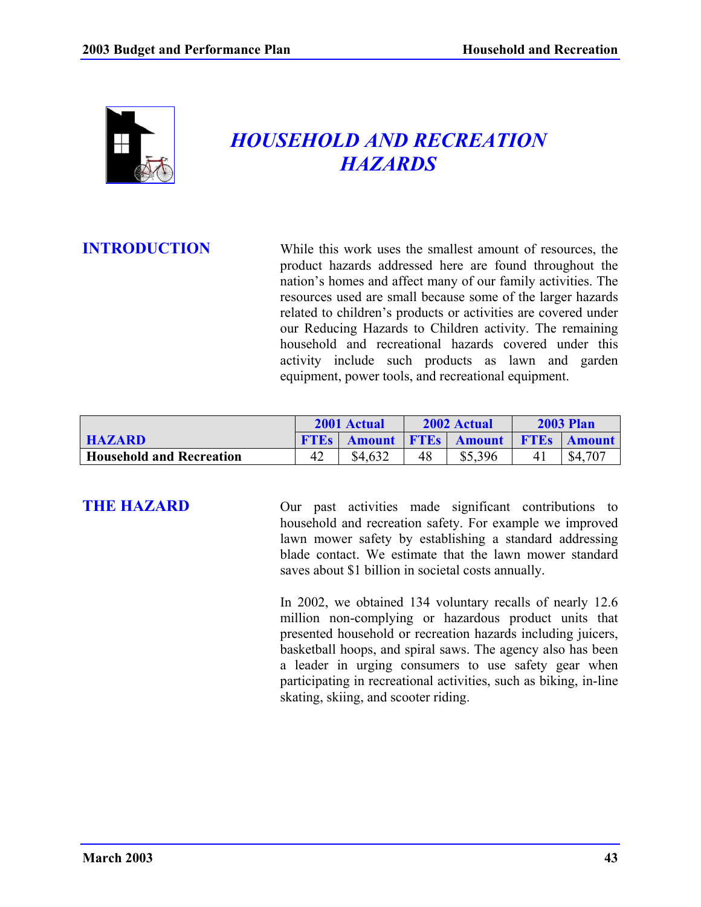# HOUSEHOLD AND RECREATION HAZARDS

## INTRODUCTION

While this work uses the smallest amount of resources, the product hazards addressed here are found throughout the nation's homes and affect many of our family activities. The resources used are small because some of the larger hazards related to children's products or activities are covered under our Reducing Hazards to Children activity. The remaining household and recreational hazards covered under this activity include such products as lawn and garden equipment, power tools, and recreational equipment.

| HAZARD | 2001 Actual | | 2002 Actual | | 2003 Plan | |
|---|---|---|---|---|---|---|
| | FTEs | Amount | FTEs | Amount | FTEs | Amount |
| **Household and Recreation** | 42 | $4,632 | 48 | $5,396 | 41 | $4,707 |

## THE HAZARD

Our past activities made significant contributions to household and recreation safety. For example we improved lawn mower safety by establishing a standard addressing blade contact. We estimate that the lawn mower standard saves about $1 billion in societal costs annually.

In 2002, we obtained 134 voluntary recalls of nearly 12.6 million non-complying or hazardous product units that presented household or recreation hazards including juicers, basketball hoops, and spiral saws. The agency also has been a leader in urging consumers to use safety gear when participating in recreational activities, such as biking, in-line skating, skiing, and scooter riding.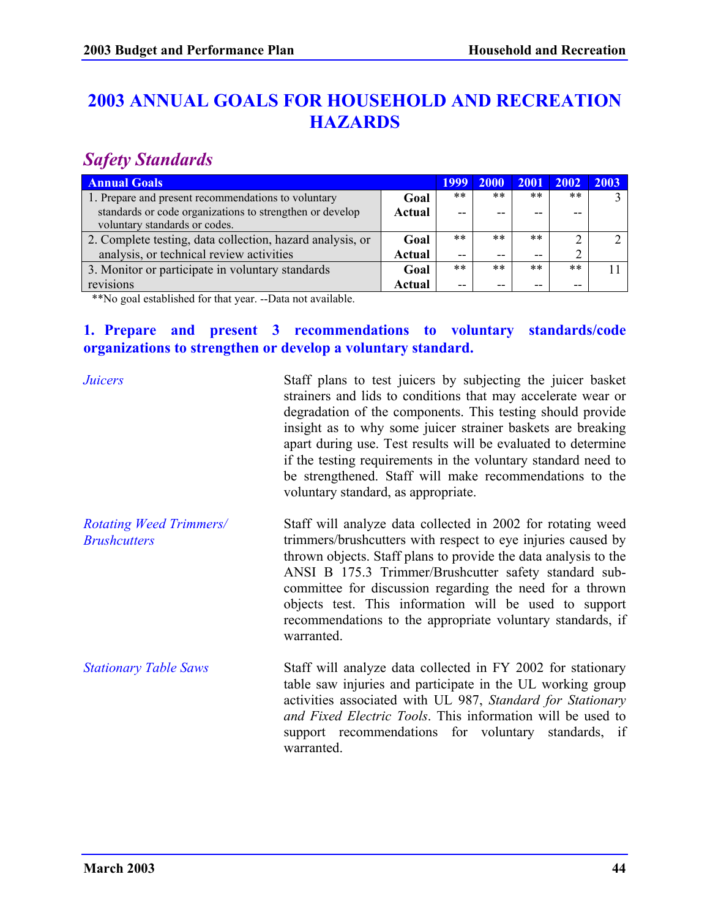# 2003 ANNUAL GOALS FOR HOUSEHOLD AND RECREATION HAZARDS

## *Safety Standards*

| Annual Goals | | 1999 | 2000 | 2001 | 2002 | 2003 |
|---|---|---|---|---|---|---|
| 1. Prepare and present recommendations to voluntary standards or code organizations to strengthen or develop voluntary standards or codes. | Goal | ** | ** | ** | ** | 3 |
| | Actual | -- | -- | -- | -- | |
| 2. Complete testing, data collection, hazard analysis, or analysis, or technical review activities | Goal | ** | ** | ** | 2 | 2 |
| | Actual | -- | -- | -- | 2 | |
| 3. Monitor or participate in voluntary standards revisions | Goal | ** | ** | ** | ** | 11 |
| | Actual | -- | -- | -- | -- | |

**No goal established for that year. --Data not available.

### 1. Prepare and present 3 recommendations to voluntary standards/code organizations to strengthen or develop a voluntary standard.

*Juicers*

Staff plans to test juicers by subjecting the juicer basket strainers and lids to conditions that may accelerate wear or degradation of the components. This testing should provide insight as to why some juicer strainer baskets are breaking apart during use. Test results will be evaluated to determine if the testing requirements in the voluntary standard need to be strengthened. Staff will make recommendations to the voluntary standard, as appropriate.

*Rotating Weed Trimmers/ Brushcutters*

Staff will analyze data collected in 2002 for rotating weed trimmers/brushcutters with respect to eye injuries caused by thrown objects. Staff plans to provide the data analysis to the ANSI B 175.3 Trimmer/Brushcutter safety standard sub-committee for discussion regarding the need for a thrown objects test. This information will be used to support recommendations to the appropriate voluntary standards, if warranted.

*Stationary Table Saws*

Staff will analyze data collected in FY 2002 for stationary table saw injuries and participate in the UL working group activities associated with UL 987, *Standard for Stationary and Fixed Electric Tools*. This information will be used to support recommendations for voluntary standards, if warranted.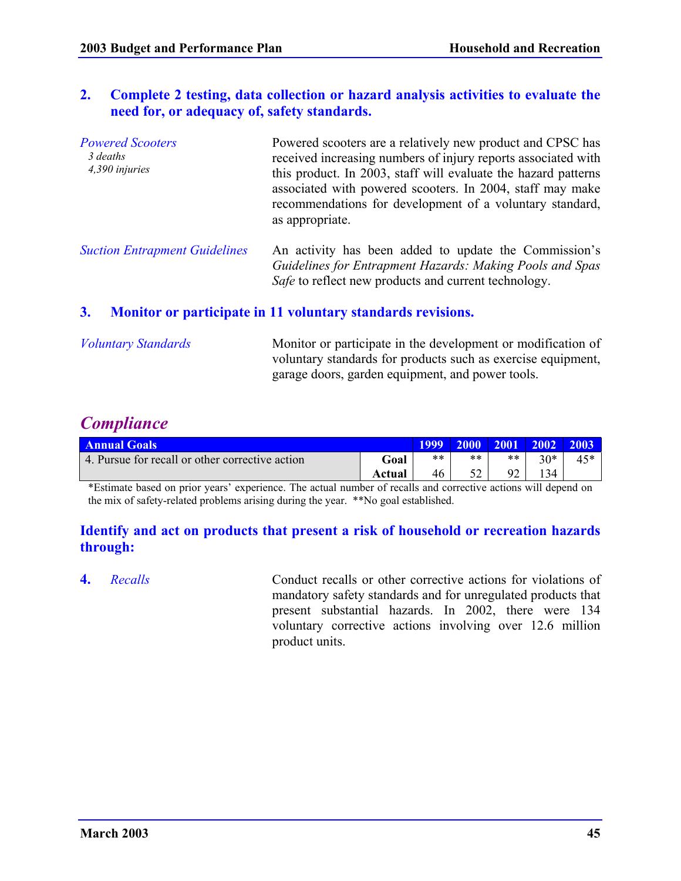**2. Complete 2 testing, data collection or hazard analysis activities to evaluate the need for, or adequacy of, safety standards.**

*Powered Scooters*
*3 deaths*
*4,390 injuries*

Powered scooters are a relatively new product and CPSC has received increasing numbers of injury reports associated with this product. In 2003, staff will evaluate the hazard patterns associated with powered scooters. In 2004, staff may make recommendations for development of a voluntary standard, as appropriate.

*Suction Entrapment Guidelines*

An activity has been added to update the Commission's *Guidelines for Entrapment Hazards: Making Pools and Spas Safe* to reflect new products and current technology.

**3. Monitor or participate in 11 voluntary standards revisions.**

*Voluntary Standards*

Monitor or participate in the development or modification of voluntary standards for products such as exercise equipment, garage doors, garden equipment, and power tools.

## *Compliance*

| Annual Goals | | 1999 | 2000 | 2001 | 2002 | 2003 |
|---|---|---|---|---|---|---|
| 4. Pursue for recall or other corrective action | **Goal** | ** | ** | ** | 30* | 45* |
| | **Actual** | 46 | 52 | 92 | 134 | |

*Estimate based on prior years' experience. The actual number of recalls and corrective actions will depend on the mix of safety-related problems arising during the year. **No goal established.

**Identify and act on products that present a risk of household or recreation hazards through:**

**4.** *Recalls*

Conduct recalls or other corrective actions for violations of mandatory safety standards and for unregulated products that present substantial hazards. In 2002, there were 134 voluntary corrective actions involving over 12.6 million product units.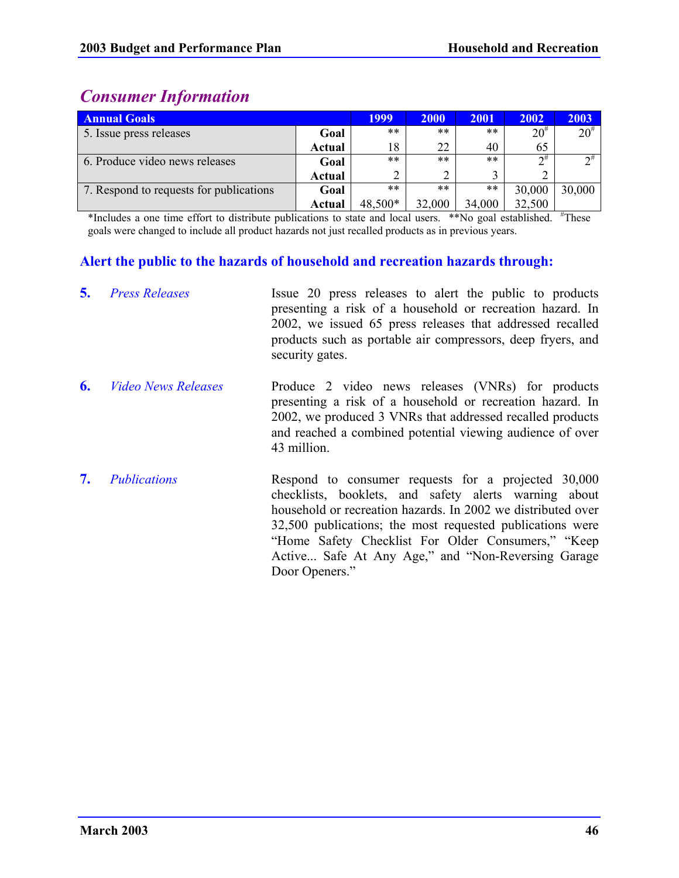## Consumer Information

| Annual Goals | | 1999 | 2000 | 2001 | 2002 | 2003 |
|---|---|---|---|---|---|---|
| 5. Issue press releases | **Goal** | ** | ** | ** | 20[#] | 20[#] |
| | **Actual** | 18 | 22 | 40 | 65 | |
| 6. Produce video news releases | **Goal** | ** | ** | ** | 2[#] | 2[#] |
| | **Actual** | 2 | 2 | 3 | 2 | |
| 7. Respond to requests for publications | **Goal** | ** | ** | ** | 30,000 | 30,000 |
| | **Actual** | 48,500* | 32,000 | 34,000 | 32,500 | |

*Includes a one time effort to distribute publications to state and local users. **No goal established. [#]These goals were changed to include all product hazards not just recalled products as in previous years.

### Alert the public to the hazards of household and recreation hazards through:

**5.** *Press Releases*

Issue 20 press releases to alert the public to products presenting a risk of a household or recreation hazard. In 2002, we issued 65 press releases that addressed recalled products such as portable air compressors, deep fryers, and security gates.

**6.** *Video News Releases*

Produce 2 video news releases (VNRs) for products presenting a risk of a household or recreation hazard. In 2002, we produced 3 VNRs that addressed recalled products and reached a combined potential viewing audience of over 43 million.

**7.** *Publications*

Respond to consumer requests for a projected 30,000 checklists, booklets, and safety alerts warning about household or recreation hazards. In 2002 we distributed over 32,500 publications; the most requested publications were "Home Safety Checklist For Older Consumers," "Keep Active... Safe At Any Age," and "Non-Reversing Garage Door Openers."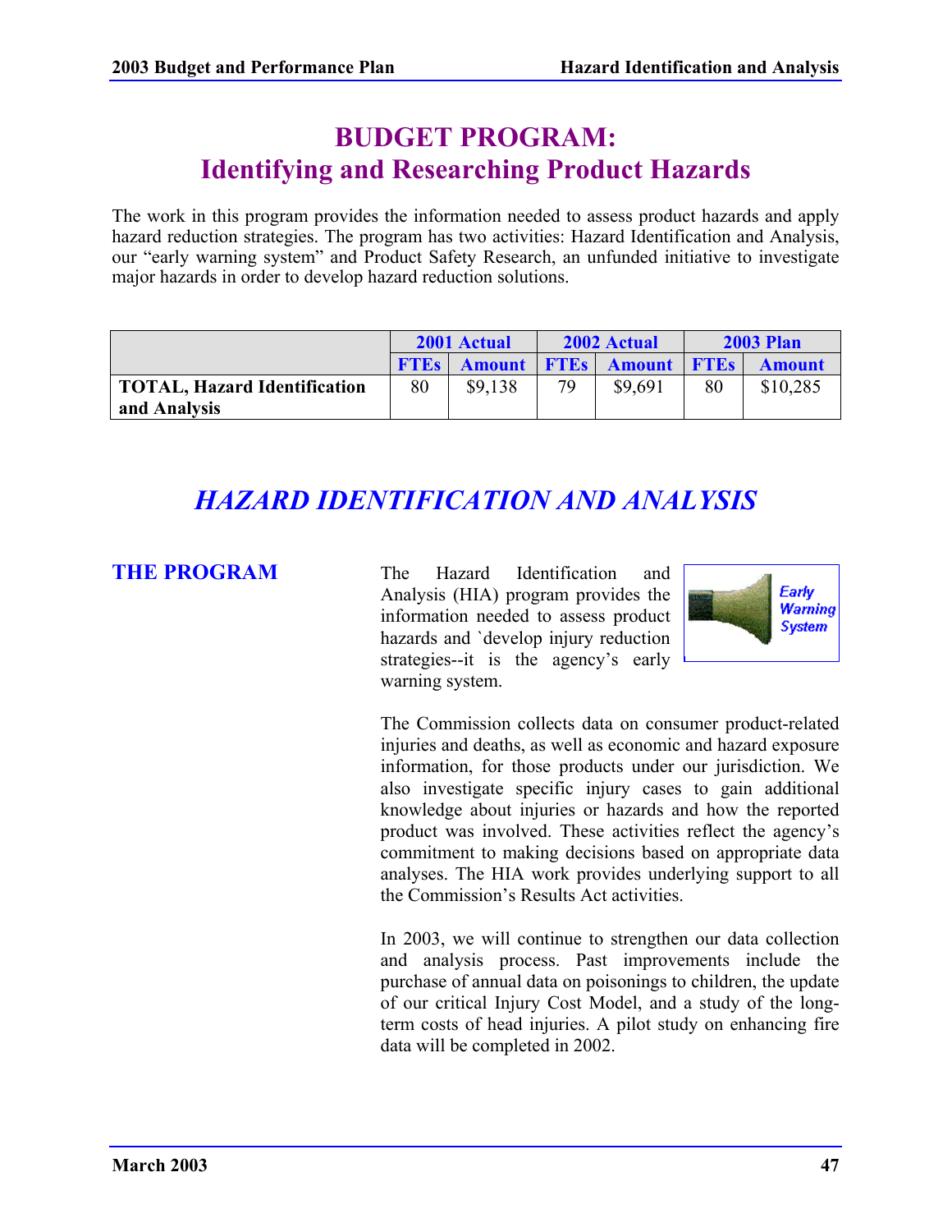# BUDGET PROGRAM:
# Identifying and Researching Product Hazards

The work in this program provides the information needed to assess product hazards and apply hazard reduction strategies. The program has two activities: Hazard Identification and Analysis, our "early warning system" and Product Safety Research, an unfunded initiative to investigate major hazards in order to develop hazard reduction solutions.

| | 2001 Actual | | 2002 Actual | | 2003 Plan | |
|---|---|---|---|---|---|---|
| | FTEs | Amount | FTEs | Amount | FTEs | Amount |
| **TOTAL, Hazard Identification and Analysis** | 80 | $9,138 | 79 | $9,691 | 80 | $10,285 |

## *HAZARD IDENTIFICATION AND ANALYSIS*

### THE PROGRAM

The Hazard Identification and Analysis (HIA) program provides the information needed to assess product hazards and `develop injury reduction strategies--it is the agency's early warning system.

Early Warning System

The Commission collects data on consumer product-related injuries and deaths, as well as economic and hazard exposure information, for those products under our jurisdiction. We also investigate specific injury cases to gain additional knowledge about injuries or hazards and how the reported product was involved. These activities reflect the agency's commitment to making decisions based on appropriate data analyses. The HIA work provides underlying support to all the Commission's Results Act activities.

In 2003, we will continue to strengthen our data collection and analysis process. Past improvements include the purchase of annual data on poisonings to children, the update of our critical Injury Cost Model, and a study of the long-term costs of head injuries. A pilot study on enhancing fire data will be completed in 2002.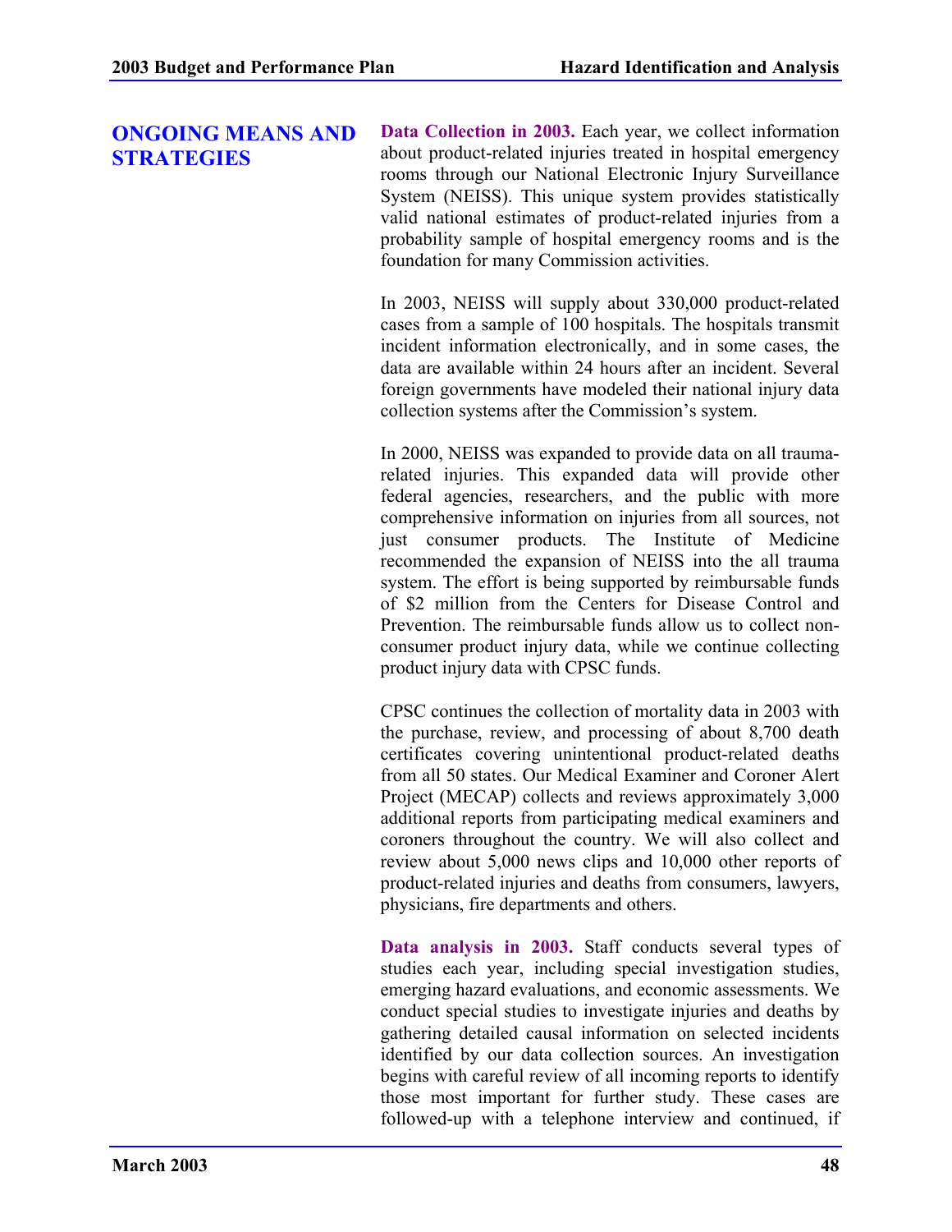## ONGOING MEANS AND STRATEGIES

**Data Collection in 2003.** Each year, we collect information about product-related injuries treated in hospital emergency rooms through our National Electronic Injury Surveillance System (NEISS). This unique system provides statistically valid national estimates of product-related injuries from a probability sample of hospital emergency rooms and is the foundation for many Commission activities.

In 2003, NEISS will supply about 330,000 product-related cases from a sample of 100 hospitals. The hospitals transmit incident information electronically, and in some cases, the data are available within 24 hours after an incident. Several foreign governments have modeled their national injury data collection systems after the Commission's system.

In 2000, NEISS was expanded to provide data on all trauma-related injuries. This expanded data will provide other federal agencies, researchers, and the public with more comprehensive information on injuries from all sources, not just consumer products. The Institute of Medicine recommended the expansion of NEISS into the all trauma system. The effort is being supported by reimbursable funds of $2 million from the Centers for Disease Control and Prevention. The reimbursable funds allow us to collect non-consumer product injury data, while we continue collecting product injury data with CPSC funds.

CPSC continues the collection of mortality data in 2003 with the purchase, review, and processing of about 8,700 death certificates covering unintentional product-related deaths from all 50 states. Our Medical Examiner and Coroner Alert Project (MECAP) collects and reviews approximately 3,000 additional reports from participating medical examiners and coroners throughout the country. We will also collect and review about 5,000 news clips and 10,000 other reports of product-related injuries and deaths from consumers, lawyers, physicians, fire departments and others.

**Data analysis in 2003.** Staff conducts several types of studies each year, including special investigation studies, emerging hazard evaluations, and economic assessments. We conduct special studies to investigate injuries and deaths by gathering detailed causal information on selected incidents identified by our data collection sources. An investigation begins with careful review of all incoming reports to identify those most important for further study. These cases are followed-up with a telephone interview and continued, if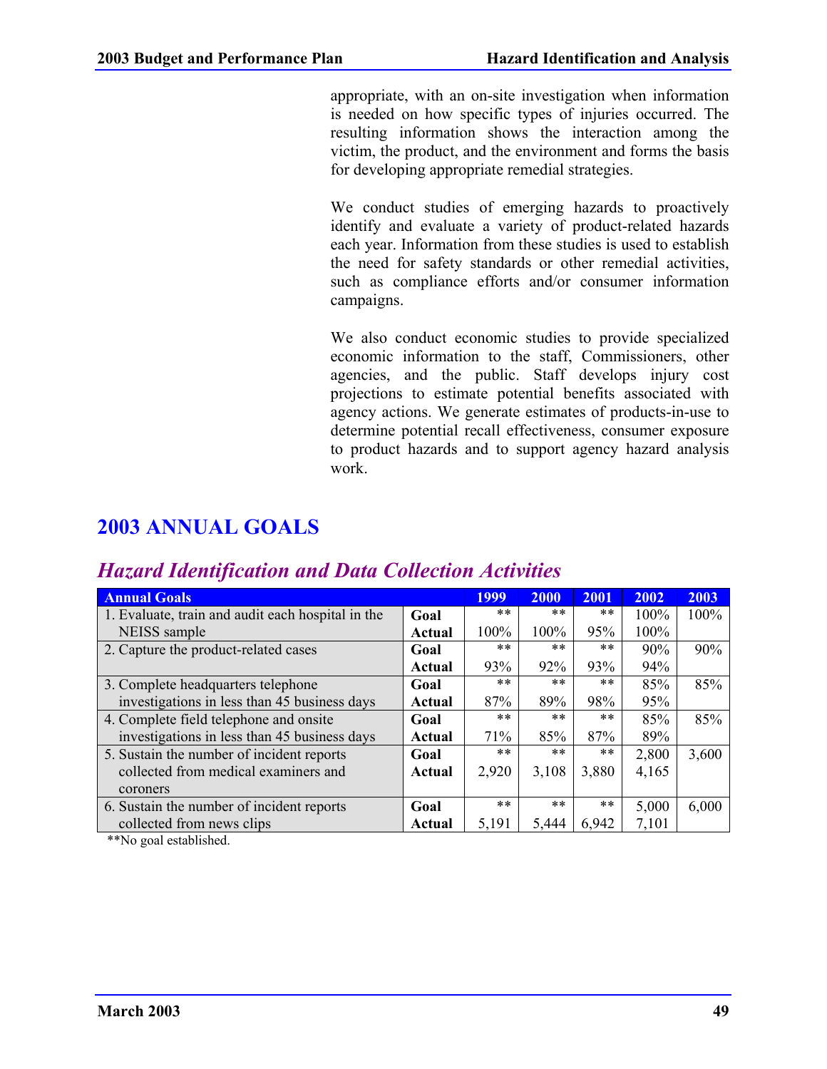appropriate, with an on-site investigation when information is needed on how specific types of injuries occurred. The resulting information shows the interaction among the victim, the product, and the environment and forms the basis for developing appropriate remedial strategies.

We conduct studies of emerging hazards to proactively identify and evaluate a variety of product-related hazards each year. Information from these studies is used to establish the need for safety standards or other remedial activities, such as compliance efforts and/or consumer information campaigns.

We also conduct economic studies to provide specialized economic information to the staff, Commissioners, other agencies, and the public. Staff develops injury cost projections to estimate potential benefits associated with agency actions. We generate estimates of products-in-use to determine potential recall effectiveness, consumer exposure to product hazards and to support agency hazard analysis work.

## 2003 ANNUAL GOALS

### *Hazard Identification and Data Collection Activities*

| Annual Goals | | 1999 | 2000 | 2001 | 2002 | 2003 |
|---|---|---|---|---|---|---|
| 1. Evaluate, train and audit each hospital in the NEISS sample | **Goal** | ** | ** | ** | 100% | 100% |
| | **Actual** | 100% | 100% | 95% | 100% | |
| 2. Capture the product-related cases | **Goal** | ** | ** | ** | 90% | 90% |
| | **Actual** | 93% | 92% | 93% | 94% | |
| 3. Complete headquarters telephone investigations in less than 45 business days | **Goal** | ** | ** | ** | 85% | 85% |
| | **Actual** | 87% | 89% | 98% | 95% | |
| 4. Complete field telephone and onsite investigations in less than 45 business days | **Goal** | ** | ** | ** | 85% | 85% |
| | **Actual** | 71% | 85% | 87% | 89% | |
| 5. Sustain the number of incident reports collected from medical examiners and coroners | **Goal** | ** | ** | ** | 2,800 | 3,600 |
| | **Actual** | 2,920 | 3,108 | 3,880 | 4,165 | |
| 6. Sustain the number of incident reports collected from news clips | **Goal** | ** | ** | ** | 5,000 | 6,000 |
| | **Actual** | 5,191 | 5,444 | 6,942 | 7,101 | |

**No goal established.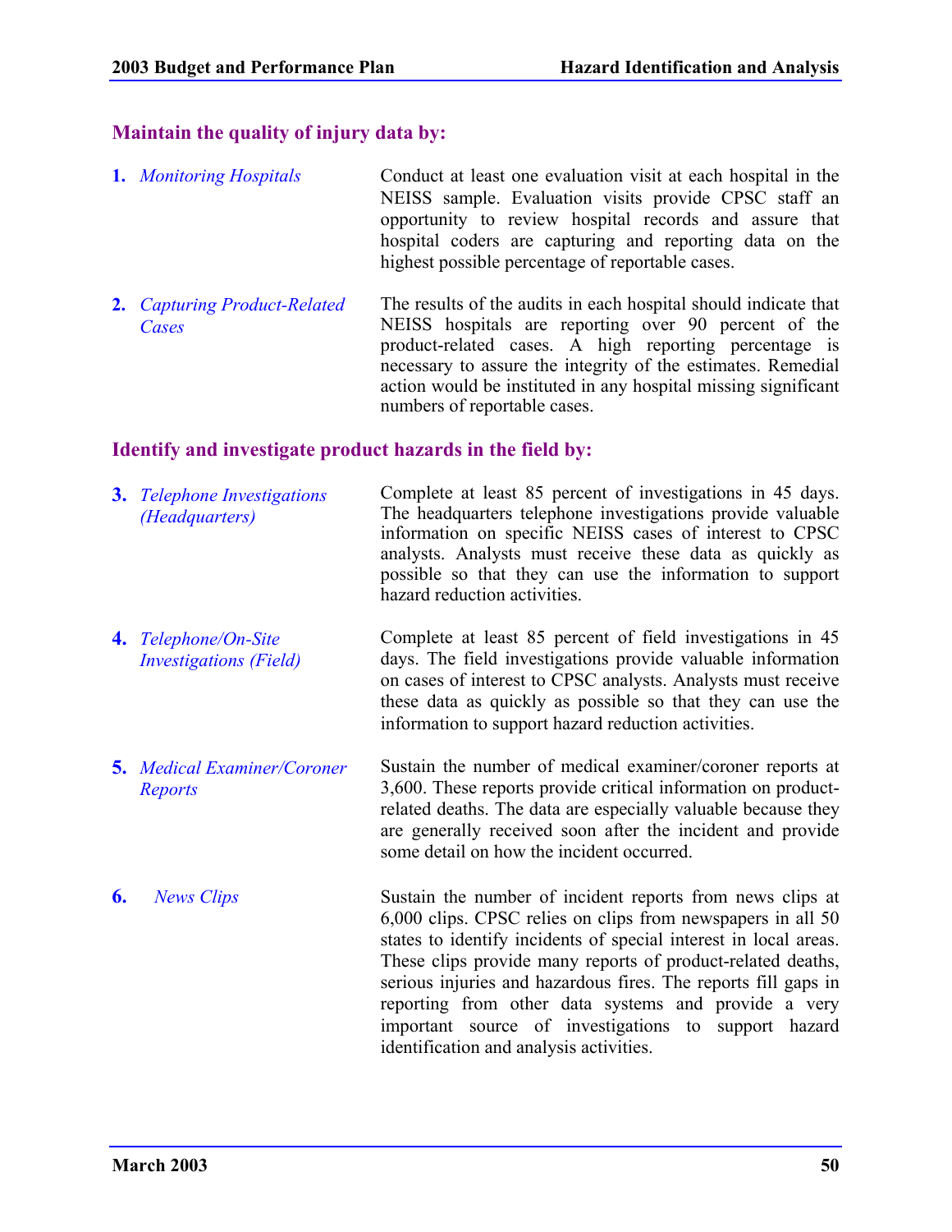### Maintain the quality of injury data by:

1. *Monitoring Hospitals* — Conduct at least one evaluation visit at each hospital in the NEISS sample. Evaluation visits provide CPSC staff an opportunity to review hospital records and assure that hospital coders are capturing and reporting data on the highest possible percentage of reportable cases.

2. *Capturing Product-Related Cases* — The results of the audits in each hospital should indicate that NEISS hospitals are reporting over 90 percent of the product-related cases. A high reporting percentage is necessary to assure the integrity of the estimates. Remedial action would be instituted in any hospital missing significant numbers of reportable cases.

### Identify and investigate product hazards in the field by:

3. *Telephone Investigations (Headquarters)* — Complete at least 85 percent of investigations in 45 days. The headquarters telephone investigations provide valuable information on specific NEISS cases of interest to CPSC analysts. Analysts must receive these data as quickly as possible so that they can use the information to support hazard reduction activities.

4. *Telephone/On-Site Investigations (Field)* — Complete at least 85 percent of field investigations in 45 days. The field investigations provide valuable information on cases of interest to CPSC analysts. Analysts must receive these data as quickly as possible so that they can use the information to support hazard reduction activities.

5. *Medical Examiner/Coroner Reports* — Sustain the number of medical examiner/coroner reports at 3,600. These reports provide critical information on product-related deaths. The data are especially valuable because they are generally received soon after the incident and provide some detail on how the incident occurred.

6. *News Clips* — Sustain the number of incident reports from news clips at 6,000 clips. CPSC relies on clips from newspapers in all 50 states to identify incidents of special interest in local areas. These clips provide many reports of product-related deaths, serious injuries and hazardous fires. The reports fill gaps in reporting from other data systems and provide a very important source of investigations to support hazard identification and analysis activities.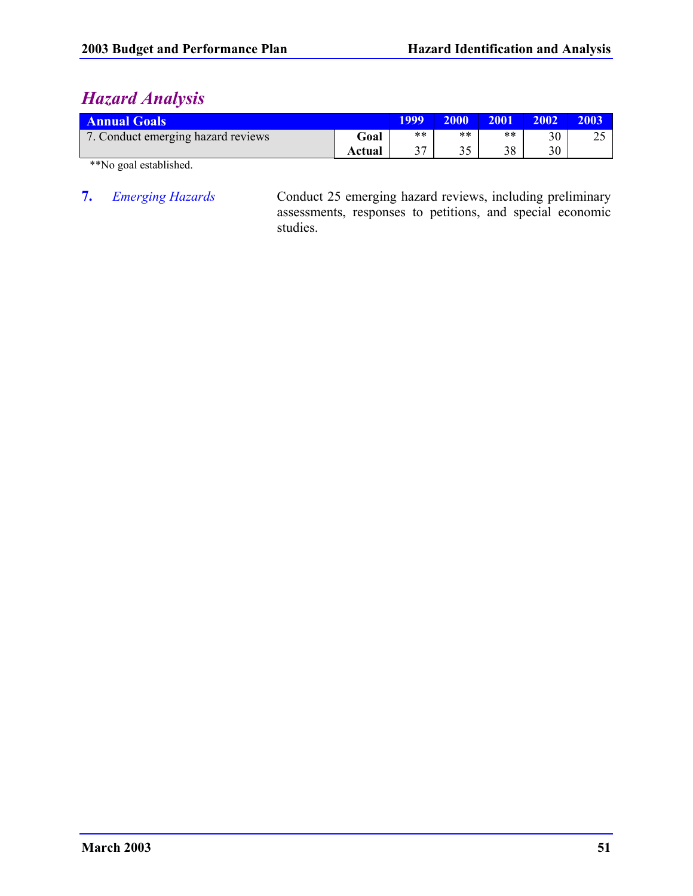## *Hazard Analysis*

| Annual Goals | | 1999 | 2000 | 2001 | 2002 | 2003 |
|---|---|---|---|---|---|---|
| 7. Conduct emerging hazard reviews | **Goal** | ** | ** | ** | 30 | 25 |
| | **Actual** | 37 | 35 | 38 | 30 | |

**No goal established.

**7.** *Emerging Hazards*

Conduct 25 emerging hazard reviews, including preliminary assessments, responses to petitions, and special economic studies.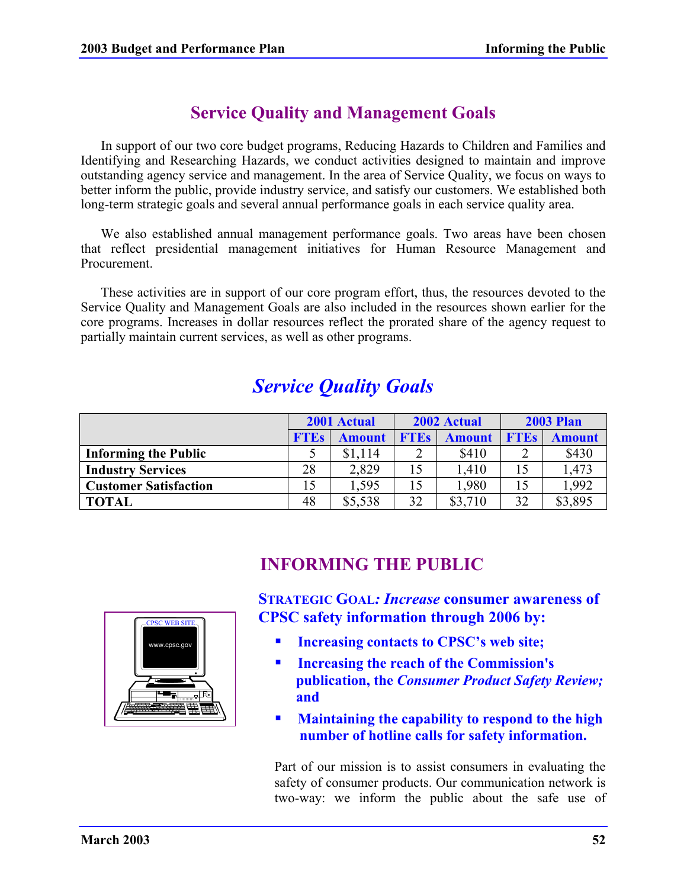## Service Quality and Management Goals

In support of our two core budget programs, Reducing Hazards to Children and Families and Identifying and Researching Hazards, we conduct activities designed to maintain and improve outstanding agency service and management. In the area of Service Quality, we focus on ways to better inform the public, provide industry service, and satisfy our customers. We established both long-term strategic goals and several annual performance goals in each service quality area.

We also established annual management performance goals. Two areas have been chosen that reflect presidential management initiatives for Human Resource Management and Procurement.

These activities are in support of our core program effort, thus, the resources devoted to the Service Quality and Management Goals are also included in the resources shown earlier for the core programs. Increases in dollar resources reflect the prorated share of the agency request to partially maintain current services, as well as other programs.

## *Service Quality Goals*

| | 2001 Actual | | 2002 Actual | | 2003 Plan | |
|---|---|---|---|---|---|---|
| | FTEs | Amount | FTEs | Amount | FTEs | Amount |
| **Informing the Public** | 5 | $1,114 | 2 | $410 | 2 | $430 |
| **Industry Services** | 28 | 2,829 | 15 | 1,410 | 15 | 1,473 |
| **Customer Satisfaction** | 15 | 1,595 | 15 | 1,980 | 15 | 1,992 |
| **TOTAL** | 48 | $5,538 | 32 | $3,710 | 32 | $3,895 |

## INFORMING THE PUBLIC

**STRATEGIC GOAL: *Increase* consumer awareness of CPSC safety information through 2006 by:**

- **Increasing contacts to CPSC's web site;**
- **Increasing the reach of the Commission's publication, the *Consumer Product Safety Review;* and**
- **Maintaining the capability to respond to the high number of hotline calls for safety information.**

Part of our mission is to assist consumers in evaluating the safety of consumer products. Our communication network is two-way: we inform the public about the safe use of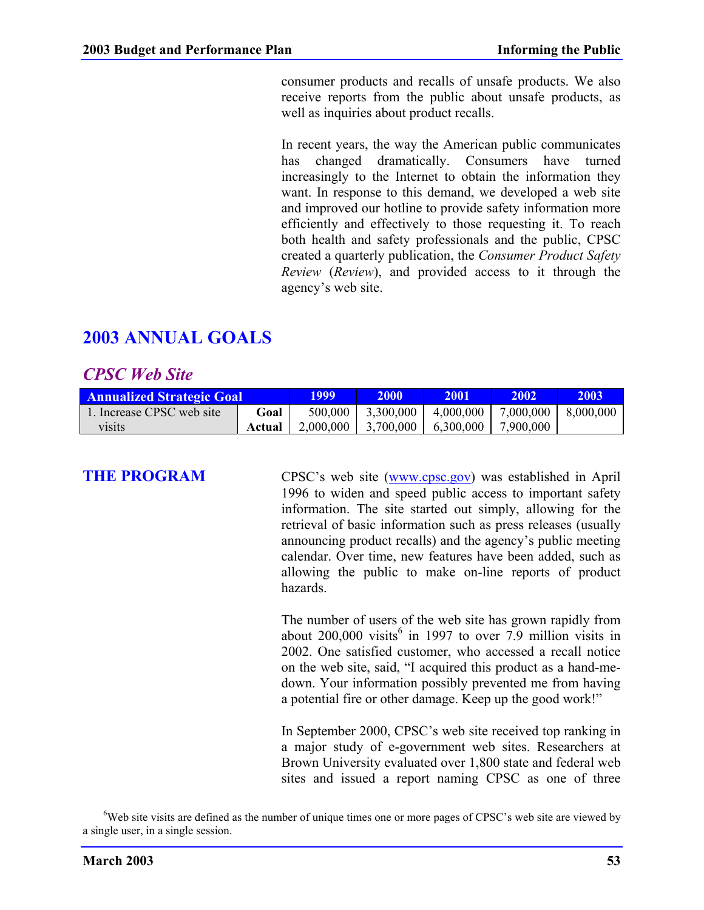consumer products and recalls of unsafe products. We also receive reports from the public about unsafe products, as well as inquiries about product recalls.

In recent years, the way the American public communicates has changed dramatically. Consumers have turned increasingly to the Internet to obtain the information they want. In response to this demand, we developed a web site and improved our hotline to provide safety information more efficiently and effectively to those requesting it. To reach both health and safety professionals and the public, CPSC created a quarterly publication, the *Consumer Product Safety Review* (*Review*), and provided access to it through the agency's web site.

## 2003 ANNUAL GOALS

### *CPSC Web Site*

| Annualized Strategic Goal | | 1999 | 2000 | 2001 | 2002 | 2003 |
|---|---|---|---|---|---|---|
| 1. Increase CPSC web site visits | **Goal** | 500,000 | 3,300,000 | 4,000,000 | 7,000,000 | 8,000,000 |
| | **Actual** | 2,000,000 | 3,700,000 | 6,300,000 | 7,900,000 | |

## THE PROGRAM

CPSC's web site (www.cpsc.gov) was established in April 1996 to widen and speed public access to important safety information. The site started out simply, allowing for the retrieval of basic information such as press releases (usually announcing product recalls) and the agency's public meeting calendar. Over time, new features have been added, such as allowing the public to make on-line reports of product hazards.

The number of users of the web site has grown rapidly from about 200,000 visits[6] in 1997 to over 7.9 million visits in 2002. One satisfied customer, who accessed a recall notice on the web site, said, "I acquired this product as a hand-me-down. Your information possibly prevented me from having a potential fire or other damage. Keep up the good work!"

In September 2000, CPSC's web site received top ranking in a major study of e-government web sites. Researchers at Brown University evaluated over 1,800 state and federal web sites and issued a report naming CPSC as one of three

[6]Web site visits are defined as the number of unique times one or more pages of CPSC's web site are viewed by a single user, in a single session.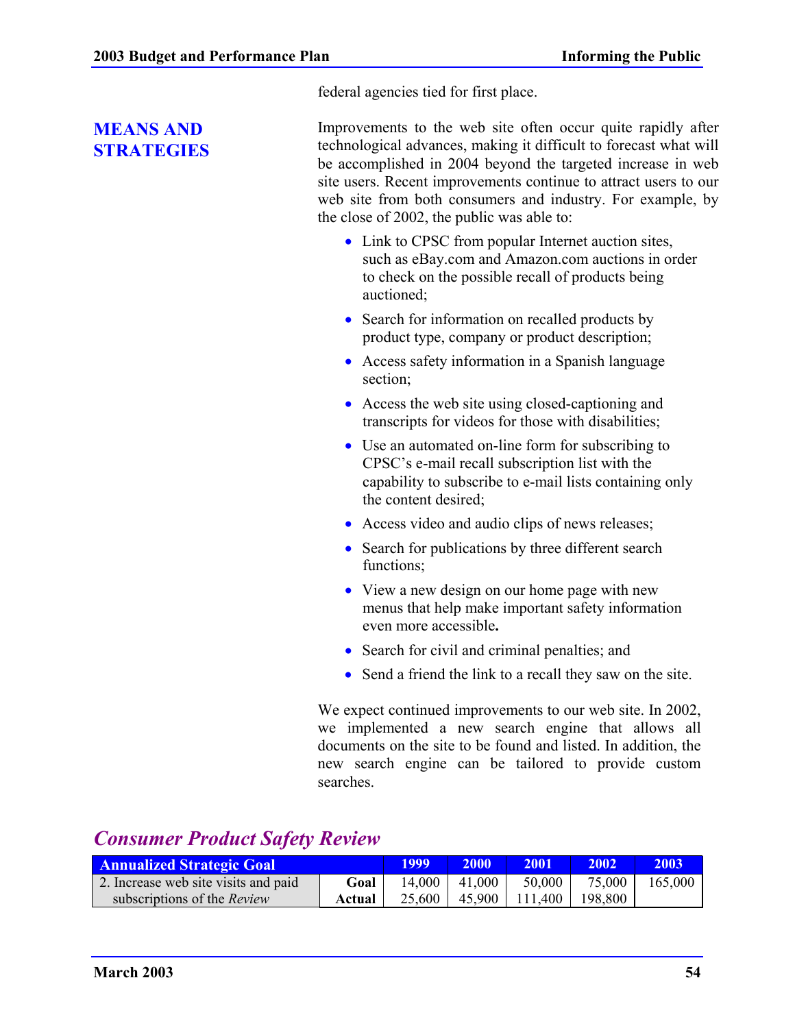federal agencies tied for first place.

## MEANS AND STRATEGIES

Improvements to the web site often occur quite rapidly after technological advances, making it difficult to forecast what will be accomplished in 2004 beyond the targeted increase in web site users. Recent improvements continue to attract users to our web site from both consumers and industry. For example, by the close of 2002, the public was able to:

- Link to CPSC from popular Internet auction sites, such as eBay.com and Amazon.com auctions in order to check on the possible recall of products being auctioned;
- Search for information on recalled products by product type, company or product description;
- Access safety information in a Spanish language section;
- Access the web site using closed-captioning and transcripts for videos for those with disabilities;
- Use an automated on-line form for subscribing to CPSC's e-mail recall subscription list with the capability to subscribe to e-mail lists containing only the content desired;
- Access video and audio clips of news releases;
- Search for publications by three different search functions;
- View a new design on our home page with new menus that help make important safety information even more accessible**.**
- Search for civil and criminal penalties; and
- Send a friend the link to a recall they saw on the site.

We expect continued improvements to our web site. In 2002, we implemented a new search engine that allows all documents on the site to be found and listed. In addition, the new search engine can be tailored to provide custom searches.

## *Consumer Product Safety Review*

| Annualized Strategic Goal | | 1999 | 2000 | 2001 | 2002 | 2003 |
|---|---|---|---|---|---|---|
| 2. Increase web site visits and paid subscriptions of the *Review* | **Goal** | 14,000 | 41,000 | 50,000 | 75,000 | 165,000 |
| | **Actual** | 25,600 | 45,900 | 111,400 | 198,800 | |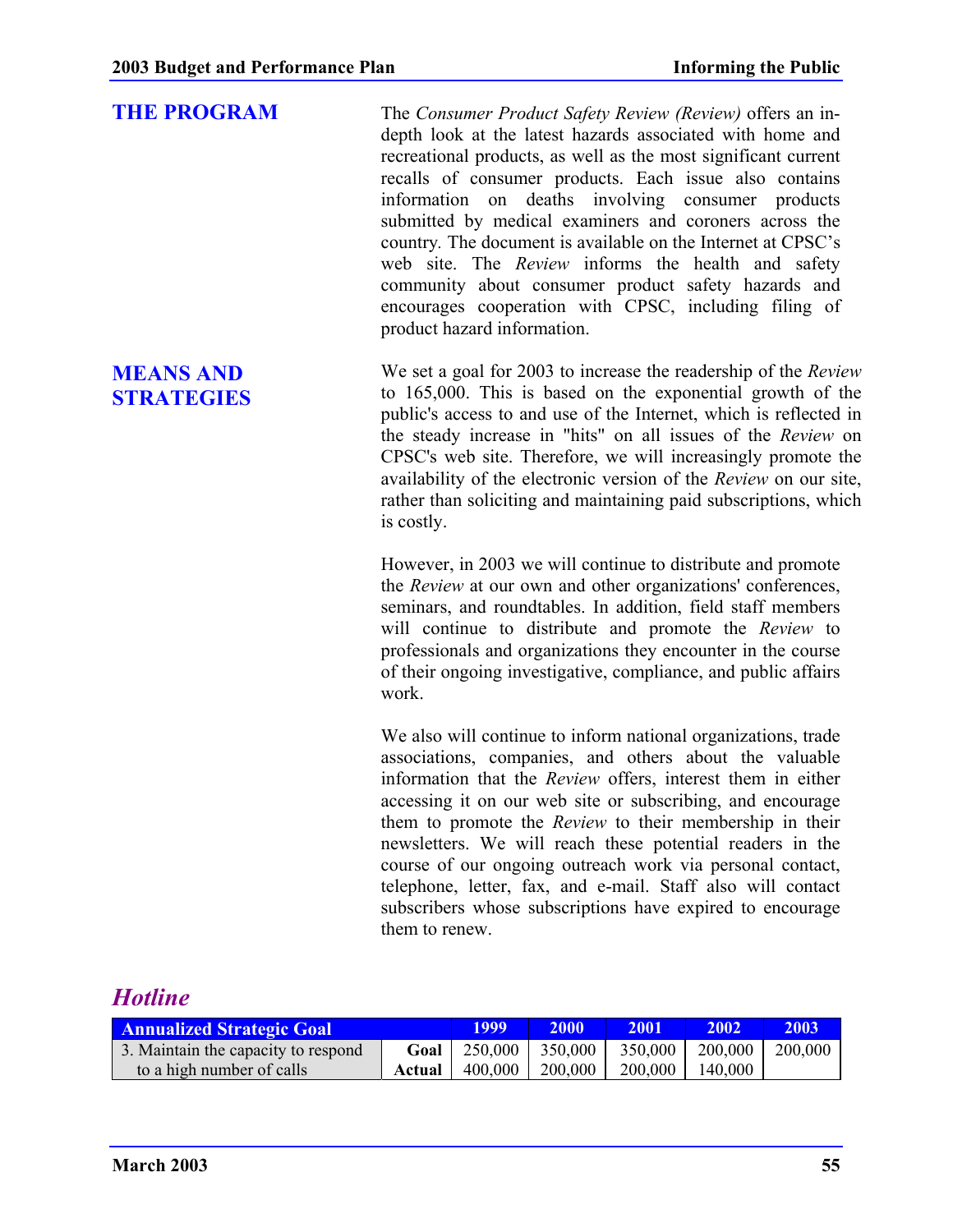## THE PROGRAM

The *Consumer Product Safety Review (Review)* offers an in-depth look at the latest hazards associated with home and recreational products, as well as the most significant current recalls of consumer products. Each issue also contains information on deaths involving consumer products submitted by medical examiners and coroners across the country. The document is available on the Internet at CPSC's web site. The *Review* informs the health and safety community about consumer product safety hazards and encourages cooperation with CPSC, including filing of product hazard information.

## MEANS AND STRATEGIES

We set a goal for 2003 to increase the readership of the *Review* to 165,000. This is based on the exponential growth of the public's access to and use of the Internet, which is reflected in the steady increase in "hits" on all issues of the *Review* on CPSC's web site. Therefore, we will increasingly promote the availability of the electronic version of the *Review* on our site, rather than soliciting and maintaining paid subscriptions, which is costly.

However, in 2003 we will continue to distribute and promote the *Review* at our own and other organizations' conferences, seminars, and roundtables. In addition, field staff members will continue to distribute and promote the *Review* to professionals and organizations they encounter in the course of their ongoing investigative, compliance, and public affairs work.

We also will continue to inform national organizations, trade associations, companies, and others about the valuable information that the *Review* offers, interest them in either accessing it on our web site or subscribing, and encourage them to promote the *Review* to their membership in their newsletters. We will reach these potential readers in the course of our ongoing outreach work via personal contact, telephone, letter, fax, and e-mail. Staff also will contact subscribers whose subscriptions have expired to encourage them to renew.

## *Hotline*

| Annualized Strategic Goal | | 1999 | 2000 | 2001 | 2002 | 2003 |
|---|---|---|---|---|---|---|
| 3. Maintain the capacity to respond to a high number of calls | **Goal** | 250,000 | 350,000 | 350,000 | 200,000 | 200,000 |
| | **Actual** | 400,000 | 200,000 | 200,000 | 140,000 | |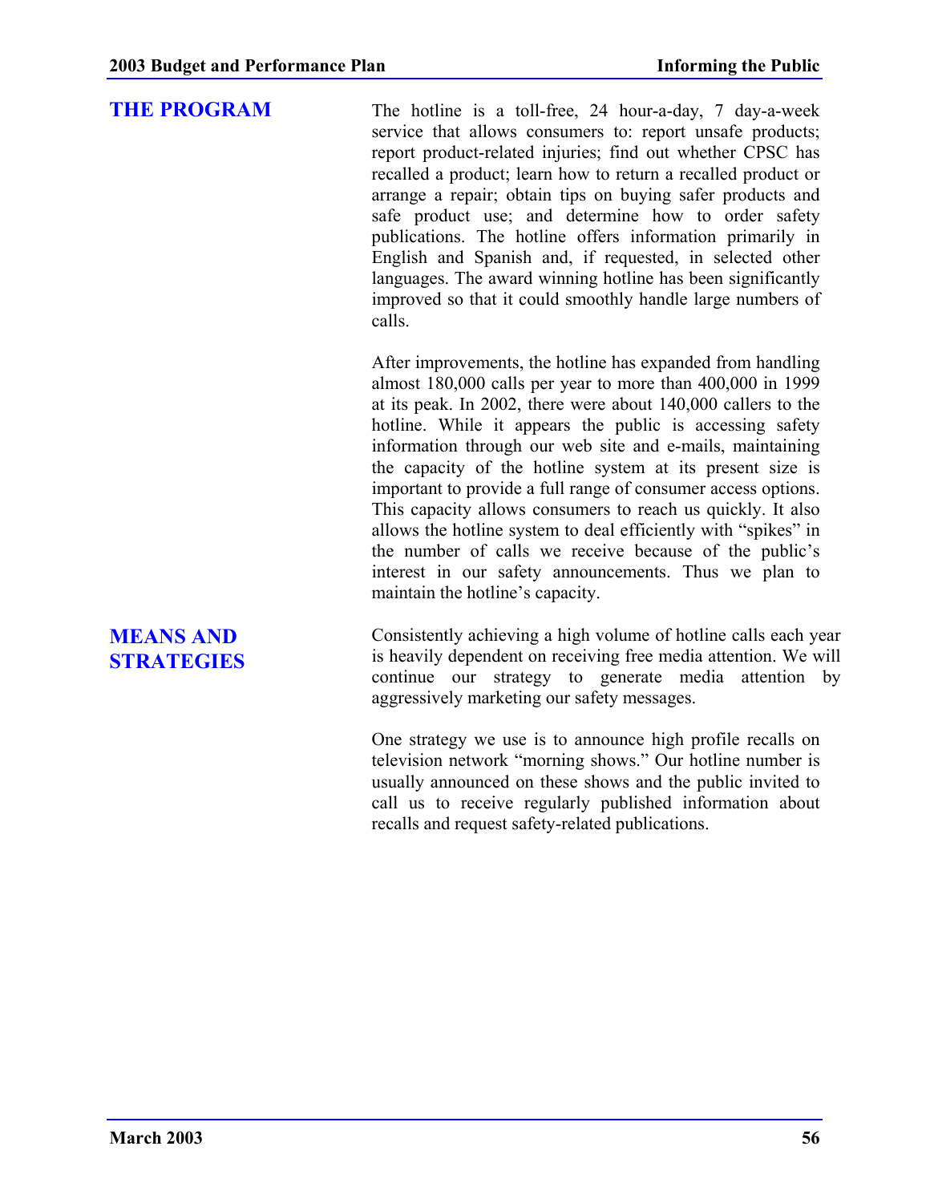## THE PROGRAM

The hotline is a toll-free, 24 hour-a-day, 7 day-a-week service that allows consumers to: report unsafe products; report product-related injuries; find out whether CPSC has recalled a product; learn how to return a recalled product or arrange a repair; obtain tips on buying safer products and safe product use; and determine how to order safety publications. The hotline offers information primarily in English and Spanish and, if requested, in selected other languages. The award winning hotline has been significantly improved so that it could smoothly handle large numbers of calls.

After improvements, the hotline has expanded from handling almost 180,000 calls per year to more than 400,000 in 1999 at its peak. In 2002, there were about 140,000 callers to the hotline. While it appears the public is accessing safety information through our web site and e-mails, maintaining the capacity of the hotline system at its present size is important to provide a full range of consumer access options. This capacity allows consumers to reach us quickly. It also allows the hotline system to deal efficiently with "spikes" in the number of calls we receive because of the public's interest in our safety announcements. Thus we plan to maintain the hotline's capacity.

## MEANS AND STRATEGIES

Consistently achieving a high volume of hotline calls each year is heavily dependent on receiving free media attention. We will continue our strategy to generate media attention by aggressively marketing our safety messages.

One strategy we use is to announce high profile recalls on television network "morning shows." Our hotline number is usually announced on these shows and the public invited to call us to receive regularly published information about recalls and request safety-related publications.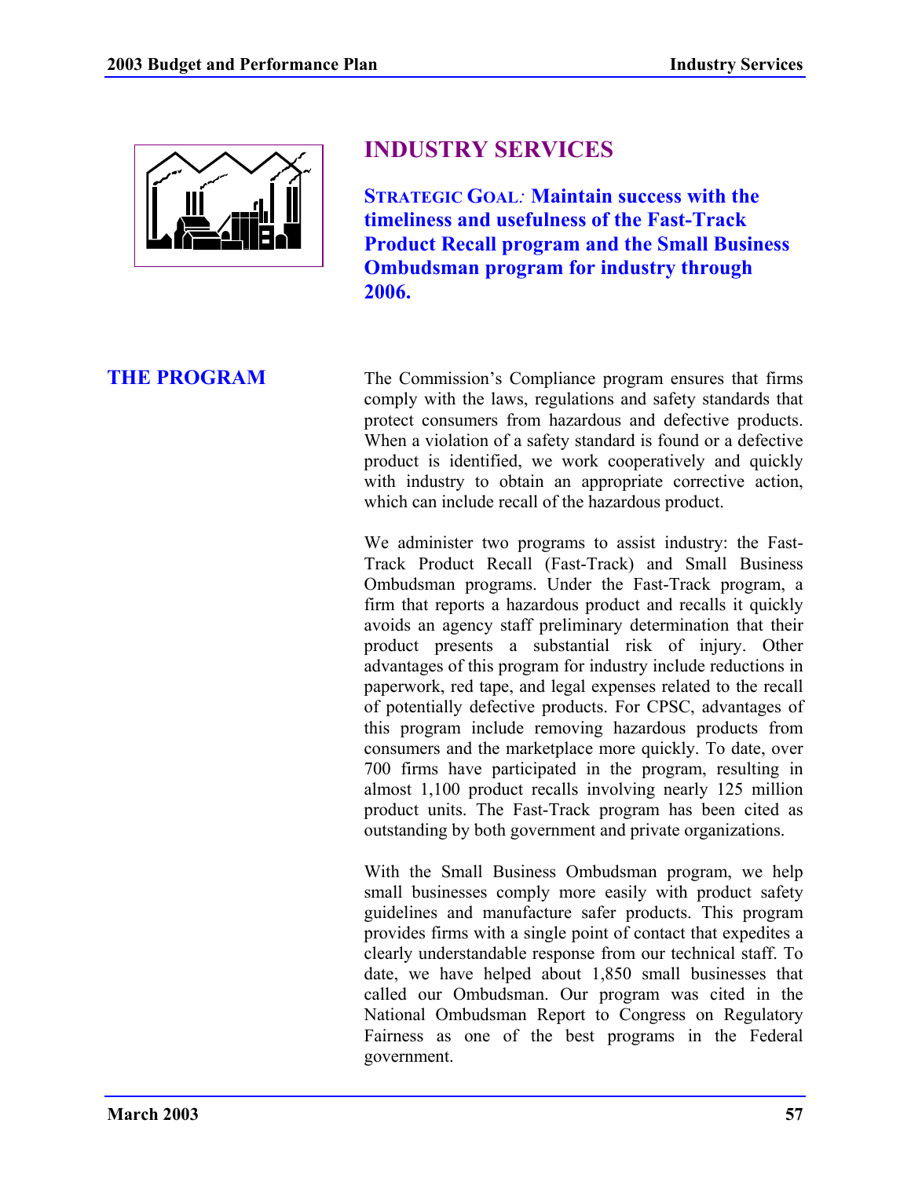# INDUSTRY SERVICES

**STRATEGIC GOAL: Maintain success with the timeliness and usefulness of the Fast-Track Product Recall program and the Small Business Ombudsman program for industry through 2006.**

## THE PROGRAM

The Commission's Compliance program ensures that firms comply with the laws, regulations and safety standards that protect consumers from hazardous and defective products. When a violation of a safety standard is found or a defective product is identified, we work cooperatively and quickly with industry to obtain an appropriate corrective action, which can include recall of the hazardous product.

We administer two programs to assist industry: the Fast-Track Product Recall (Fast-Track) and Small Business Ombudsman programs. Under the Fast-Track program, a firm that reports a hazardous product and recalls it quickly avoids an agency staff preliminary determination that their product presents a substantial risk of injury. Other advantages of this program for industry include reductions in paperwork, red tape, and legal expenses related to the recall of potentially defective products. For CPSC, advantages of this program include removing hazardous products from consumers and the marketplace more quickly. To date, over 700 firms have participated in the program, resulting in almost 1,100 product recalls involving nearly 125 million product units. The Fast-Track program has been cited as outstanding by both government and private organizations.

With the Small Business Ombudsman program, we help small businesses comply more easily with product safety guidelines and manufacture safer products. This program provides firms with a single point of contact that expedites a clearly understandable response from our technical staff. To date, we have helped about 1,850 small businesses that called our Ombudsman. Our program was cited in the National Ombudsman Report to Congress on Regulatory Fairness as one of the best programs in the Federal government.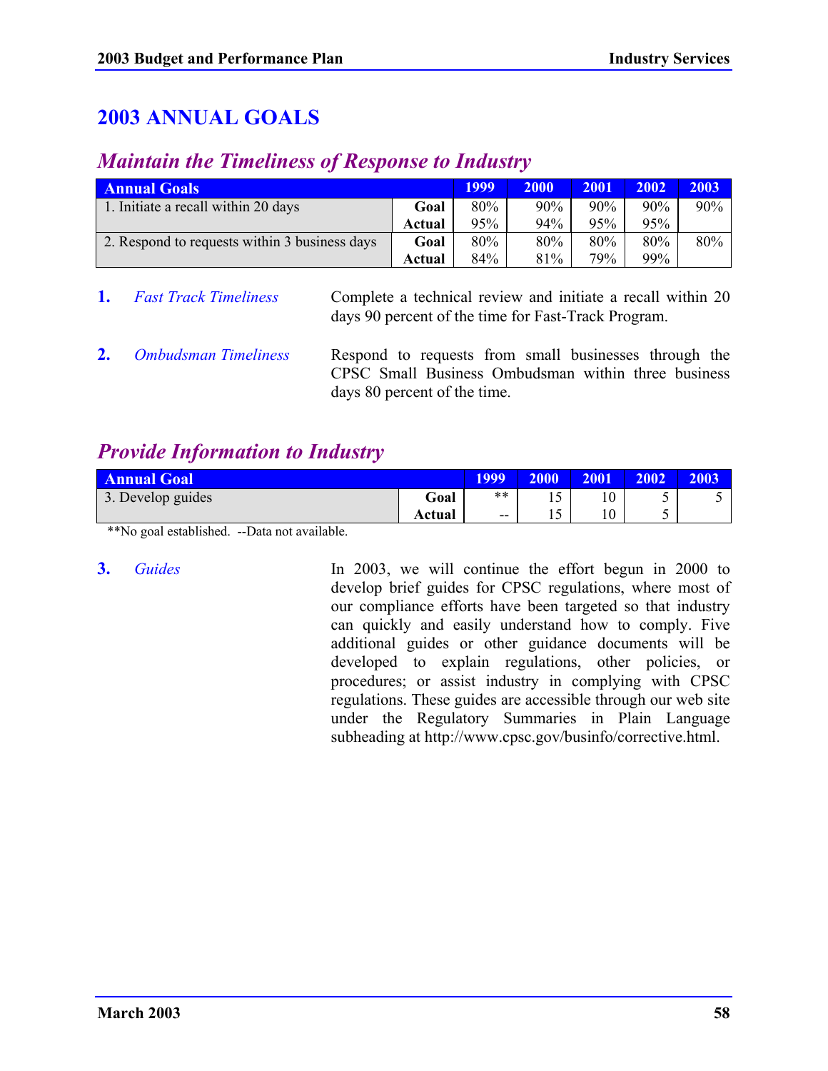# 2003 ANNUAL GOALS

## *Maintain the Timeliness of Response to Industry*

| Annual Goals | | 1999 | 2000 | 2001 | 2002 | 2003 |
|---|---|---|---|---|---|---|
| 1. Initiate a recall within 20 days | **Goal** | 80% | 90% | 90% | 90% | 90% |
| | **Actual** | 95% | 94% | 95% | 95% | |
| 2. Respond to requests within 3 business days | **Goal** | 80% | 80% | 80% | 80% | 80% |
| | **Actual** | 84% | 81% | 79% | 99% | |

**1.** *Fast Track Timeliness* — Complete a technical review and initiate a recall within 20 days 90 percent of the time for Fast-Track Program.

**2.** *Ombudsman Timeliness* — Respond to requests from small businesses through the CPSC Small Business Ombudsman within three business days 80 percent of the time.

## *Provide Information to Industry*

| Annual Goal | | 1999 | 2000 | 2001 | 2002 | 2003 |
|---|---|---|---|---|---|---|
| 3. Develop guides | **Goal** | ** | 15 | 10 | 5 | 5 |
| | **Actual** | -- | 15 | 10 | 5 | |

**No goal established. --Data not available.

**3.** *Guides* — In 2003, we will continue the effort begun in 2000 to develop brief guides for CPSC regulations, where most of our compliance efforts have been targeted so that industry can quickly and easily understand how to comply. Five additional guides or other guidance documents will be developed to explain regulations, other policies, or procedures; or assist industry in complying with CPSC regulations. These guides are accessible through our web site under the Regulatory Summaries in Plain Language subheading at http://www.cpsc.gov/businfo/corrective.html.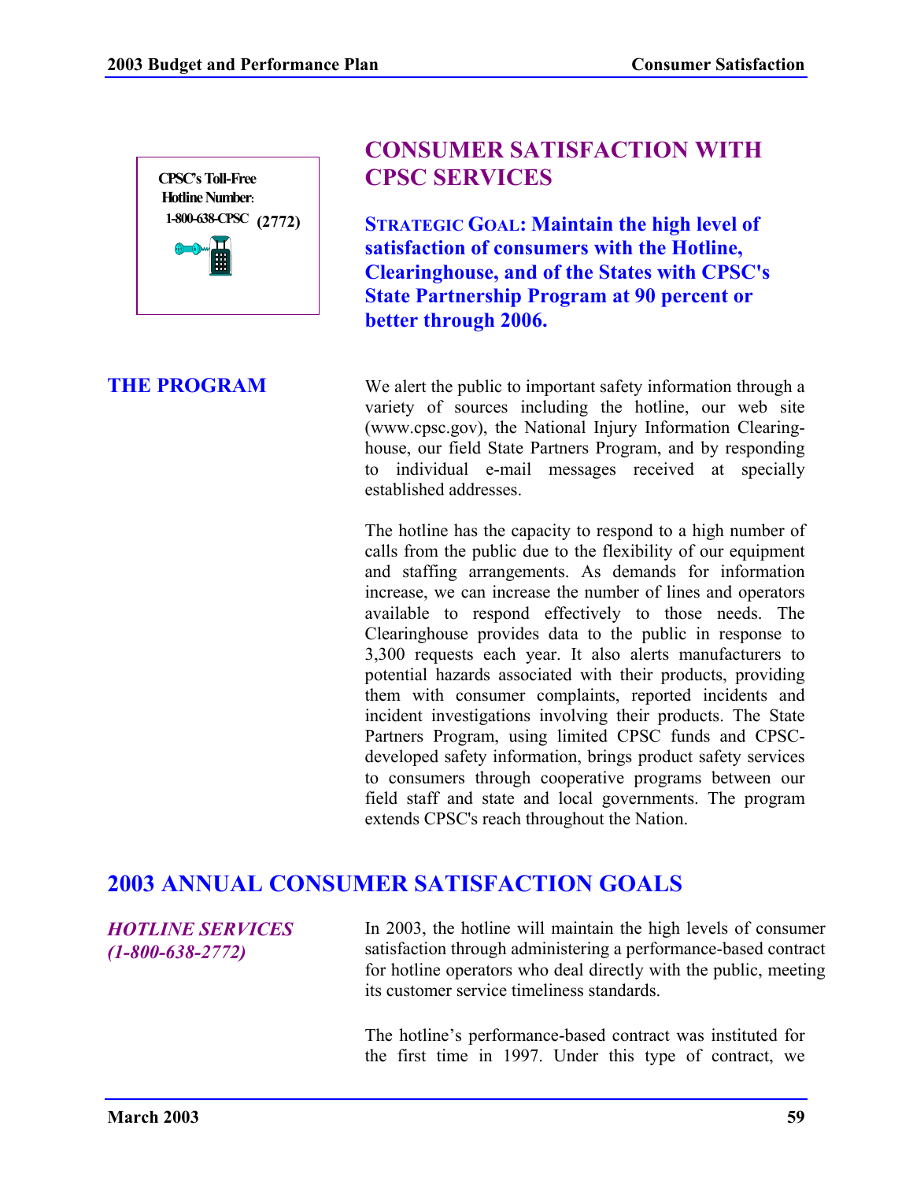CPSC's Toll-Free Hotline Number: 1-800-638-CPSC (2772)

# CONSUMER SATISFACTION WITH CPSC SERVICES

**STRATEGIC GOAL: Maintain the high level of satisfaction of consumers with the Hotline, Clearinghouse, and of the States with CPSC's State Partnership Program at 90 percent or better through 2006.**

## THE PROGRAM

We alert the public to important safety information through a variety of sources including the hotline, our web site (www.cpsc.gov), the National Injury Information Clearinghouse, our field State Partners Program, and by responding to individual e-mail messages received at specially established addresses.

The hotline has the capacity to respond to a high number of calls from the public due to the flexibility of our equipment and staffing arrangements. As demands for information increase, we can increase the number of lines and operators available to respond effectively to those needs. The Clearinghouse provides data to the public in response to 3,300 requests each year. It also alerts manufacturers to potential hazards associated with their products, providing them with consumer complaints, reported incidents and incident investigations involving their products. The State Partners Program, using limited CPSC funds and CPSC-developed safety information, brings product safety services to consumers through cooperative programs between our field staff and state and local governments. The program extends CPSC's reach throughout the Nation.

## 2003 ANNUAL CONSUMER SATISFACTION GOALS

### *HOTLINE SERVICES (1-800-638-2772)*

In 2003, the hotline will maintain the high levels of consumer satisfaction through administering a performance-based contract for hotline operators who deal directly with the public, meeting its customer service timeliness standards.

The hotline's performance-based contract was instituted for the first time in 1997. Under this type of contract, we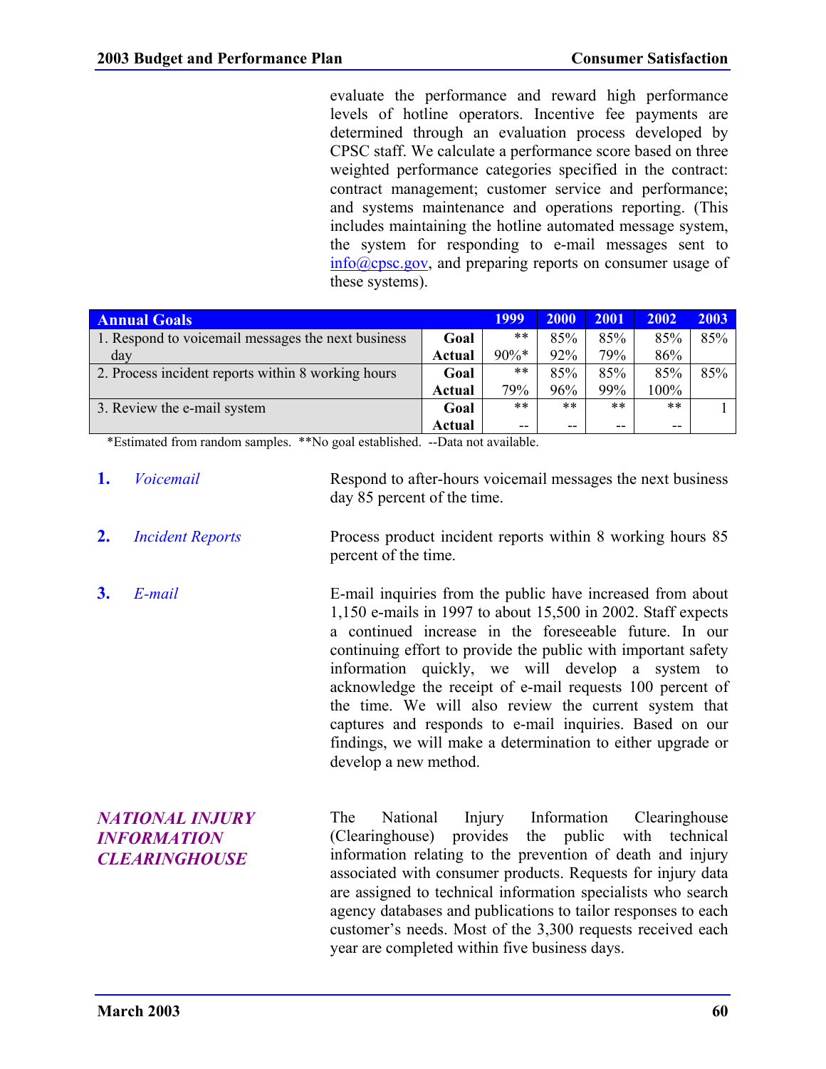evaluate the performance and reward high performance levels of hotline operators. Incentive fee payments are determined through an evaluation process developed by CPSC staff. We calculate a performance score based on three weighted performance categories specified in the contract: contract management; customer service and performance; and systems maintenance and operations reporting. (This includes maintaining the hotline automated message system, the system for responding to e-mail messages sent to info@cpsc.gov, and preparing reports on consumer usage of these systems).

| Annual Goals | | 1999 | 2000 | 2001 | 2002 | 2003 |
|---|---|---|---|---|---|---|
| 1. Respond to voicemail messages the next business day | Goal | ** | 85% | 85% | 85% | 85% |
| | Actual | 90%* | 92% | 79% | 86% | |
| 2. Process incident reports within 8 working hours | Goal | ** | 85% | 85% | 85% | 85% |
| | Actual | 79% | 96% | 99% | 100% | |
| 3. Review the e-mail system | Goal | ** | ** | ** | ** | 1 |
| | Actual | -- | -- | -- | -- | |

*Estimated from random samples. **No goal established. --Data not available.

**1.** *Voicemail*

Respond to after-hours voicemail messages the next business day 85 percent of the time.

**2.** *Incident Reports*

Process product incident reports within 8 working hours 85 percent of the time.

**3.** *E-mail*

E-mail inquiries from the public have increased from about 1,150 e-mails in 1997 to about 15,500 in 2002. Staff expects a continued increase in the foreseeable future. In our continuing effort to provide the public with important safety information quickly, we will develop a system to acknowledge the receipt of e-mail requests 100 percent of the time. We will also review the current system that captures and responds to e-mail inquiries. Based on our findings, we will make a determination to either upgrade or develop a new method.

## *NATIONAL INJURY INFORMATION CLEARINGHOUSE*

The National Injury Information Clearinghouse (Clearinghouse) provides the public with technical information relating to the prevention of death and injury associated with consumer products. Requests for injury data are assigned to technical information specialists who search agency databases and publications to tailor responses to each customer's needs. Most of the 3,300 requests received each year are completed within five business days.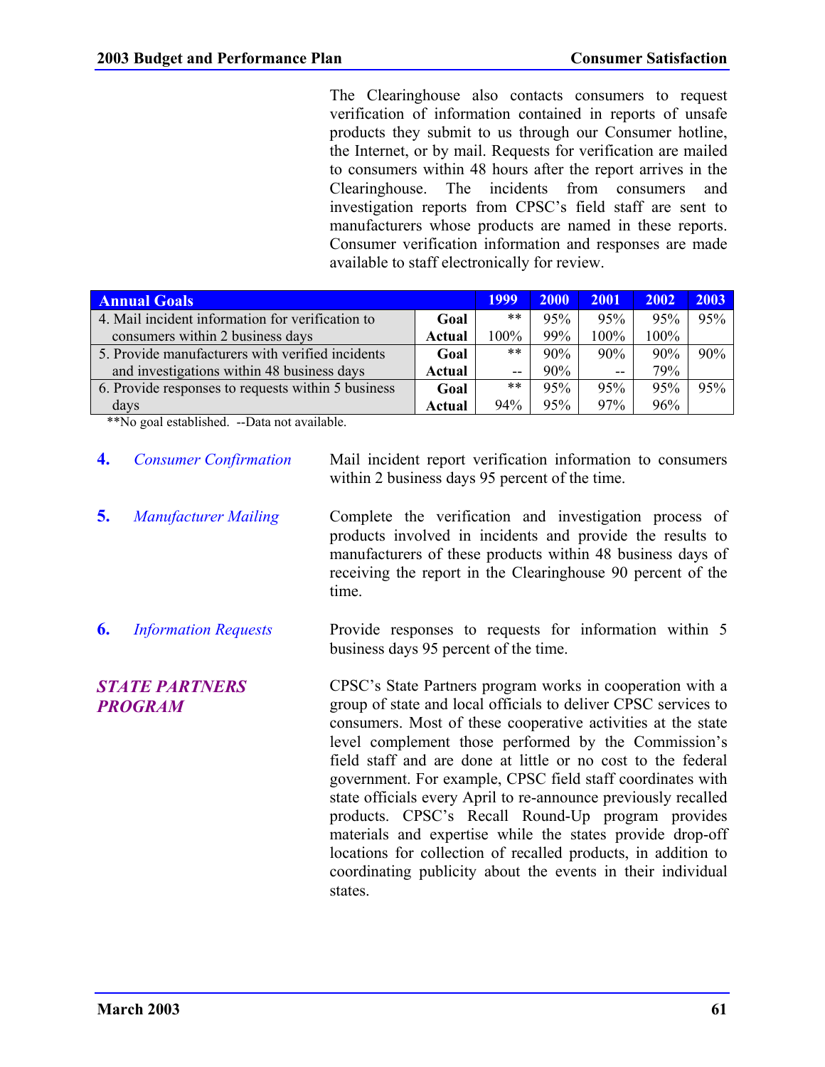The Clearinghouse also contacts consumers to request verification of information contained in reports of unsafe products they submit to us through our Consumer hotline, the Internet, or by mail. Requests for verification are mailed to consumers within 48 hours after the report arrives in the Clearinghouse. The incidents from consumers and investigation reports from CPSC's field staff are sent to manufacturers whose products are named in these reports. Consumer verification information and responses are made available to staff electronically for review.

| Annual Goals | | 1999 | 2000 | 2001 | 2002 | 2003 |
|---|---|---|---|---|---|---|
| 4. Mail incident information for verification to consumers within 2 business days | **Goal** | ** | 95% | 95% | 95% | 95% |
| | **Actual** | 100% | 99% | 100% | 100% | |
| 5. Provide manufacturers with verified incidents and investigations within 48 business days | **Goal** | ** | 90% | 90% | 90% | 90% |
| | **Actual** | -- | 90% | -- | 79% | |
| 6. Provide responses to requests within 5 business days | **Goal** | ** | 95% | 95% | 95% | 95% |
| | **Actual** | 94% | 95% | 97% | 96% | |

**No goal established. --Data not available.

**4.** *Consumer Confirmation* — Mail incident report verification information to consumers within 2 business days 95 percent of the time.

**5.** *Manufacturer Mailing* — Complete the verification and investigation process of products involved in incidents and provide the results to manufacturers of these products within 48 business days of receiving the report in the Clearinghouse 90 percent of the time.

**6.** *Information Requests* — Provide responses to requests for information within 5 business days 95 percent of the time.

### *STATE PARTNERS PROGRAM*

CPSC's State Partners program works in cooperation with a group of state and local officials to deliver CPSC services to consumers. Most of these cooperative activities at the state level complement those performed by the Commission's field staff and are done at little or no cost to the federal government. For example, CPSC field staff coordinates with state officials every April to re-announce previously recalled products. CPSC's Recall Round-Up program provides materials and expertise while the states provide drop-off locations for collection of recalled products, in addition to coordinating publicity about the events in their individual states.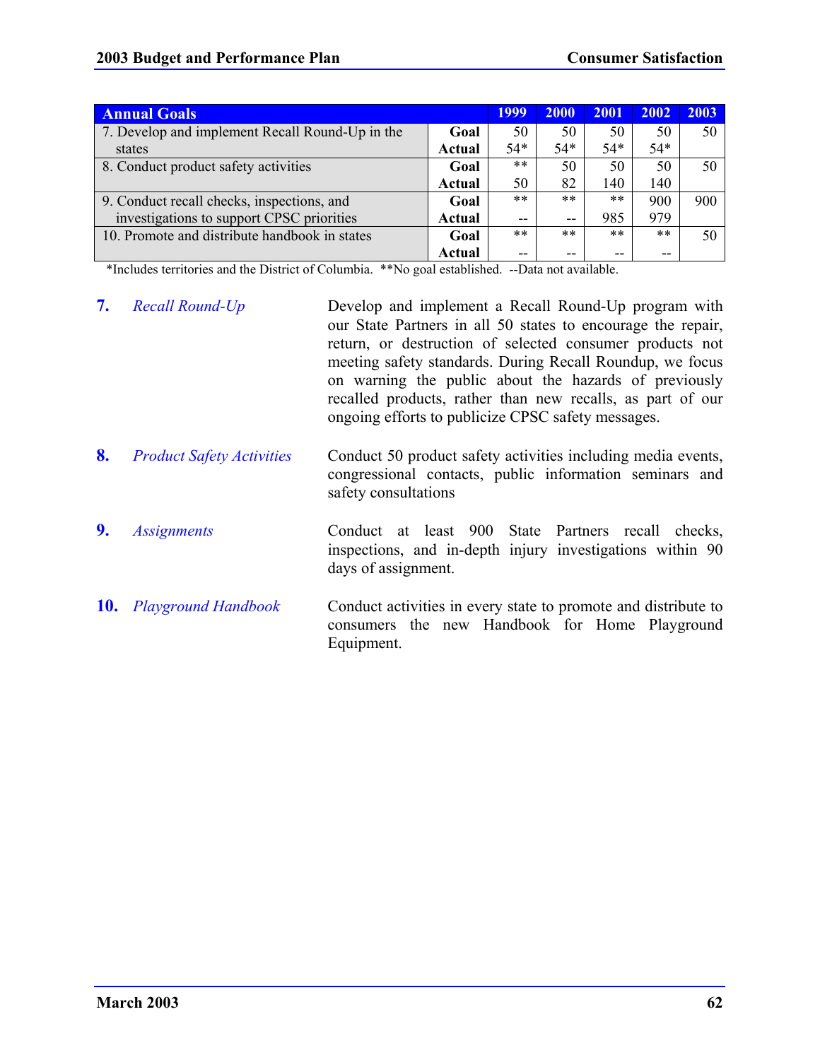| Annual Goals | | 1999 | 2000 | 2001 | 2002 | 2003 |
|---|---|---|---|---|---|---|
| 7. Develop and implement Recall Round-Up in the states | **Goal** | 50 | 50 | 50 | 50 | 50 |
| | **Actual** | 54* | 54* | 54* | 54* | |
| 8. Conduct product safety activities | **Goal** | ** | 50 | 50 | 50 | 50 |
| | **Actual** | 50 | 82 | 140 | 140 | |
| 9. Conduct recall checks, inspections, and investigations to support CPSC priorities | **Goal** | ** | ** | ** | 900 | 900 |
| | **Actual** | -- | -- | 985 | 979 | |
| 10. Promote and distribute handbook in states | **Goal** | ** | ** | ** | ** | 50 |
| | **Actual** | -- | -- | -- | -- | |

*Includes territories and the District of Columbia. **No goal established. --Data not available.

**7.** *Recall Round-Up*

Develop and implement a Recall Round-Up program with our State Partners in all 50 states to encourage the repair, return, or destruction of selected consumer products not meeting safety standards. During Recall Roundup, we focus on warning the public about the hazards of previously recalled products, rather than new recalls, as part of our ongoing efforts to publicize CPSC safety messages.

**8.** *Product Safety Activities*

Conduct 50 product safety activities including media events, congressional contacts, public information seminars and safety consultations

**9.** *Assignments*

Conduct at least 900 State Partners recall checks, inspections, and in-depth injury investigations within 90 days of assignment.

**10.** *Playground Handbook*

Conduct activities in every state to promote and distribute to consumers the new Handbook for Home Playground Equipment.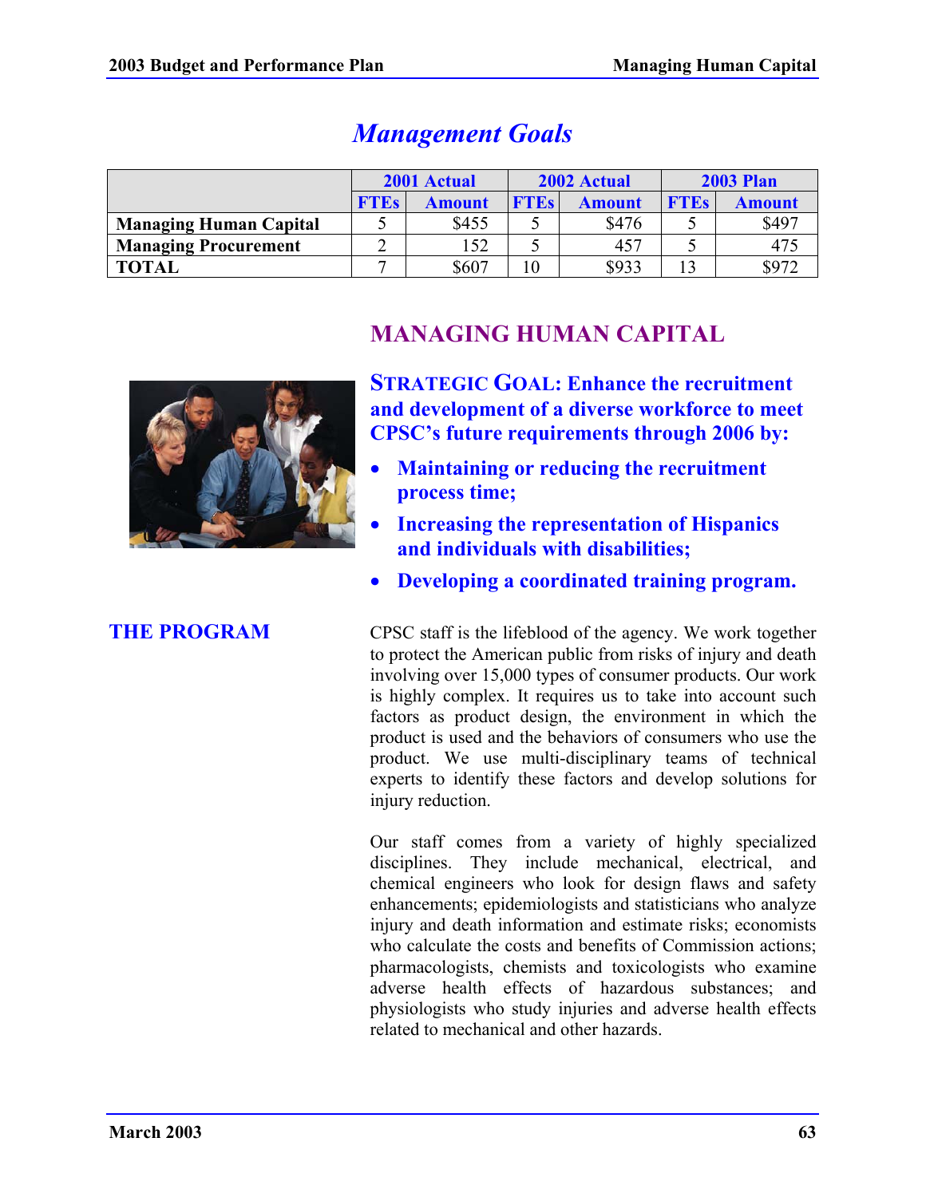## *Management Goals*

| | 2001 Actual | | 2002 Actual | | 2003 Plan | |
|---|---|---|---|---|---|---|
| | FTEs | Amount | FTEs | Amount | FTEs | Amount |
| **Managing Human Capital** | 5 | $455 | 5 | $476 | 5 | $497 |
| **Managing Procurement** | 2 | 152 | 5 | 457 | 5 | 475 |
| **TOTAL** | 7 | $607 | 10 | $933 | 13 | $972 |

## MANAGING HUMAN CAPITAL

**STRATEGIC GOAL: Enhance the recruitment and development of a diverse workforce to meet CPSC's future requirements through 2006 by:**

- **Maintaining or reducing the recruitment process time;**
- **Increasing the representation of Hispanics and individuals with disabilities;**
- **Developing a coordinated training program.**

### THE PROGRAM

CPSC staff is the lifeblood of the agency. We work together to protect the American public from risks of injury and death involving over 15,000 types of consumer products. Our work is highly complex. It requires us to take into account such factors as product design, the environment in which the product is used and the behaviors of consumers who use the product. We use multi-disciplinary teams of technical experts to identify these factors and develop solutions for injury reduction.

Our staff comes from a variety of highly specialized disciplines. They include mechanical, electrical, and chemical engineers who look for design flaws and safety enhancements; epidemiologists and statisticians who analyze injury and death information and estimate risks; economists who calculate the costs and benefits of Commission actions; pharmacologists, chemists and toxicologists who examine adverse health effects of hazardous substances; and physiologists who study injuries and adverse health effects related to mechanical and other hazards.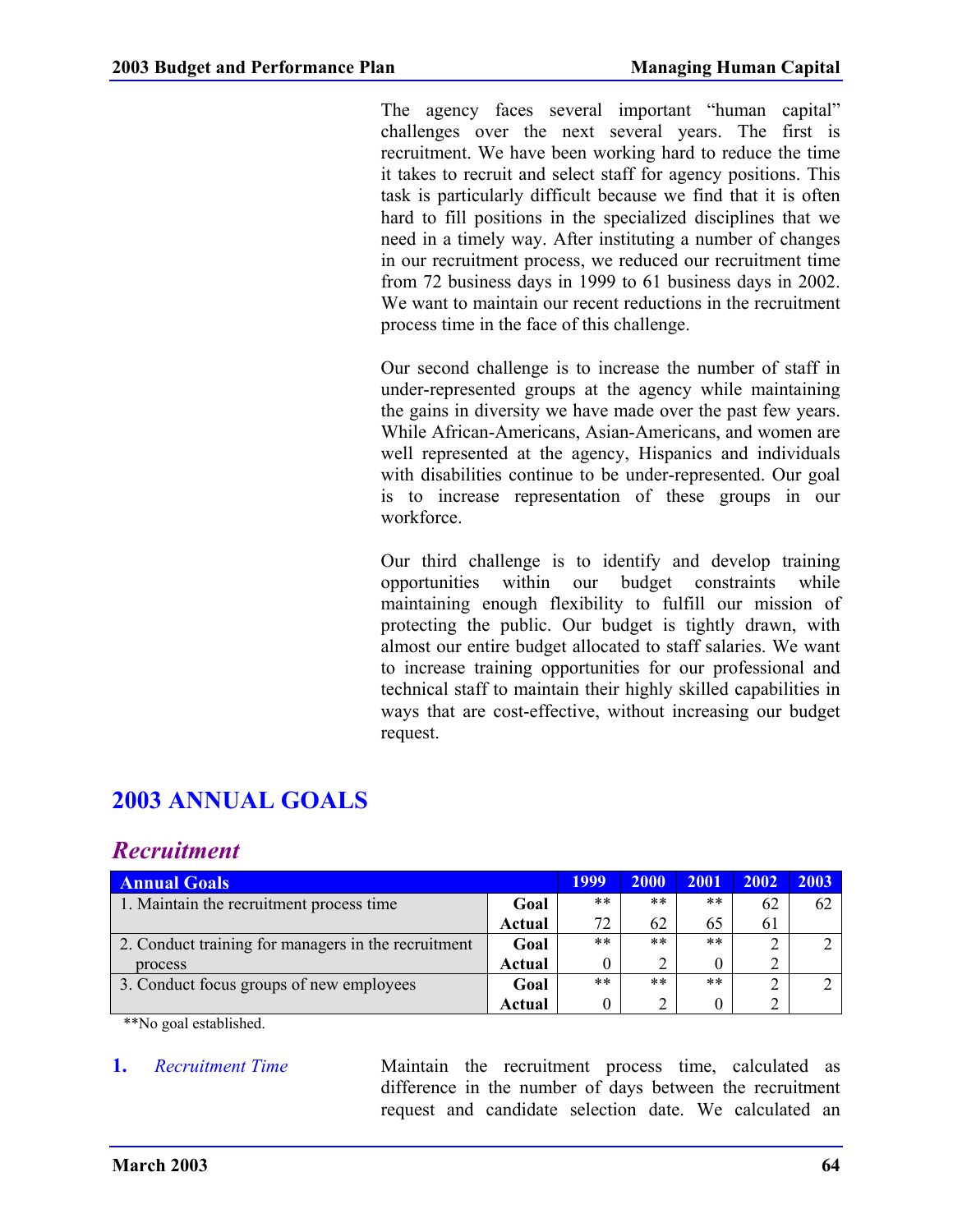The agency faces several important "human capital" challenges over the next several years. The first is recruitment. We have been working hard to reduce the time it takes to recruit and select staff for agency positions. This task is particularly difficult because we find that it is often hard to fill positions in the specialized disciplines that we need in a timely way. After instituting a number of changes in our recruitment process, we reduced our recruitment time from 72 business days in 1999 to 61 business days in 2002. We want to maintain our recent reductions in the recruitment process time in the face of this challenge.

Our second challenge is to increase the number of staff in under-represented groups at the agency while maintaining the gains in diversity we have made over the past few years. While African-Americans, Asian-Americans, and women are well represented at the agency, Hispanics and individuals with disabilities continue to be under-represented. Our goal is to increase representation of these groups in our workforce.

Our third challenge is to identify and develop training opportunities within our budget constraints while maintaining enough flexibility to fulfill our mission of protecting the public. Our budget is tightly drawn, with almost our entire budget allocated to staff salaries. We want to increase training opportunities for our professional and technical staff to maintain their highly skilled capabilities in ways that are cost-effective, without increasing our budget request.

## 2003 ANNUAL GOALS

### *Recruitment*

| Annual Goals | | 1999 | 2000 | 2001 | 2002 | 2003 |
|---|---|---|---|---|---|---|
| 1. Maintain the recruitment process time | **Goal** | ** | ** | ** | 62 | 62 |
| | **Actual** | 72 | 62 | 65 | 61 | |
| 2. Conduct training for managers in the recruitment process | **Goal** | ** | ** | ** | 2 | 2 |
| | **Actual** | 0 | 2 | 0 | 2 | |
| 3. Conduct focus groups of new employees | **Goal** | ** | ** | ** | 2 | 2 |
| | **Actual** | 0 | 2 | 0 | 2 | |

**No goal established.

**1.** *Recruitment Time*

Maintain the recruitment process time, calculated as difference in the number of days between the recruitment request and candidate selection date. We calculated an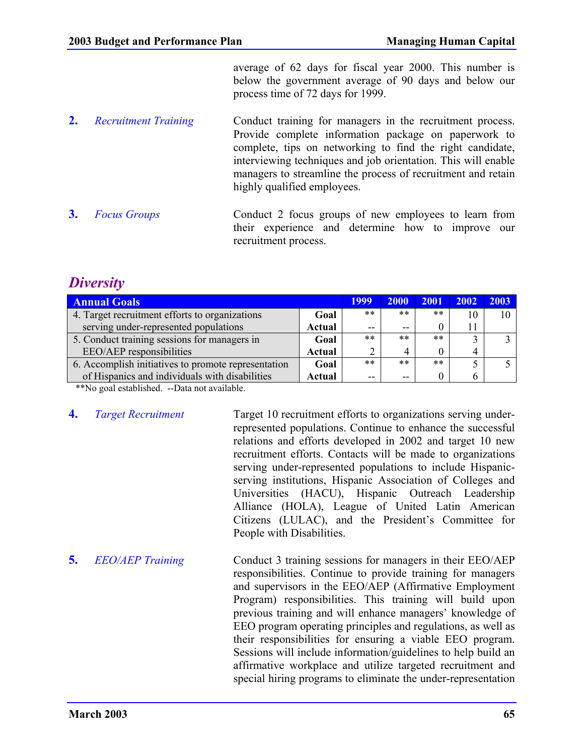average of 62 days for fiscal year 2000. This number is below the government average of 90 days and below our process time of 72 days for 1999.

**2.** *Recruitment Training*

Conduct training for managers in the recruitment process. Provide complete information package on paperwork to complete, tips on networking to find the right candidate, interviewing techniques and job orientation. This will enable managers to streamline the process of recruitment and retain highly qualified employees.

**3.** *Focus Groups*

Conduct 2 focus groups of new employees to learn from their experience and determine how to improve our recruitment process.

## *Diversity*

| Annual Goals | | 1999 | 2000 | 2001 | 2002 | 2003 |
|---|---|---|---|---|---|---|
| 4. Target recruitment efforts to organizations serving under-represented populations | **Goal** | ** | ** | ** | 10 | 10 |
| | **Actual** | -- | -- | 0 | 11 | |
| 5. Conduct training sessions for managers in EEO/AEP responsibilities | **Goal** | ** | ** | ** | 3 | 3 |
| | **Actual** | 2 | 4 | 0 | 4 | |
| 6. Accomplish initiatives to promote representation of Hispanics and individuals with disabilities | **Goal** | ** | ** | ** | 5 | 5 |
| | **Actual** | -- | -- | 0 | 6 | |

**No goal established. --Data not available.

**4.** *Target Recruitment*

Target 10 recruitment efforts to organizations serving under-represented populations. Continue to enhance the successful relations and efforts developed in 2002 and target 10 new recruitment efforts. Contacts will be made to organizations serving under-represented populations to include Hispanic-serving institutions, Hispanic Association of Colleges and Universities (HACU), Hispanic Outreach Leadership Alliance (HOLA), League of United Latin American Citizens (LULAC), and the President's Committee for People with Disabilities.

**5.** *EEO/AEP Training*

Conduct 3 training sessions for managers in their EEO/AEP responsibilities. Continue to provide training for managers and supervisors in the EEO/AEP (Affirmative Employment Program) responsibilities. This training will build upon previous training and will enhance managers' knowledge of EEO program operating principles and regulations, as well as their responsibilities for ensuring a viable EEO program. Sessions will include information/guidelines to help build an affirmative workplace and utilize targeted recruitment and special hiring programs to eliminate the under-representation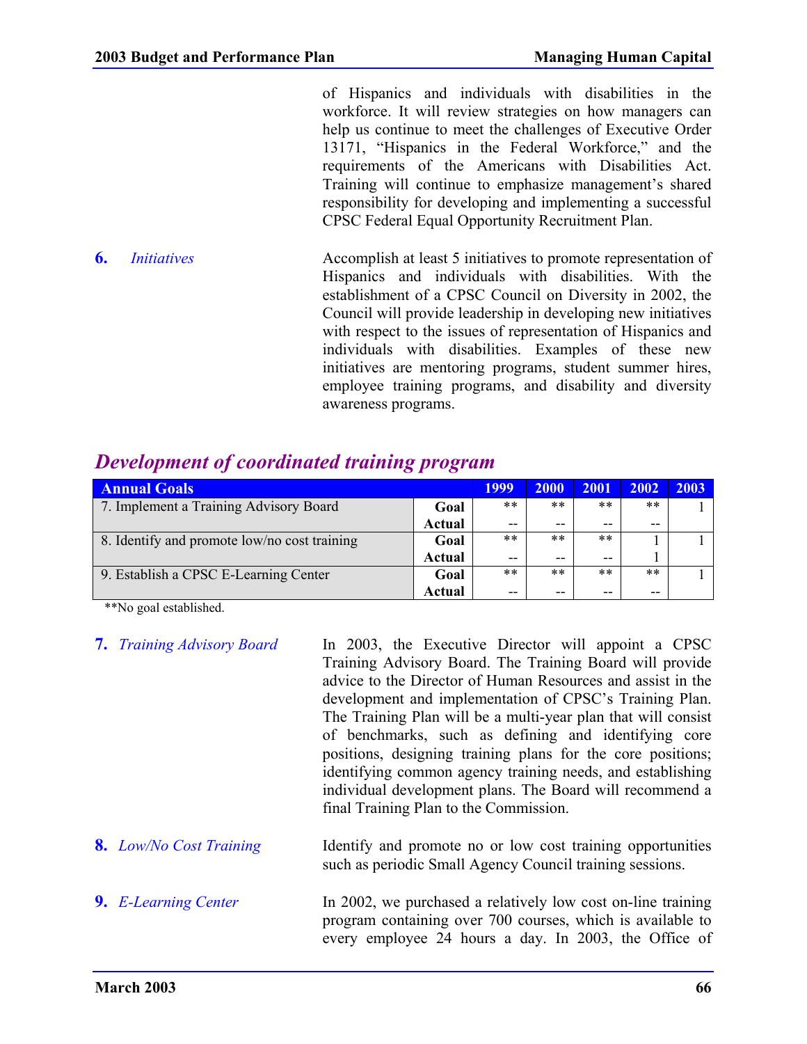of Hispanics and individuals with disabilities in the workforce. It will review strategies on how managers can help us continue to meet the challenges of Executive Order 13171, "Hispanics in the Federal Workforce," and the requirements of the Americans with Disabilities Act. Training will continue to emphasize management's shared responsibility for developing and implementing a successful CPSC Federal Equal Opportunity Recruitment Plan.

**6.** *Initiatives*

Accomplish at least 5 initiatives to promote representation of Hispanics and individuals with disabilities. With the establishment of a CPSC Council on Diversity in 2002, the Council will provide leadership in developing new initiatives with respect to the issues of representation of Hispanics and individuals with disabilities. Examples of these new initiatives are mentoring programs, student summer hires, employee training programs, and disability and diversity awareness programs.

## *Development of coordinated training program*

| Annual Goals | | 1999 | 2000 | 2001 | 2002 | 2003 |
|---|---|---|---|---|---|---|
| 7. Implement a Training Advisory Board | **Goal** | ** | ** | ** | ** | 1 |
| | **Actual** | -- | -- | -- | -- | |
| 8. Identify and promote low/no cost training | **Goal** | ** | ** | ** | 1 | 1 |
| | **Actual** | -- | -- | -- | 1 | |
| 9. Establish a CPSC E-Learning Center | **Goal** | ** | ** | ** | ** | 1 |
| | **Actual** | -- | -- | -- | -- | |

**No goal established.

**7.** *Training Advisory Board*

In 2003, the Executive Director will appoint a CPSC Training Advisory Board. The Training Board will provide advice to the Director of Human Resources and assist in the development and implementation of CPSC's Training Plan. The Training Plan will be a multi-year plan that will consist of benchmarks, such as defining and identifying core positions, designing training plans for the core positions; identifying common agency training needs, and establishing individual development plans. The Board will recommend a final Training Plan to the Commission.

**8.** *Low/No Cost Training*

Identify and promote no or low cost training opportunities such as periodic Small Agency Council training sessions.

**9.** *E-Learning Center*

In 2002, we purchased a relatively low cost on-line training program containing over 700 courses, which is available to every employee 24 hours a day. In 2003, the Office of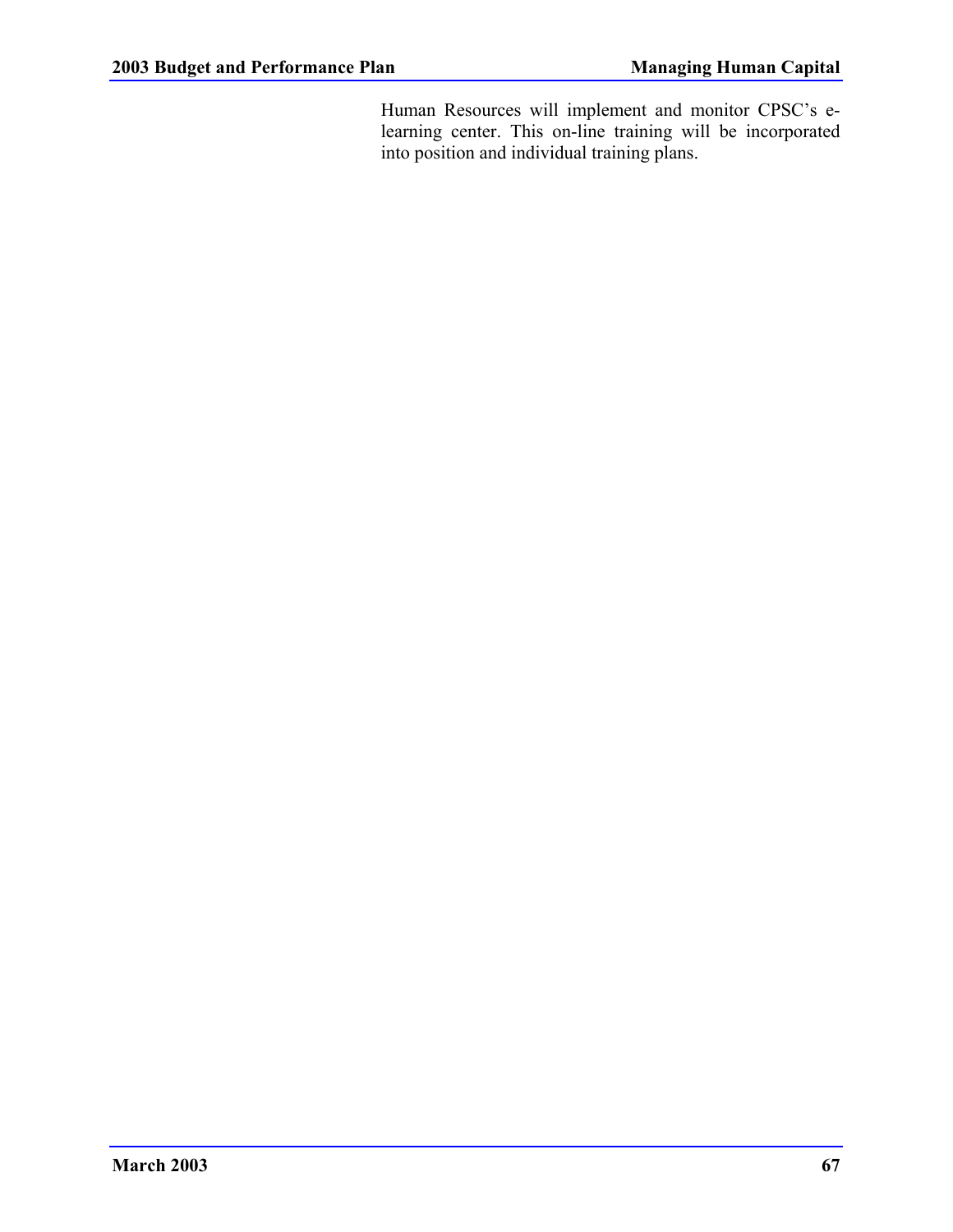Human Resources will implement and monitor CPSC's e-learning center. This on-line training will be incorporated into position and individual training plans.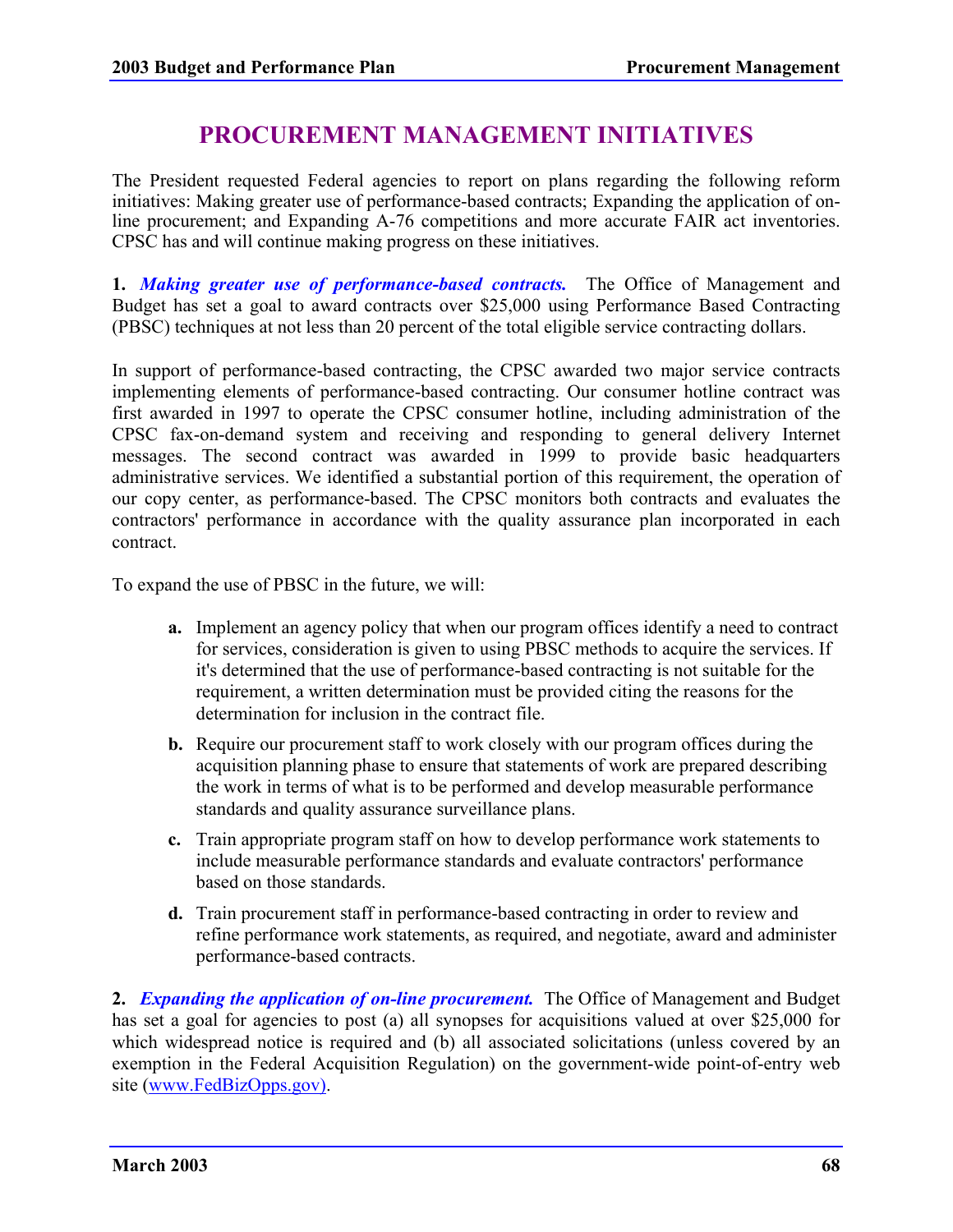# PROCUREMENT MANAGEMENT INITIATIVES

The President requested Federal agencies to report on plans regarding the following reform initiatives: Making greater use of performance-based contracts; Expanding the application of on-line procurement; and Expanding A-76 competitions and more accurate FAIR act inventories. CPSC has and will continue making progress on these initiatives.

**1.** ***Making greater use of performance-based contracts.*** The Office of Management and Budget has set a goal to award contracts over $25,000 using Performance Based Contracting (PBSC) techniques at not less than 20 percent of the total eligible service contracting dollars.

In support of performance-based contracting, the CPSC awarded two major service contracts implementing elements of performance-based contracting. Our consumer hotline contract was first awarded in 1997 to operate the CPSC consumer hotline, including administration of the CPSC fax-on-demand system and receiving and responding to general delivery Internet messages. The second contract was awarded in 1999 to provide basic headquarters administrative services. We identified a substantial portion of this requirement, the operation of our copy center, as performance-based. The CPSC monitors both contracts and evaluates the contractors' performance in accordance with the quality assurance plan incorporated in each contract.

To expand the use of PBSC in the future, we will:

- **a.** Implement an agency policy that when our program offices identify a need to contract for services, consideration is given to using PBSC methods to acquire the services. If it's determined that the use of performance-based contracting is not suitable for the requirement, a written determination must be provided citing the reasons for the determination for inclusion in the contract file.
- **b.** Require our procurement staff to work closely with our program offices during the acquisition planning phase to ensure that statements of work are prepared describing the work in terms of what is to be performed and develop measurable performance standards and quality assurance surveillance plans.
- **c.** Train appropriate program staff on how to develop performance work statements to include measurable performance standards and evaluate contractors' performance based on those standards.
- **d.** Train procurement staff in performance-based contracting in order to review and refine performance work statements, as required, and negotiate, award and administer performance-based contracts.

**2.** ***Expanding the application of on-line procurement.*** The Office of Management and Budget has set a goal for agencies to post (a) all synopses for acquisitions valued at over $25,000 for which widespread notice is required and (b) all associated solicitations (unless covered by an exemption in the Federal Acquisition Regulation) on the government-wide point-of-entry web site (www.FedBizOpps.gov).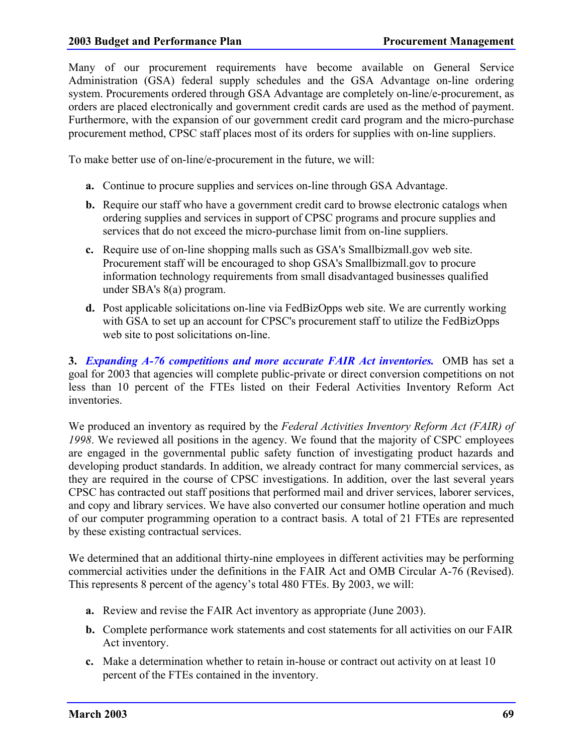Many of our procurement requirements have become available on General Service Administration (GSA) federal supply schedules and the GSA Advantage on-line ordering system. Procurements ordered through GSA Advantage are completely on-line/e-procurement, as orders are placed electronically and government credit cards are used as the method of payment. Furthermore, with the expansion of our government credit card program and the micro-purchase procurement method, CPSC staff places most of its orders for supplies with on-line suppliers.

To make better use of on-line/e-procurement in the future, we will:

- **a.** Continue to procure supplies and services on-line through GSA Advantage.
- **b.** Require our staff who have a government credit card to browse electronic catalogs when ordering supplies and services in support of CPSC programs and procure supplies and services that do not exceed the micro-purchase limit from on-line suppliers.
- **c.** Require use of on-line shopping malls such as GSA's Smallbizmall.gov web site. Procurement staff will be encouraged to shop GSA's Smallbizmall.gov to procure information technology requirements from small disadvantaged businesses qualified under SBA's 8(a) program.
- **d.** Post applicable solicitations on-line via FedBizOpps web site. We are currently working with GSA to set up an account for CPSC's procurement staff to utilize the FedBizOpps web site to post solicitations on-line.

**3.** ***Expanding A-76 competitions and more accurate FAIR Act inventories.*** OMB has set a goal for 2003 that agencies will complete public-private or direct conversion competitions on not less than 10 percent of the FTEs listed on their Federal Activities Inventory Reform Act inventories.

We produced an inventory as required by the *Federal Activities Inventory Reform Act (FAIR) of 1998*. We reviewed all positions in the agency. We found that the majority of CSPC employees are engaged in the governmental public safety function of investigating product hazards and developing product standards. In addition, we already contract for many commercial services, as they are required in the course of CPSC investigations. In addition, over the last several years CPSC has contracted out staff positions that performed mail and driver services, laborer services, and copy and library services. We have also converted our consumer hotline operation and much of our computer programming operation to a contract basis. A total of 21 FTEs are represented by these existing contractual services.

We determined that an additional thirty-nine employees in different activities may be performing commercial activities under the definitions in the FAIR Act and OMB Circular A-76 (Revised). This represents 8 percent of the agency's total 480 FTEs. By 2003, we will:

- **a.** Review and revise the FAIR Act inventory as appropriate (June 2003).
- **b.** Complete performance work statements and cost statements for all activities on our FAIR Act inventory.
- **c.** Make a determination whether to retain in-house or contract out activity on at least 10 percent of the FTEs contained in the inventory.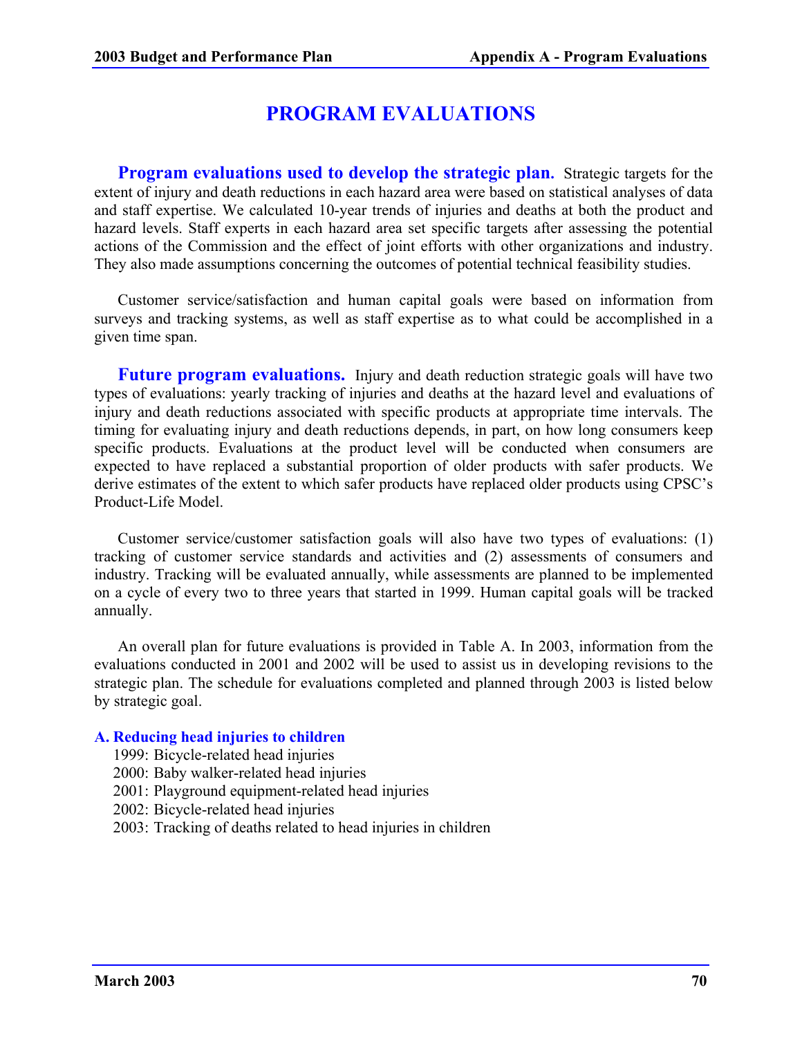# PROGRAM EVALUATIONS

**Program evaluations used to develop the strategic plan.** Strategic targets for the extent of injury and death reductions in each hazard area were based on statistical analyses of data and staff expertise. We calculated 10-year trends of injuries and deaths at both the product and hazard levels. Staff experts in each hazard area set specific targets after assessing the potential actions of the Commission and the effect of joint efforts with other organizations and industry. They also made assumptions concerning the outcomes of potential technical feasibility studies.

Customer service/satisfaction and human capital goals were based on information from surveys and tracking systems, as well as staff expertise as to what could be accomplished in a given time span.

**Future program evaluations.** Injury and death reduction strategic goals will have two types of evaluations: yearly tracking of injuries and deaths at the hazard level and evaluations of injury and death reductions associated with specific products at appropriate time intervals. The timing for evaluating injury and death reductions depends, in part, on how long consumers keep specific products. Evaluations at the product level will be conducted when consumers are expected to have replaced a substantial proportion of older products with safer products. We derive estimates of the extent to which safer products have replaced older products using CPSC's Product-Life Model.

Customer service/customer satisfaction goals will also have two types of evaluations: (1) tracking of customer service standards and activities and (2) assessments of consumers and industry. Tracking will be evaluated annually, while assessments are planned to be implemented on a cycle of every two to three years that started in 1999. Human capital goals will be tracked annually.

An overall plan for future evaluations is provided in Table A. In 2003, information from the evaluations conducted in 2001 and 2002 will be used to assist us in developing revisions to the strategic plan. The schedule for evaluations completed and planned through 2003 is listed below by strategic goal.

### A. Reducing head injuries to children

1999: Bicycle-related head injuries
2000: Baby walker-related head injuries
2001: Playground equipment-related head injuries
2002: Bicycle-related head injuries
2003: Tracking of deaths related to head injuries in children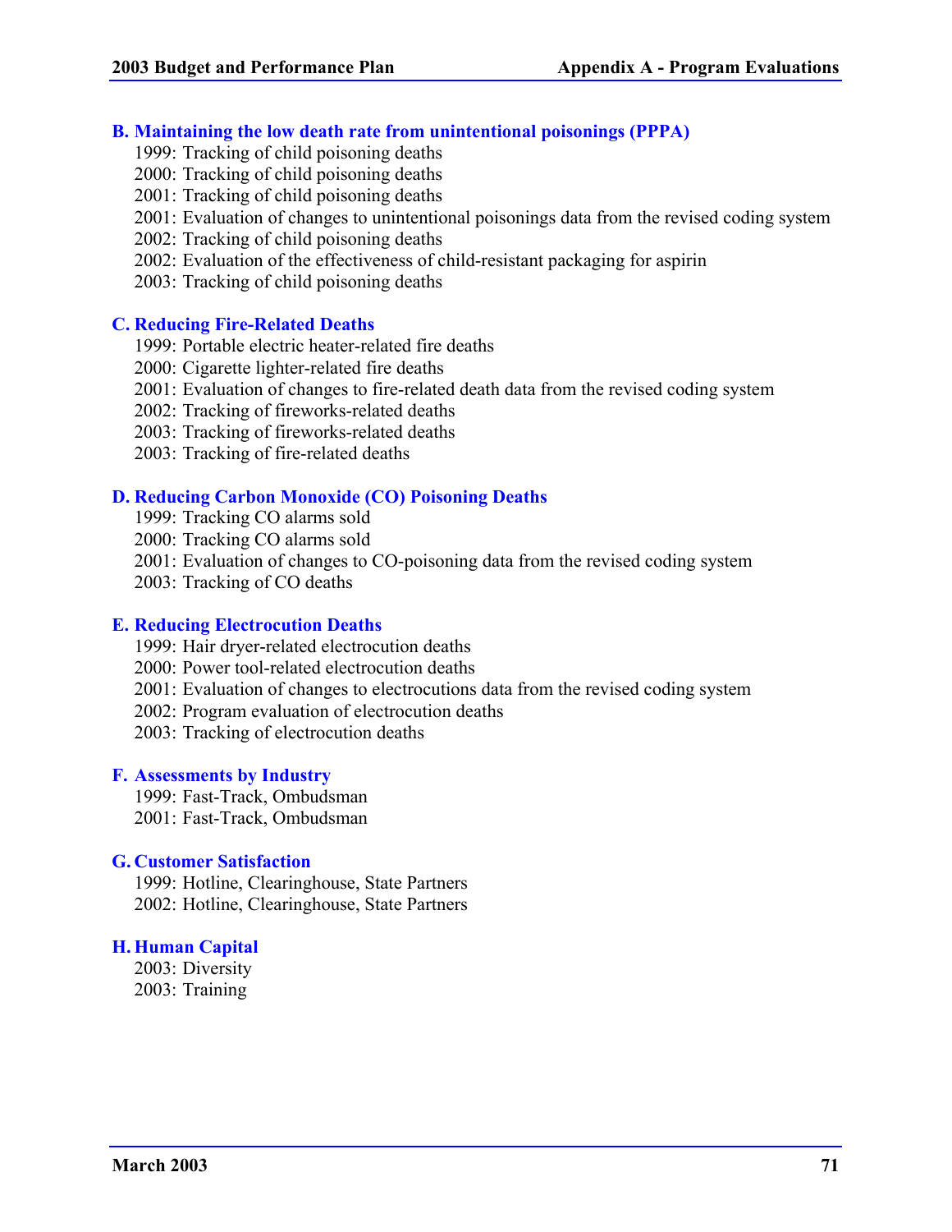### B. Maintaining the low death rate from unintentional poisonings (PPPA)

1999: Tracking of child poisoning deaths
2000: Tracking of child poisoning deaths
2001: Tracking of child poisoning deaths
2001: Evaluation of changes to unintentional poisonings data from the revised coding system
2002: Tracking of child poisoning deaths
2002: Evaluation of the effectiveness of child-resistant packaging for aspirin
2003: Tracking of child poisoning deaths

### C. Reducing Fire-Related Deaths

1999: Portable electric heater-related fire deaths
2000: Cigarette lighter-related fire deaths
2001: Evaluation of changes to fire-related death data from the revised coding system
2002: Tracking of fireworks-related deaths
2003: Tracking of fireworks-related deaths
2003: Tracking of fire-related deaths

### D. Reducing Carbon Monoxide (CO) Poisoning Deaths

1999: Tracking CO alarms sold
2000: Tracking CO alarms sold
2001: Evaluation of changes to CO-poisoning data from the revised coding system
2003: Tracking of CO deaths

### E. Reducing Electrocution Deaths

1999: Hair dryer-related electrocution deaths
2000: Power tool-related electrocution deaths
2001: Evaluation of changes to electrocutions data from the revised coding system
2002: Program evaluation of electrocution deaths
2003: Tracking of electrocution deaths

### F. Assessments by Industry

1999: Fast-Track, Ombudsman
2001: Fast-Track, Ombudsman

### G. Customer Satisfaction

1999: Hotline, Clearinghouse, State Partners
2002: Hotline, Clearinghouse, State Partners

### H. Human Capital

2003: Diversity
2003: Training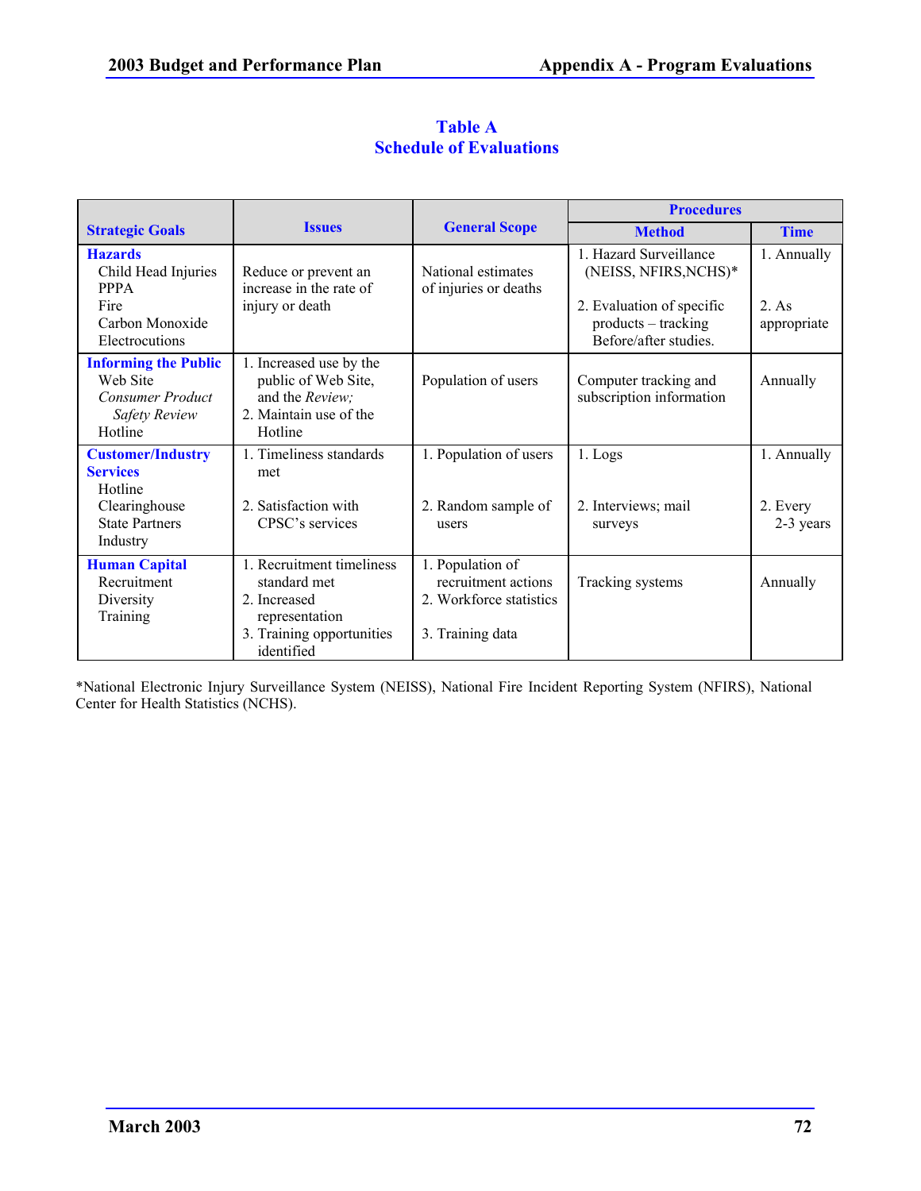## Table A
## Schedule of Evaluations

| Strategic Goals | Issues | General Scope | Procedures | |
|---|---|---|---|---|
| | | | Method | Time |
| **Hazards**<br>Child Head Injuries<br>PPPA<br>Fire<br>Carbon Monoxide<br>Electrocutions | Reduce or prevent an increase in the rate of injury or death | National estimates of injuries or deaths | 1. Hazard Surveillance (NEISS, NFIRS,NCHS)*<br>2. Evaluation of specific products – tracking Before/after studies. | 1. Annually<br>2. As appropriate |
| **Informing the Public**<br>Web Site<br>*Consumer Product Safety Review*<br>Hotline | 1. Increased use by the public of Web Site, and the *Review;*<br>2. Maintain use of the Hotline | Population of users | Computer tracking and subscription information | Annually |
| **Customer/Industry Services**<br>Hotline<br>Clearinghouse<br>State Partners<br>Industry | 1. Timeliness standards met<br>2. Satisfaction with CPSC's services | 1. Population of users<br>2. Random sample of users | 1. Logs<br>2. Interviews; mail surveys | 1. Annually<br>2. Every 2-3 years |
| **Human Capital**<br>Recruitment<br>Diversity<br>Training | 1. Recruitment timeliness standard met<br>2. Increased representation<br>3. Training opportunities identified | 1. Population of recruitment actions<br>2. Workforce statistics<br>3. Training data | Tracking systems | Annually |

*National Electronic Injury Surveillance System (NEISS), National Fire Incident Reporting System (NFIRS), National Center for Health Statistics (NCHS).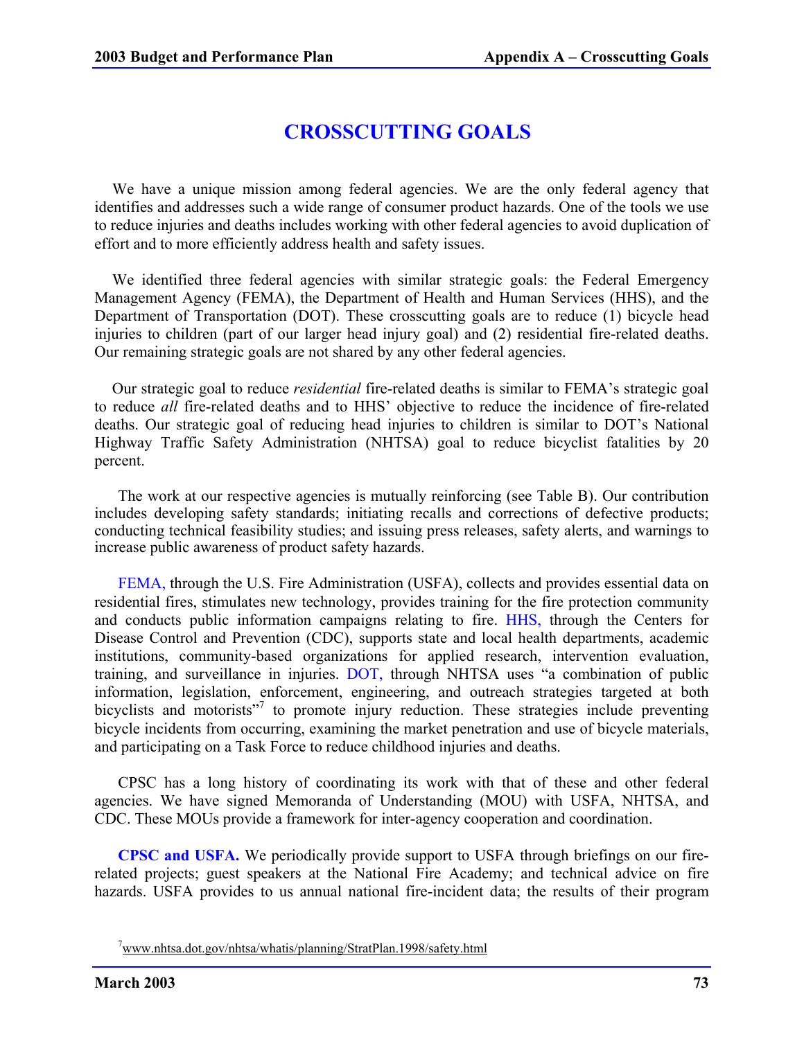# CROSSCUTTING GOALS

We have a unique mission among federal agencies. We are the only federal agency that identifies and addresses such a wide range of consumer product hazards. One of the tools we use to reduce injuries and deaths includes working with other federal agencies to avoid duplication of effort and to more efficiently address health and safety issues.

We identified three federal agencies with similar strategic goals: the Federal Emergency Management Agency (FEMA), the Department of Health and Human Services (HHS), and the Department of Transportation (DOT). These crosscutting goals are to reduce (1) bicycle head injuries to children (part of our larger head injury goal) and (2) residential fire-related deaths. Our remaining strategic goals are not shared by any other federal agencies.

Our strategic goal to reduce *residential* fire-related deaths is similar to FEMA's strategic goal to reduce *all* fire-related deaths and to HHS' objective to reduce the incidence of fire-related deaths. Our strategic goal of reducing head injuries to children is similar to DOT's National Highway Traffic Safety Administration (NHTSA) goal to reduce bicyclist fatalities by 20 percent.

The work at our respective agencies is mutually reinforcing (see Table B). Our contribution includes developing safety standards; initiating recalls and corrections of defective products; conducting technical feasibility studies; and issuing press releases, safety alerts, and warnings to increase public awareness of product safety hazards.

FEMA, through the U.S. Fire Administration (USFA), collects and provides essential data on residential fires, stimulates new technology, provides training for the fire protection community and conducts public information campaigns relating to fire. HHS, through the Centers for Disease Control and Prevention (CDC), supports state and local health departments, academic institutions, community-based organizations for applied research, intervention evaluation, training, and surveillance in injuries. DOT, through NHTSA uses "a combination of public information, legislation, enforcement, engineering, and outreach strategies targeted at both bicyclists and motorists"[7] to promote injury reduction. These strategies include preventing bicycle incidents from occurring, examining the market penetration and use of bicycle materials, and participating on a Task Force to reduce childhood injuries and deaths.

CPSC has a long history of coordinating its work with that of these and other federal agencies. We have signed Memoranda of Understanding (MOU) with USFA, NHTSA, and CDC. These MOUs provide a framework for inter-agency cooperation and coordination.

**CPSC and USFA.** We periodically provide support to USFA through briefings on our fire-related projects; guest speakers at the National Fire Academy; and technical advice on fire hazards. USFA provides to us annual national fire-incident data; the results of their program

[7] www.nhtsa.dot.gov/nhtsa/whatis/planning/StratPlan.1998/safety.html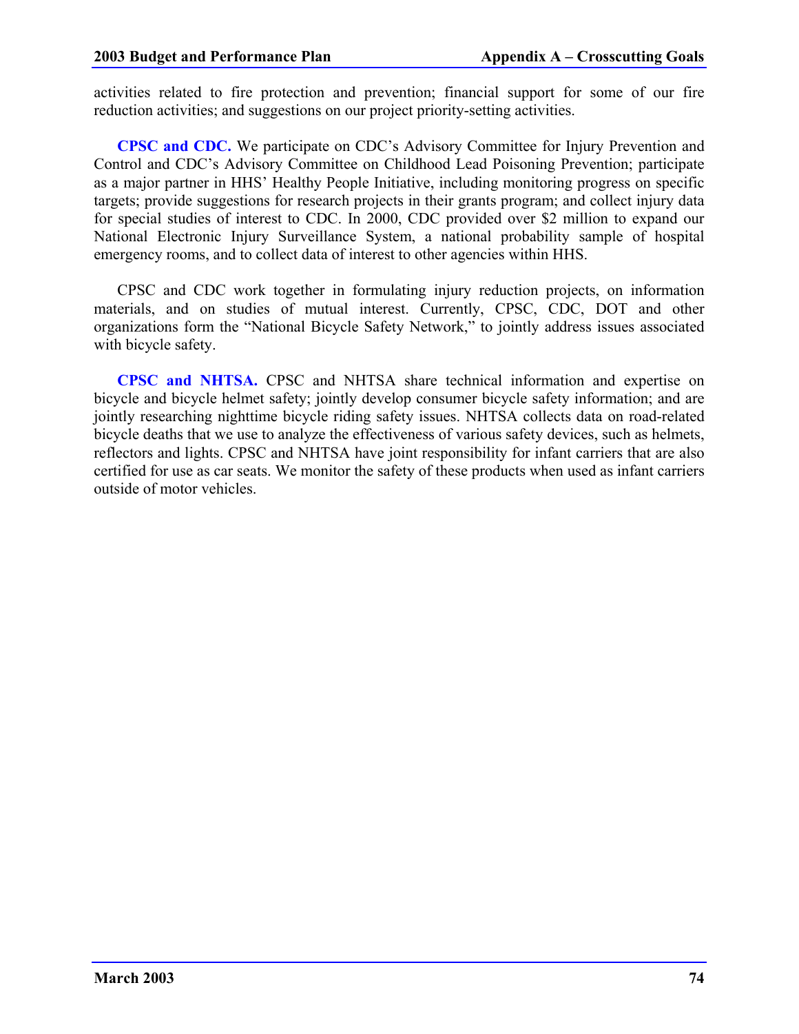activities related to fire protection and prevention; financial support for some of our fire reduction activities; and suggestions on our project priority-setting activities.

**CPSC and CDC.** We participate on CDC's Advisory Committee for Injury Prevention and Control and CDC's Advisory Committee on Childhood Lead Poisoning Prevention; participate as a major partner in HHS' Healthy People Initiative, including monitoring progress on specific targets; provide suggestions for research projects in their grants program; and collect injury data for special studies of interest to CDC. In 2000, CDC provided over $2 million to expand our National Electronic Injury Surveillance System, a national probability sample of hospital emergency rooms, and to collect data of interest to other agencies within HHS.

CPSC and CDC work together in formulating injury reduction projects, on information materials, and on studies of mutual interest. Currently, CPSC, CDC, DOT and other organizations form the "National Bicycle Safety Network," to jointly address issues associated with bicycle safety.

**CPSC and NHTSA.** CPSC and NHTSA share technical information and expertise on bicycle and bicycle helmet safety; jointly develop consumer bicycle safety information; and are jointly researching nighttime bicycle riding safety issues. NHTSA collects data on road-related bicycle deaths that we use to analyze the effectiveness of various safety devices, such as helmets, reflectors and lights. CPSC and NHTSA have joint responsibility for infant carriers that are also certified for use as car seats. We monitor the safety of these products when used as infant carriers outside of motor vehicles.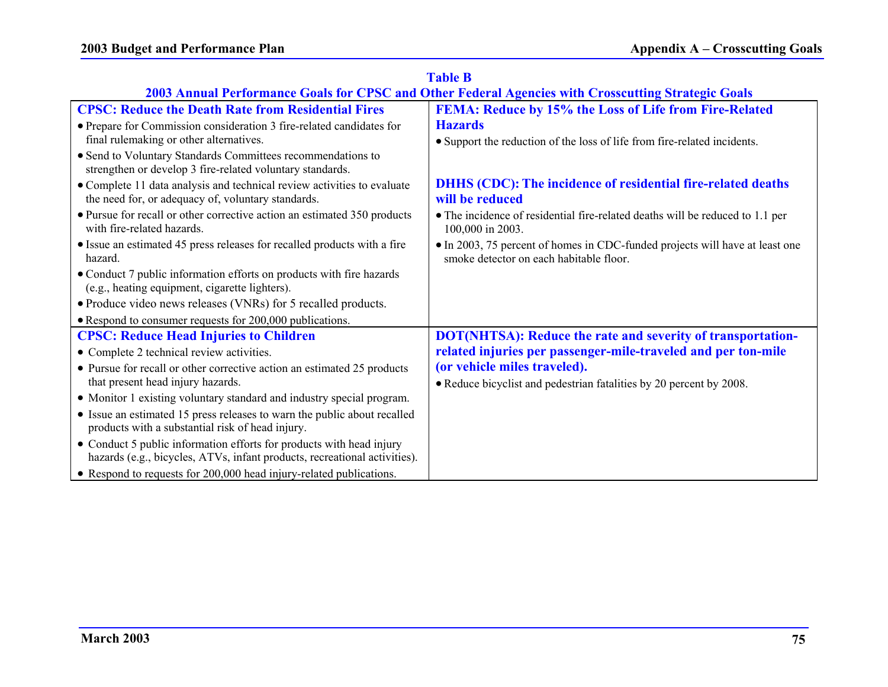**Table B**

**2003 Annual Performance Goals for CPSC and Other Federal Agencies with Crosscutting Strategic Goals**

| CPSC | Other Federal Agencies |
|---|---|
| **CPSC: Reduce the Death Rate from Residential Fires**<br>• Prepare for Commission consideration 3 fire-related candidates for final rulemaking or other alternatives.<br>• Send to Voluntary Standards Committees recommendations to strengthen or develop 3 fire-related voluntary standards.<br>• Complete 11 data analysis and technical review activities to evaluate the need for, or adequacy of, voluntary standards.<br>• Pursue for recall or other corrective action an estimated 350 products with fire-related hazards.<br>• Issue an estimated 45 press releases for recalled products with a fire hazard.<br>• Conduct 7 public information efforts on products with fire hazards (e.g., heating equipment, cigarette lighters).<br>• Produce video news releases (VNRs) for 5 recalled products.<br>• Respond to consumer requests for 200,000 publications. | **FEMA: Reduce by 15% the Loss of Life from Fire-Related Hazards**<br>• Support the reduction of the loss of life from fire-related incidents.<br><br>**DHHS (CDC): The incidence of residential fire-related deaths will be reduced**<br>• The incidence of residential fire-related deaths will be reduced to 1.1 per 100,000 in 2003.<br>• In 2003, 75 percent of homes in CDC-funded projects will have at least one smoke detector on each habitable floor. |
| **CPSC: Reduce Head Injuries to Children**<br>• Complete 2 technical review activities.<br>• Pursue for recall or other corrective action an estimated 25 products that present head injury hazards.<br>• Monitor 1 existing voluntary standard and industry special program.<br>• Issue an estimated 15 press releases to warn the public about recalled products with a substantial risk of head injury.<br>• Conduct 5 public information efforts for products with head injury hazards (e.g., bicycles, ATVs, infant products, recreational activities).<br>• Respond to requests for 200,000 head injury-related publications. | **DOT(NHTSA): Reduce the rate and severity of transportation-related injuries per passenger-mile-traveled and per ton-mile (or vehicle miles traveled).**<br>• Reduce bicyclist and pedestrian fatalities by 20 percent by 2008. |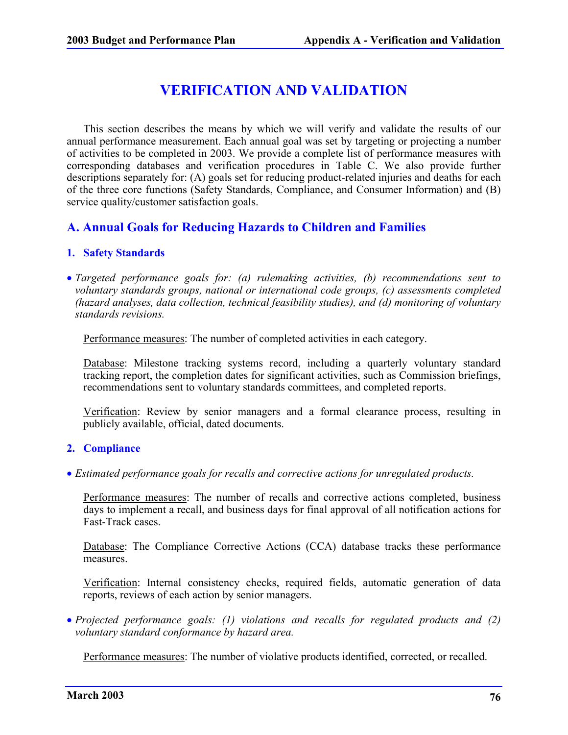# VERIFICATION AND VALIDATION

This section describes the means by which we will verify and validate the results of our annual performance measurement. Each annual goal was set by targeting or projecting a number of activities to be completed in 2003. We provide a complete list of performance measures with corresponding databases and verification procedures in Table C. We also provide further descriptions separately for: (A) goals set for reducing product-related injuries and deaths for each of the three core functions (Safety Standards, Compliance, and Consumer Information) and (B) service quality/customer satisfaction goals.

## A. Annual Goals for Reducing Hazards to Children and Families

### 1. Safety Standards

- *Targeted performance goals for: (a) rulemaking activities, (b) recommendations sent to voluntary standards groups, national or international code groups, (c) assessments completed (hazard analyses, data collection, technical feasibility studies), and (d) monitoring of voluntary standards revisions.*

  Performance measures: The number of completed activities in each category.

  Database: Milestone tracking systems record, including a quarterly voluntary standard tracking report, the completion dates for significant activities, such as Commission briefings, recommendations sent to voluntary standards committees, and completed reports.

  Verification: Review by senior managers and a formal clearance process, resulting in publicly available, official, dated documents.

### 2. Compliance

- *Estimated performance goals for recalls and corrective actions for unregulated products.*

  Performance measures: The number of recalls and corrective actions completed, business days to implement a recall, and business days for final approval of all notification actions for Fast-Track cases.

  Database: The Compliance Corrective Actions (CCA) database tracks these performance measures.

  Verification: Internal consistency checks, required fields, automatic generation of data reports, reviews of each action by senior managers.

- *Projected performance goals: (1) violations and recalls for regulated products and (2) voluntary standard conformance by hazard area.*

  Performance measures: The number of violative products identified, corrected, or recalled.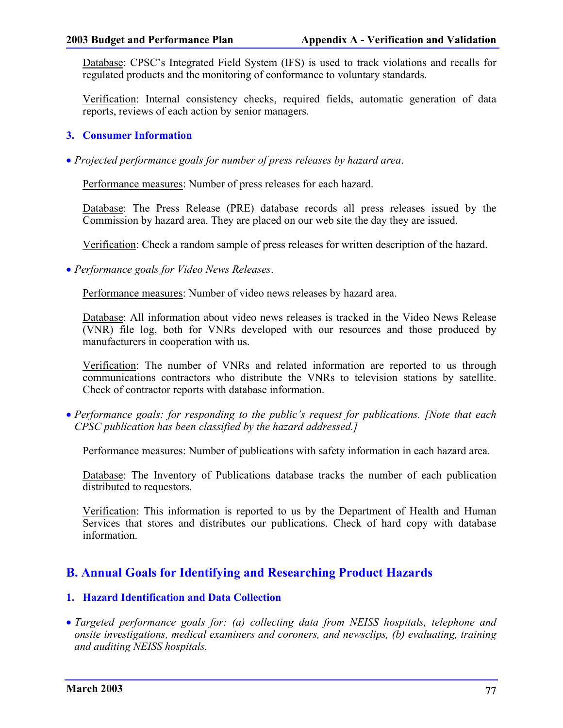Database: CPSC's Integrated Field System (IFS) is used to track violations and recalls for regulated products and the monitoring of conformance to voluntary standards.

Verification: Internal consistency checks, required fields, automatic generation of data reports, reviews of each action by senior managers.

### 3. Consumer Information

- *Projected performance goals for number of press releases by hazard area*.

  Performance measures: Number of press releases for each hazard.

  Database: The Press Release (PRE) database records all press releases issued by the Commission by hazard area. They are placed on our web site the day they are issued.

  Verification: Check a random sample of press releases for written description of the hazard.

- *Performance goals for Video News Releases*.

  Performance measures: Number of video news releases by hazard area.

  Database: All information about video news releases is tracked in the Video News Release (VNR) file log, both for VNRs developed with our resources and those produced by manufacturers in cooperation with us.

  Verification: The number of VNRs and related information are reported to us through communications contractors who distribute the VNRs to television stations by satellite. Check of contractor reports with database information.

- *Performance goals: for responding to the public's request for publications. [Note that each CPSC publication has been classified by the hazard addressed.]*

  Performance measures: Number of publications with safety information in each hazard area.

  Database: The Inventory of Publications database tracks the number of each publication distributed to requestors.

  Verification: This information is reported to us by the Department of Health and Human Services that stores and distributes our publications. Check of hard copy with database information.

## B. Annual Goals for Identifying and Researching Product Hazards

### 1. Hazard Identification and Data Collection

- *Targeted performance goals for: (a) collecting data from NEISS hospitals, telephone and onsite investigations, medical examiners and coroners, and newsclips, (b) evaluating, training and auditing NEISS hospitals.*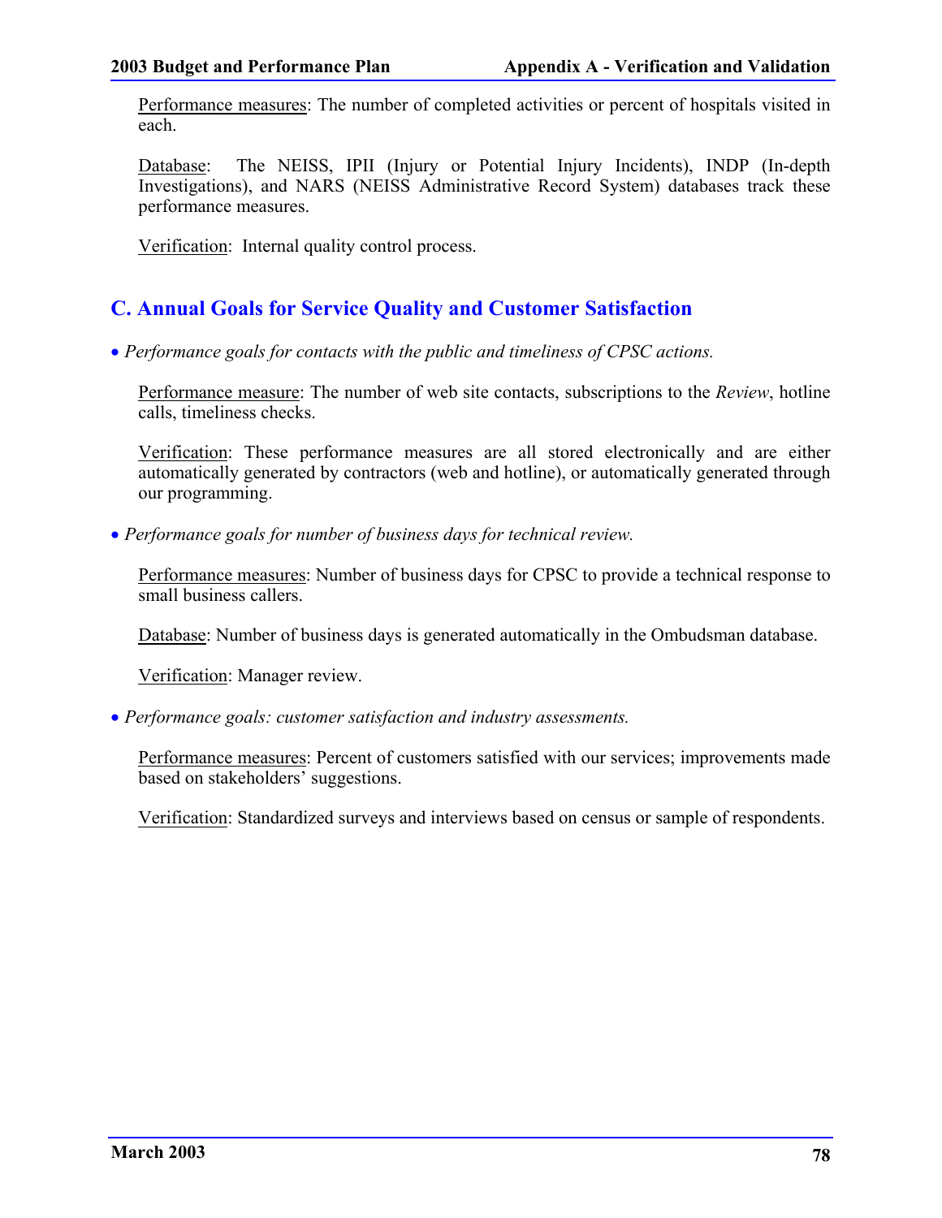Performance measures: The number of completed activities or percent of hospitals visited in each.

Database: The NEISS, IPII (Injury or Potential Injury Incidents), INDP (In-depth Investigations), and NARS (NEISS Administrative Record System) databases track these performance measures.

Verification: Internal quality control process.

## C. Annual Goals for Service Quality and Customer Satisfaction

- *Performance goals for contacts with the public and timeliness of CPSC actions.*

  Performance measure: The number of web site contacts, subscriptions to the *Review*, hotline calls, timeliness checks.

  Verification: These performance measures are all stored electronically and are either automatically generated by contractors (web and hotline), or automatically generated through our programming.

- *Performance goals for number of business days for technical review.*

  Performance measures: Number of business days for CPSC to provide a technical response to small business callers.

  Database: Number of business days is generated automatically in the Ombudsman database.

  Verification: Manager review.

- *Performance goals: customer satisfaction and industry assessments.*

  Performance measures: Percent of customers satisfied with our services; improvements made based on stakeholders' suggestions.

  Verification: Standardized surveys and interviews based on census or sample of respondents.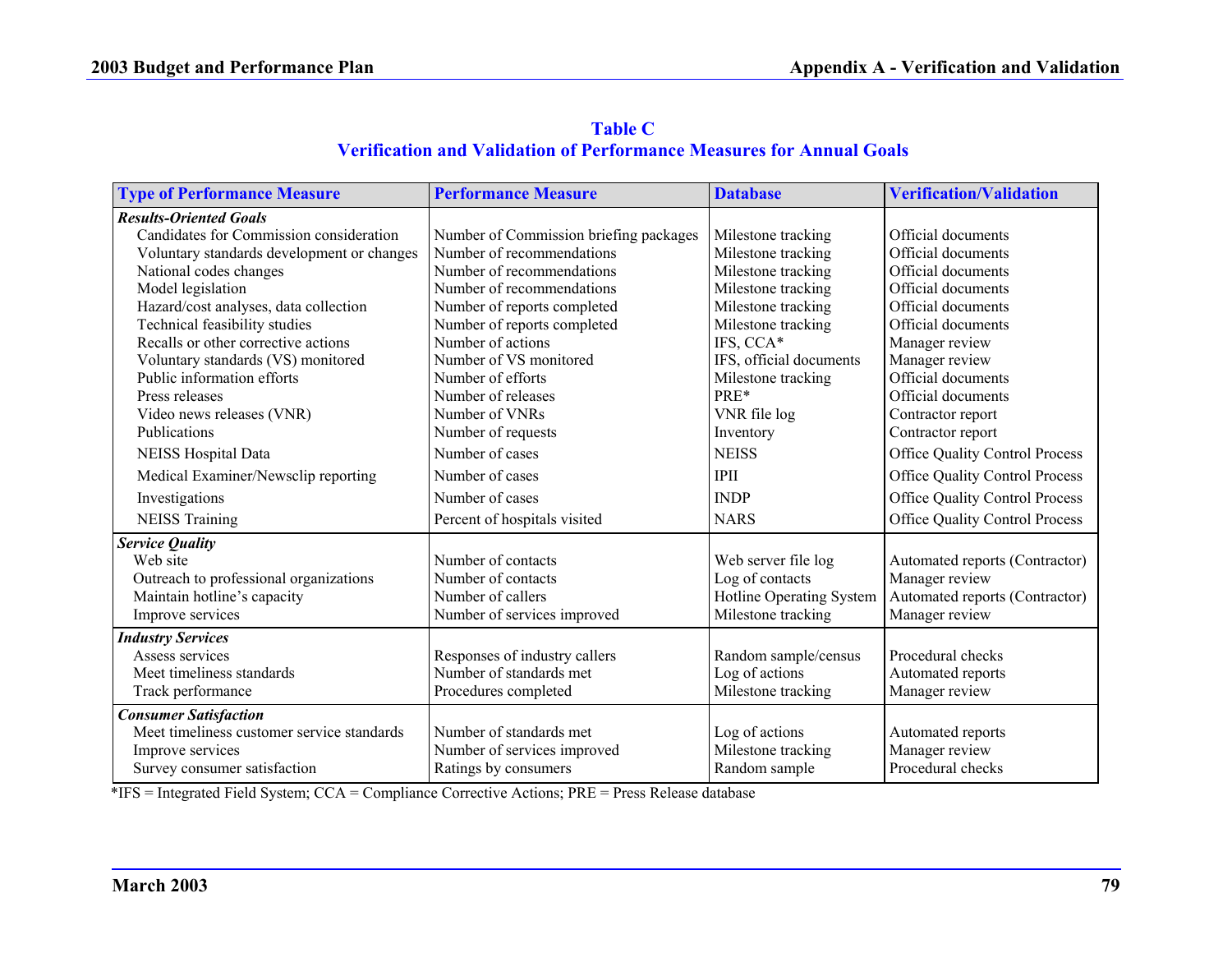## Table C
## Verification and Validation of Performance Measures for Annual Goals

| Type of Performance Measure | Performance Measure | Database | Verification/Validation |
|---|---|---|---|
| ***Results-Oriented Goals*** | | | |
| Candidates for Commission consideration | Number of Commission briefing packages | Milestone tracking | Official documents |
| Voluntary standards development or changes | Number of recommendations | Milestone tracking | Official documents |
| National codes changes | Number of recommendations | Milestone tracking | Official documents |
| Model legislation | Number of recommendations | Milestone tracking | Official documents |
| Hazard/cost analyses, data collection | Number of reports completed | Milestone tracking | Official documents |
| Technical feasibility studies | Number of reports completed | Milestone tracking | Official documents |
| Recalls or other corrective actions | Number of actions | IFS, CCA* | Manager review |
| Voluntary standards (VS) monitored | Number of VS monitored | IFS, official documents | Manager review |
| Public information efforts | Number of efforts | Milestone tracking | Official documents |
| Press releases | Number of releases | PRE* | Official documents |
| Video news releases (VNR) | Number of VNRs | VNR file log | Contractor report |
| Publications | Number of requests | Inventory | Contractor report |
| NEISS Hospital Data | Number of cases | NEISS | Office Quality Control Process |
| Medical Examiner/Newsclip reporting | Number of cases | IPII | Office Quality Control Process |
| Investigations | Number of cases | INDP | Office Quality Control Process |
| NEISS Training | Percent of hospitals visited | NARS | Office Quality Control Process |
| ***Service Quality*** | | | |
| Web site | Number of contacts | Web server file log | Automated reports (Contractor) |
| Outreach to professional organizations | Number of contacts | Log of contacts | Manager review |
| Maintain hotline's capacity | Number of callers | Hotline Operating System | Automated reports (Contractor) |
| Improve services | Number of services improved | Milestone tracking | Manager review |
| ***Industry Services*** | | | |
| Assess services | Responses of industry callers | Random sample/census | Procedural checks |
| Meet timeliness standards | Number of standards met | Log of actions | Automated reports |
| Track performance | Procedures completed | Milestone tracking | Manager review |
| ***Consumer Satisfaction*** | | | |
| Meet timeliness customer service standards | Number of standards met | Log of actions | Automated reports |
| Improve services | Number of services improved | Milestone tracking | Manager review |
| Survey consumer satisfaction | Ratings by consumers | Random sample | Procedural checks |

*IFS = Integrated Field System; CCA = Compliance Corrective Actions; PRE = Press Release database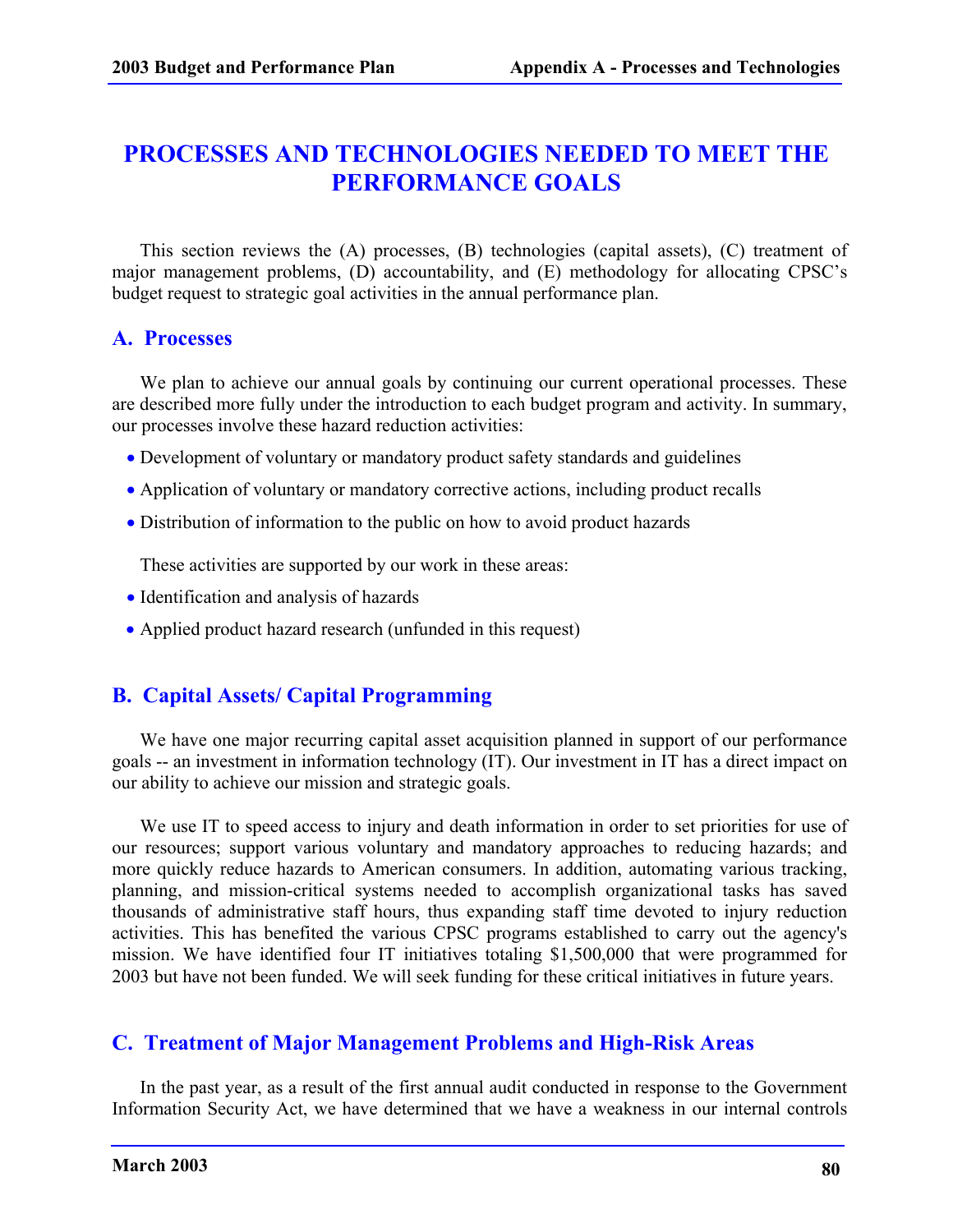# PROCESSES AND TECHNOLOGIES NEEDED TO MEET THE PERFORMANCE GOALS

This section reviews the (A) processes, (B) technologies (capital assets), (C) treatment of major management problems, (D) accountability, and (E) methodology for allocating CPSC's budget request to strategic goal activities in the annual performance plan.

## A. Processes

We plan to achieve our annual goals by continuing our current operational processes. These are described more fully under the introduction to each budget program and activity. In summary, our processes involve these hazard reduction activities:

- Development of voluntary or mandatory product safety standards and guidelines
- Application of voluntary or mandatory corrective actions, including product recalls
- Distribution of information to the public on how to avoid product hazards

These activities are supported by our work in these areas:

- Identification and analysis of hazards
- Applied product hazard research (unfunded in this request)

## B. Capital Assets/ Capital Programming

We have one major recurring capital asset acquisition planned in support of our performance goals -- an investment in information technology (IT). Our investment in IT has a direct impact on our ability to achieve our mission and strategic goals.

We use IT to speed access to injury and death information in order to set priorities for use of our resources; support various voluntary and mandatory approaches to reducing hazards; and more quickly reduce hazards to American consumers. In addition, automating various tracking, planning, and mission-critical systems needed to accomplish organizational tasks has saved thousands of administrative staff hours, thus expanding staff time devoted to injury reduction activities. This has benefited the various CPSC programs established to carry out the agency's mission. We have identified four IT initiatives totaling $1,500,000 that were programmed for 2003 but have not been funded. We will seek funding for these critical initiatives in future years.

## C. Treatment of Major Management Problems and High-Risk Areas

In the past year, as a result of the first annual audit conducted in response to the Government Information Security Act, we have determined that we have a weakness in our internal controls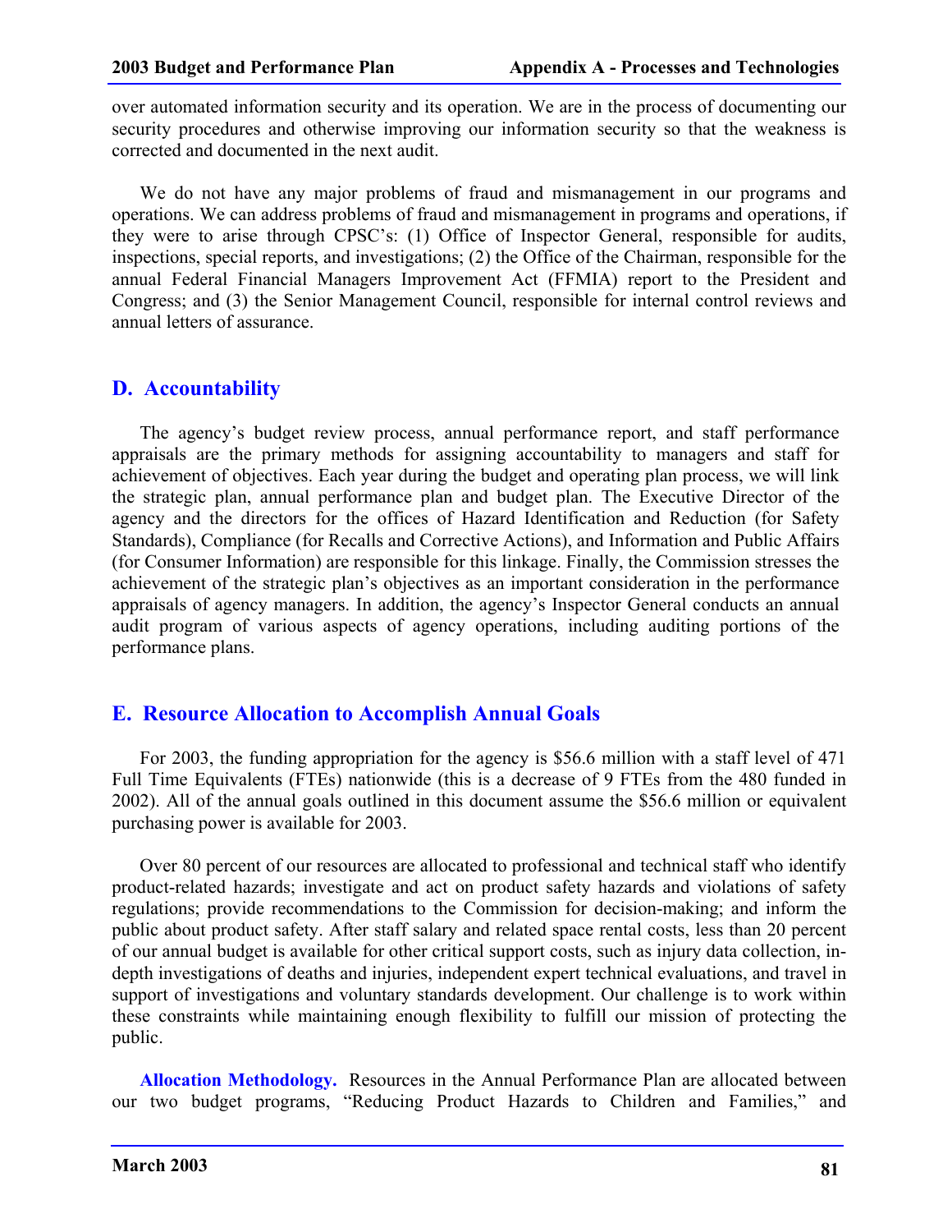over automated information security and its operation. We are in the process of documenting our security procedures and otherwise improving our information security so that the weakness is corrected and documented in the next audit.

We do not have any major problems of fraud and mismanagement in our programs and operations. We can address problems of fraud and mismanagement in programs and operations, if they were to arise through CPSC's: (1) Office of Inspector General, responsible for audits, inspections, special reports, and investigations; (2) the Office of the Chairman, responsible for the annual Federal Financial Managers Improvement Act (FFMIA) report to the President and Congress; and (3) the Senior Management Council, responsible for internal control reviews and annual letters of assurance.

## D. Accountability

The agency's budget review process, annual performance report, and staff performance appraisals are the primary methods for assigning accountability to managers and staff for achievement of objectives. Each year during the budget and operating plan process, we will link the strategic plan, annual performance plan and budget plan. The Executive Director of the agency and the directors for the offices of Hazard Identification and Reduction (for Safety Standards), Compliance (for Recalls and Corrective Actions), and Information and Public Affairs (for Consumer Information) are responsible for this linkage. Finally, the Commission stresses the achievement of the strategic plan's objectives as an important consideration in the performance appraisals of agency managers. In addition, the agency's Inspector General conducts an annual audit program of various aspects of agency operations, including auditing portions of the performance plans.

## E. Resource Allocation to Accomplish Annual Goals

For 2003, the funding appropriation for the agency is $56.6 million with a staff level of 471 Full Time Equivalents (FTEs) nationwide (this is a decrease of 9 FTEs from the 480 funded in 2002). All of the annual goals outlined in this document assume the $56.6 million or equivalent purchasing power is available for 2003.

Over 80 percent of our resources are allocated to professional and technical staff who identify product-related hazards; investigate and act on product safety hazards and violations of safety regulations; provide recommendations to the Commission for decision-making; and inform the public about product safety. After staff salary and related space rental costs, less than 20 percent of our annual budget is available for other critical support costs, such as injury data collection, in-depth investigations of deaths and injuries, independent expert technical evaluations, and travel in support of investigations and voluntary standards development. Our challenge is to work within these constraints while maintaining enough flexibility to fulfill our mission of protecting the public.

**Allocation Methodology.** Resources in the Annual Performance Plan are allocated between our two budget programs, "Reducing Product Hazards to Children and Families," and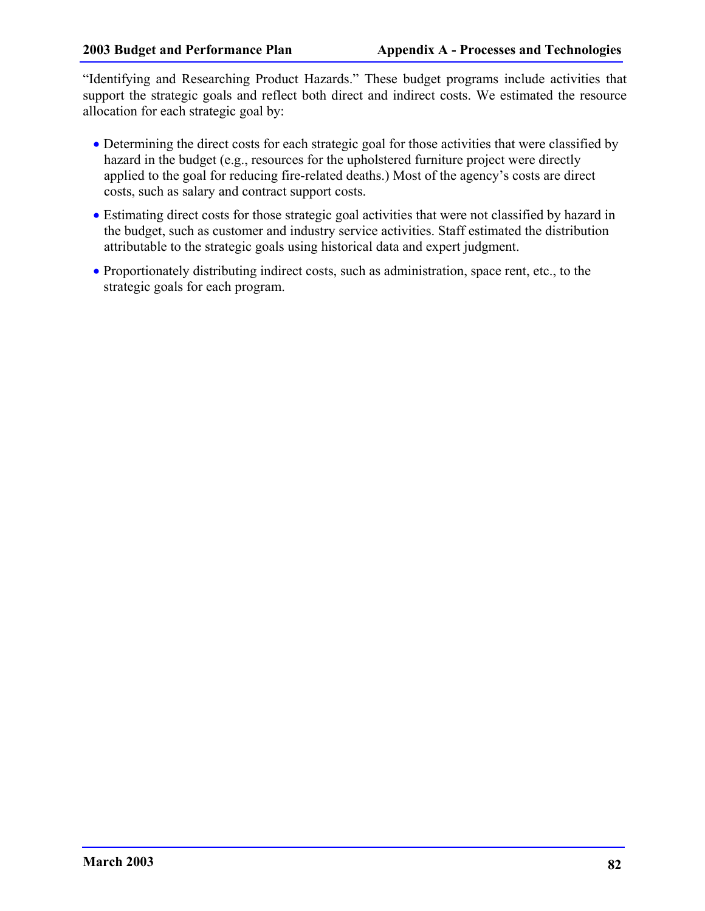"Identifying and Researching Product Hazards." These budget programs include activities that support the strategic goals and reflect both direct and indirect costs. We estimated the resource allocation for each strategic goal by:

- Determining the direct costs for each strategic goal for those activities that were classified by hazard in the budget (e.g., resources for the upholstered furniture project were directly applied to the goal for reducing fire-related deaths.) Most of the agency's costs are direct costs, such as salary and contract support costs.
- Estimating direct costs for those strategic goal activities that were not classified by hazard in the budget, such as customer and industry service activities. Staff estimated the distribution attributable to the strategic goals using historical data and expert judgment.
- Proportionately distributing indirect costs, such as administration, space rent, etc., to the strategic goals for each program.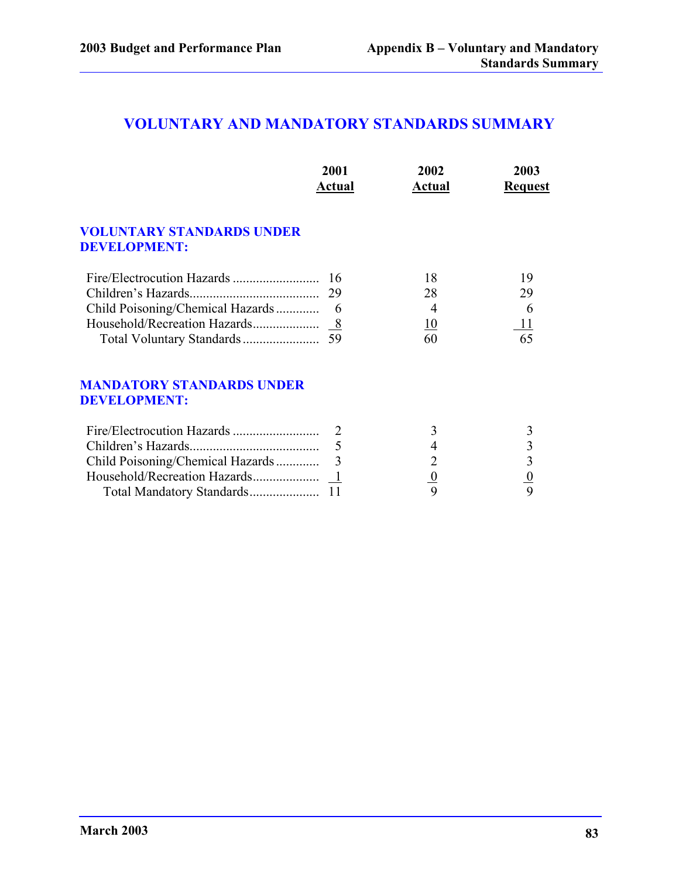# VOLUNTARY AND MANDATORY STANDARDS SUMMARY

| | 2001 Actual | 2002 Actual | 2003 Request |
|---|---|---|---|
| **VOLUNTARY STANDARDS UNDER DEVELOPMENT:** | | | |
| Fire/Electrocution Hazards | 16 | 18 | 19 |
| Children's Hazards | 29 | 28 | 29 |
| Child Poisoning/Chemical Hazards | 6 | 4 | 6 |
| Household/Recreation Hazards | 8 | 10 | 11 |
| Total Voluntary Standards | 59 | 60 | 65 |
| **MANDATORY STANDARDS UNDER DEVELOPMENT:** | | | |
| Fire/Electrocution Hazards | 2 | 3 | 3 |
| Children's Hazards | 5 | 4 | 3 |
| Child Poisoning/Chemical Hazards | 3 | 2 | 3 |
| Household/Recreation Hazards | 1 | 0 | 0 |
| Total Mandatory Standards | 11 | 9 | 9 |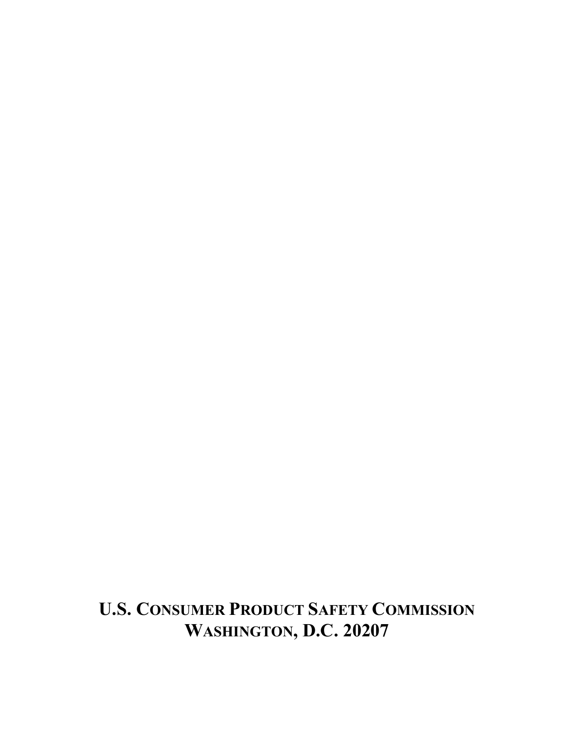**U.S. CONSUMER PRODUCT SAFETY COMMISSION**
**WASHINGTON, D.C. 20207**